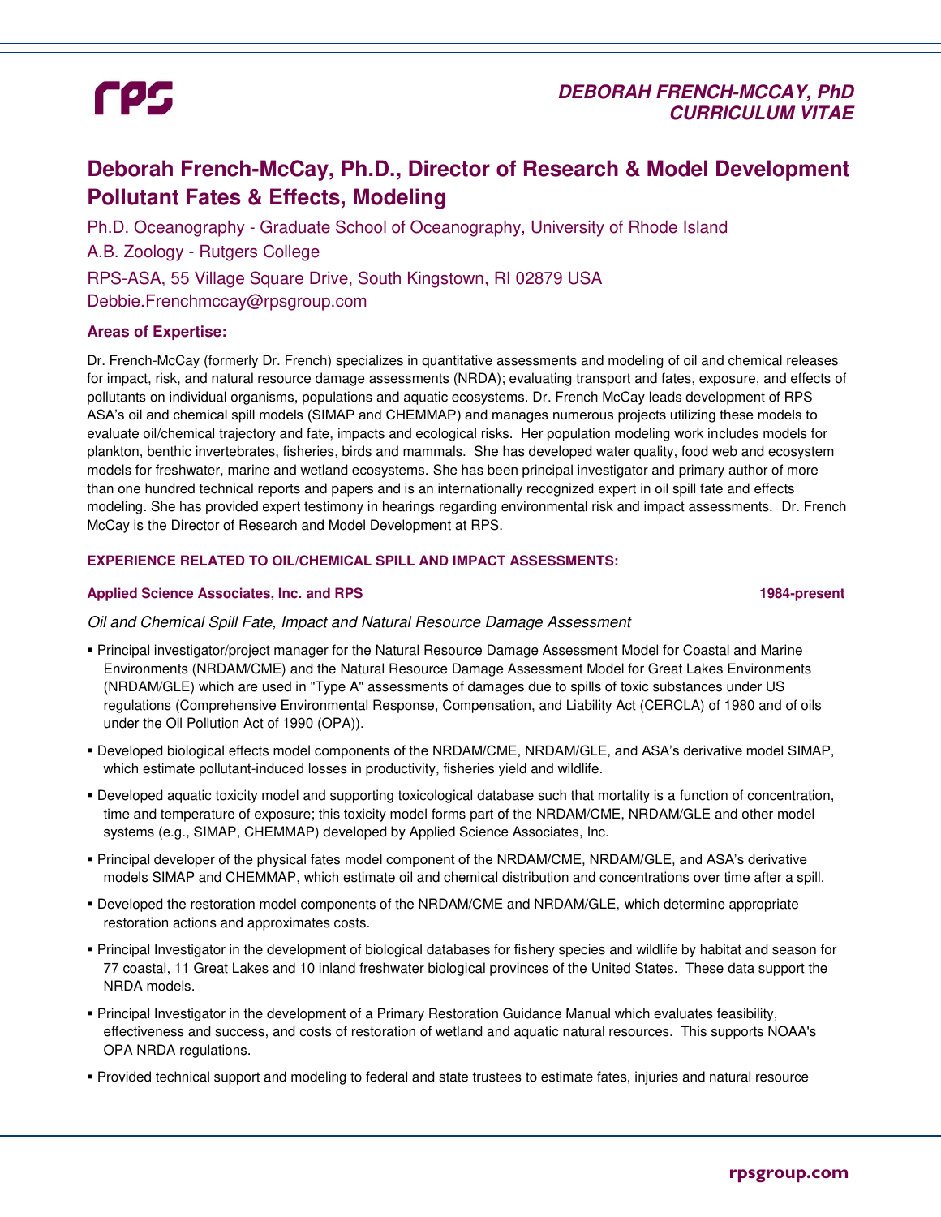# Deborah French-McCay, Ph.D., Director of Research & Model Development Pollutant Fates & Effects, Modeling

Ph.D. Oceanography - Graduate School of Oceanography, University of Rhode Island

A.B. Zoology - Rutgers College

RPS-ASA, 55 Village Square Drive, South Kingstown, RI 02879 USA

Debbie.Frenchmccay@rpsgroup.com

### Areas of Expertise:

Dr. French-McCay (formerly Dr. French) specializes in quantitative assessments and modeling of oil and chemical releases for impact, risk, and natural resource damage assessments (NRDA); evaluating transport and fates, exposure, and effects of pollutants on individual organisms, populations and aquatic ecosystems. Dr. French McCay leads development of RPS ASA's oil and chemical spill models (SIMAP and CHEMMAP) and manages numerous projects utilizing these models to evaluate oil/chemical trajectory and fate, impacts and ecological risks. Her population modeling work includes models for plankton, benthic invertebrates, fisheries, birds and mammals. She has developed water quality, food web and ecosystem models for freshwater, marine and wetland ecosystems. She has been principal investigator and primary author of more than one hundred technical reports and papers and is an internationally recognized expert in oil spill fate and effects modeling. She has provided expert testimony in hearings regarding environmental risk and impact assessments. Dr. French McCay is the Director of Research and Model Development at RPS.

### EXPERIENCE RELATED TO OIL/CHEMICAL SPILL AND IMPACT ASSESSMENTS:

**Applied Science Associates, Inc. and RPS** **1984-present**

*Oil and Chemical Spill Fate, Impact and Natural Resource Damage Assessment*

- Principal investigator/project manager for the Natural Resource Damage Assessment Model for Coastal and Marine Environments (NRDAM/CME) and the Natural Resource Damage Assessment Model for Great Lakes Environments (NRDAM/GLE) which are used in "Type A" assessments of damages due to spills of toxic substances under US regulations (Comprehensive Environmental Response, Compensation, and Liability Act (CERCLA) of 1980 and of oils under the Oil Pollution Act of 1990 (OPA)).
- Developed biological effects model components of the NRDAM/CME, NRDAM/GLE, and ASA's derivative model SIMAP, which estimate pollutant-induced losses in productivity, fisheries yield and wildlife.
- Developed aquatic toxicity model and supporting toxicological database such that mortality is a function of concentration, time and temperature of exposure; this toxicity model forms part of the NRDAM/CME, NRDAM/GLE and other model systems (e.g., SIMAP, CHEMMAP) developed by Applied Science Associates, Inc.
- Principal developer of the physical fates model component of the NRDAM/CME, NRDAM/GLE, and ASA's derivative models SIMAP and CHEMMAP, which estimate oil and chemical distribution and concentrations over time after a spill.
- Developed the restoration model components of the NRDAM/CME and NRDAM/GLE, which determine appropriate restoration actions and approximates costs.
- Principal Investigator in the development of biological databases for fishery species and wildlife by habitat and season for 77 coastal, 11 Great Lakes and 10 inland freshwater biological provinces of the United States. These data support the NRDA models.
- Principal Investigator in the development of a Primary Restoration Guidance Manual which evaluates feasibility, effectiveness and success, and costs of restoration of wetland and aquatic natural resources. This supports NOAA's OPA NRDA regulations.
- Provided technical support and modeling to federal and state trustees to estimate fates, injuries and natural resource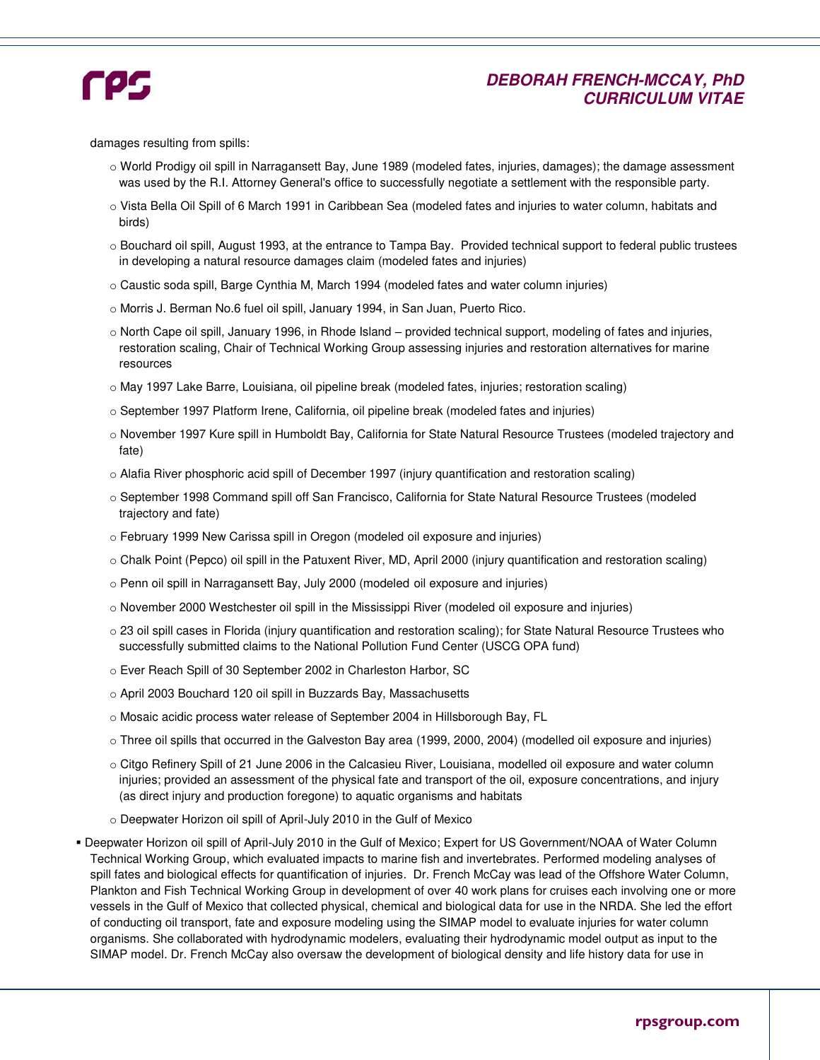damages resulting from spills:

- World Prodigy oil spill in Narragansett Bay, June 1989 (modeled fates, injuries, damages); the damage assessment was used by the R.I. Attorney General's office to successfully negotiate a settlement with the responsible party.
- Vista Bella Oil Spill of 6 March 1991 in Caribbean Sea (modeled fates and injuries to water column, habitats and birds)
- Bouchard oil spill, August 1993, at the entrance to Tampa Bay. Provided technical support to federal public trustees in developing a natural resource damages claim (modeled fates and injuries)
- Caustic soda spill, Barge Cynthia M, March 1994 (modeled fates and water column injuries)
- Morris J. Berman No.6 fuel oil spill, January 1994, in San Juan, Puerto Rico.
- North Cape oil spill, January 1996, in Rhode Island – provided technical support, modeling of fates and injuries, restoration scaling, Chair of Technical Working Group assessing injuries and restoration alternatives for marine resources
- May 1997 Lake Barre, Louisiana, oil pipeline break (modeled fates, injuries; restoration scaling)
- September 1997 Platform Irene, California, oil pipeline break (modeled fates and injuries)
- November 1997 Kure spill in Humboldt Bay, California for State Natural Resource Trustees (modeled trajectory and fate)
- Alafia River phosphoric acid spill of December 1997 (injury quantification and restoration scaling)
- September 1998 Command spill off San Francisco, California for State Natural Resource Trustees (modeled trajectory and fate)
- February 1999 New Carissa spill in Oregon (modeled oil exposure and injuries)
- Chalk Point (Pepco) oil spill in the Patuxent River, MD, April 2000 (injury quantification and restoration scaling)
- Penn oil spill in Narragansett Bay, July 2000 (modeled oil exposure and injuries)
- November 2000 Westchester oil spill in the Mississippi River (modeled oil exposure and injuries)
- 23 oil spill cases in Florida (injury quantification and restoration scaling); for State Natural Resource Trustees who successfully submitted claims to the National Pollution Fund Center (USCG OPA fund)
- Ever Reach Spill of 30 September 2002 in Charleston Harbor, SC
- April 2003 Bouchard 120 oil spill in Buzzards Bay, Massachusetts
- Mosaic acidic process water release of September 2004 in Hillsborough Bay, FL
- Three oil spills that occurred in the Galveston Bay area (1999, 2000, 2004) (modelled oil exposure and injuries)
- Citgo Refinery Spill of 21 June 2006 in the Calcasieu River, Louisiana, modelled oil exposure and water column injuries; provided an assessment of the physical fate and transport of the oil, exposure concentrations, and injury (as direct injury and production foregone) to aquatic organisms and habitats
- Deepwater Horizon oil spill of April-July 2010 in the Gulf of Mexico

- Deepwater Horizon oil spill of April-July 2010 in the Gulf of Mexico; Expert for US Government/NOAA of Water Column Technical Working Group, which evaluated impacts to marine fish and invertebrates. Performed modeling analyses of spill fates and biological effects for quantification of injuries. Dr. French McCay was lead of the Offshore Water Column, Plankton and Fish Technical Working Group in development of over 40 work plans for cruises each involving one or more vessels in the Gulf of Mexico that collected physical, chemical and biological data for use in the NRDA. She led the effort of conducting oil transport, fate and exposure modeling using the SIMAP model to evaluate injuries for water column organisms. She collaborated with hydrodynamic modelers, evaluating their hydrodynamic model output as input to the SIMAP model. Dr. French McCay also oversaw the development of biological density and life history data for use in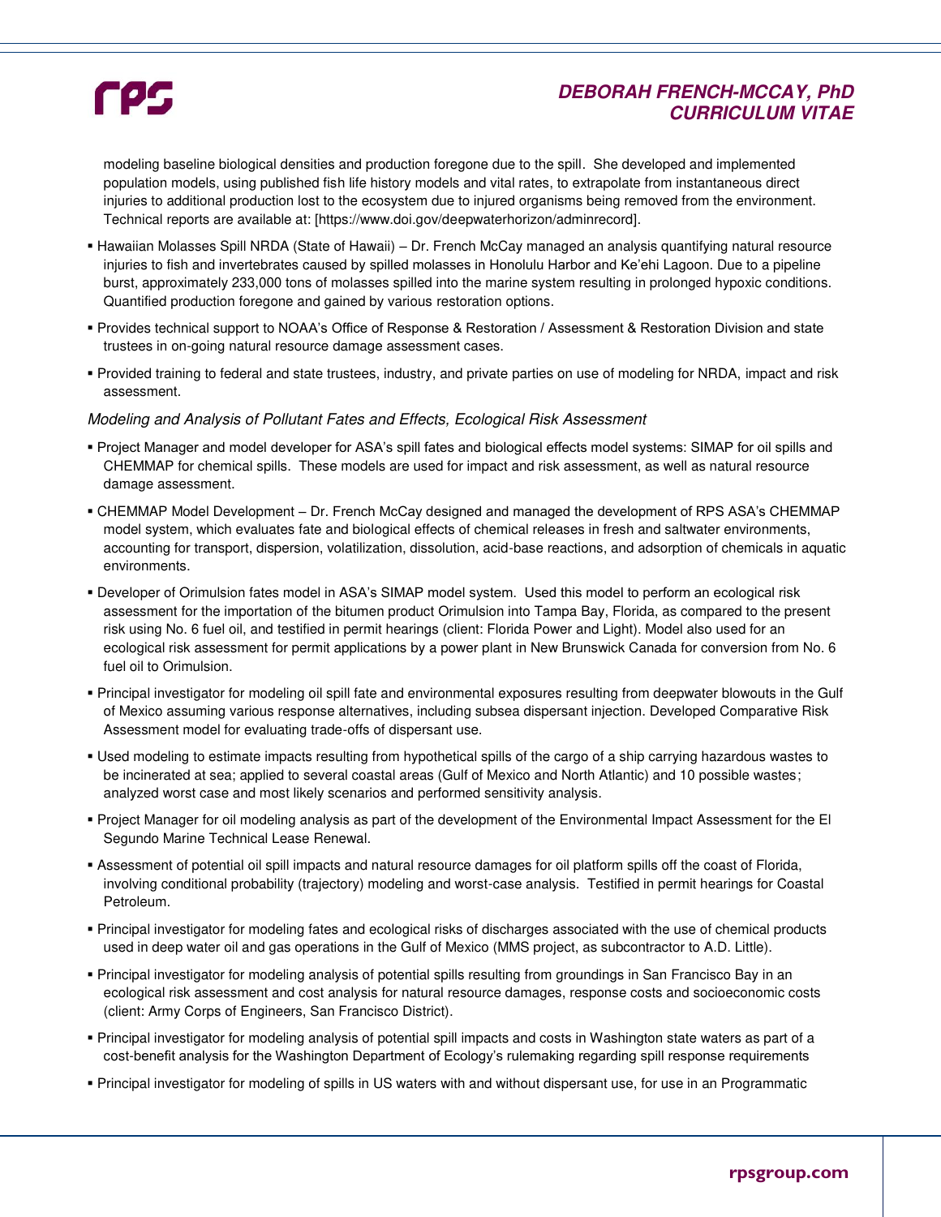modeling baseline biological densities and production foregone due to the spill. She developed and implemented population models, using published fish life history models and vital rates, to extrapolate from instantaneous direct injuries to additional production lost to the ecosystem due to injured organisms being removed from the environment. Technical reports are available at: [https://www.doi.gov/deepwaterhorizon/adminrecord].

- Hawaiian Molasses Spill NRDA (State of Hawaii) – Dr. French McCay managed an analysis quantifying natural resource injuries to fish and invertebrates caused by spilled molasses in Honolulu Harbor and Ke'ehi Lagoon. Due to a pipeline burst, approximately 233,000 tons of molasses spilled into the marine system resulting in prolonged hypoxic conditions. Quantified production foregone and gained by various restoration options.
- Provides technical support to NOAA's Office of Response & Restoration / Assessment & Restoration Division and state trustees in on-going natural resource damage assessment cases.
- Provided training to federal and state trustees, industry, and private parties on use of modeling for NRDA, impact and risk assessment.

*Modeling and Analysis of Pollutant Fates and Effects, Ecological Risk Assessment*

- Project Manager and model developer for ASA's spill fates and biological effects model systems: SIMAP for oil spills and CHEMMAP for chemical spills. These models are used for impact and risk assessment, as well as natural resource damage assessment.
- CHEMMAP Model Development – Dr. French McCay designed and managed the development of RPS ASA's CHEMMAP model system, which evaluates fate and biological effects of chemical releases in fresh and saltwater environments, accounting for transport, dispersion, volatilization, dissolution, acid-base reactions, and adsorption of chemicals in aquatic environments.
- Developer of Orimulsion fates model in ASA's SIMAP model system. Used this model to perform an ecological risk assessment for the importation of the bitumen product Orimulsion into Tampa Bay, Florida, as compared to the present risk using No. 6 fuel oil, and testified in permit hearings (client: Florida Power and Light). Model also used for an ecological risk assessment for permit applications by a power plant in New Brunswick Canada for conversion from No. 6 fuel oil to Orimulsion.
- Principal investigator for modeling oil spill fate and environmental exposures resulting from deepwater blowouts in the Gulf of Mexico assuming various response alternatives, including subsea dispersant injection. Developed Comparative Risk Assessment model for evaluating trade-offs of dispersant use.
- Used modeling to estimate impacts resulting from hypothetical spills of the cargo of a ship carrying hazardous wastes to be incinerated at sea; applied to several coastal areas (Gulf of Mexico and North Atlantic) and 10 possible wastes; analyzed worst case and most likely scenarios and performed sensitivity analysis.
- Project Manager for oil modeling analysis as part of the development of the Environmental Impact Assessment for the El Segundo Marine Technical Lease Renewal.
- Assessment of potential oil spill impacts and natural resource damages for oil platform spills off the coast of Florida, involving conditional probability (trajectory) modeling and worst-case analysis. Testified in permit hearings for Coastal Petroleum.
- Principal investigator for modeling fates and ecological risks of discharges associated with the use of chemical products used in deep water oil and gas operations in the Gulf of Mexico (MMS project, as subcontractor to A.D. Little).
- Principal investigator for modeling analysis of potential spills resulting from groundings in San Francisco Bay in an ecological risk assessment and cost analysis for natural resource damages, response costs and socioeconomic costs (client: Army Corps of Engineers, San Francisco District).
- Principal investigator for modeling analysis of potential spill impacts and costs in Washington state waters as part of a cost-benefit analysis for the Washington Department of Ecology's rulemaking regarding spill response requirements
- Principal investigator for modeling of spills in US waters with and without dispersant use, for use in an Programmatic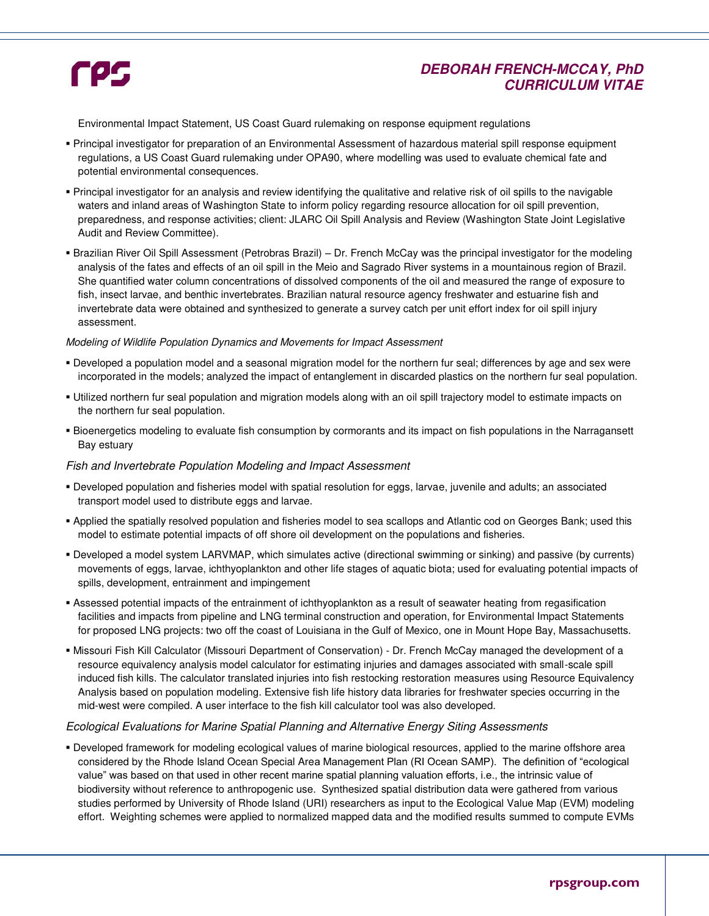Environmental Impact Statement, US Coast Guard rulemaking on response equipment regulations

- Principal investigator for preparation of an Environmental Assessment of hazardous material spill response equipment regulations, a US Coast Guard rulemaking under OPA90, where modelling was used to evaluate chemical fate and potential environmental consequences.
- Principal investigator for an analysis and review identifying the qualitative and relative risk of oil spills to the navigable waters and inland areas of Washington State to inform policy regarding resource allocation for oil spill prevention, preparedness, and response activities; client: JLARC Oil Spill Analysis and Review (Washington State Joint Legislative Audit and Review Committee).
- Brazilian River Oil Spill Assessment (Petrobras Brazil) – Dr. French McCay was the principal investigator for the modeling analysis of the fates and effects of an oil spill in the Meio and Sagrado River systems in a mountainous region of Brazil. She quantified water column concentrations of dissolved components of the oil and measured the range of exposure to fish, insect larvae, and benthic invertebrates. Brazilian natural resource agency freshwater and estuarine fish and invertebrate data were obtained and synthesized to generate a survey catch per unit effort index for oil spill injury assessment.

*Modeling of Wildlife Population Dynamics and Movements for Impact Assessment*

- Developed a population model and a seasonal migration model for the northern fur seal; differences by age and sex were incorporated in the models; analyzed the impact of entanglement in discarded plastics on the northern fur seal population.
- Utilized northern fur seal population and migration models along with an oil spill trajectory model to estimate impacts on the northern fur seal population.
- Bioenergetics modeling to evaluate fish consumption by cormorants and its impact on fish populations in the Narragansett Bay estuary

*Fish and Invertebrate Population Modeling and Impact Assessment*

- Developed population and fisheries model with spatial resolution for eggs, larvae, juvenile and adults; an associated transport model used to distribute eggs and larvae.
- Applied the spatially resolved population and fisheries model to sea scallops and Atlantic cod on Georges Bank; used this model to estimate potential impacts of off shore oil development on the populations and fisheries.
- Developed a model system LARVMAP, which simulates active (directional swimming or sinking) and passive (by currents) movements of eggs, larvae, ichthyoplankton and other life stages of aquatic biota; used for evaluating potential impacts of spills, development, entrainment and impingement
- Assessed potential impacts of the entrainment of ichthyoplankton as a result of seawater heating from regasification facilities and impacts from pipeline and LNG terminal construction and operation, for Environmental Impact Statements for proposed LNG projects: two off the coast of Louisiana in the Gulf of Mexico, one in Mount Hope Bay, Massachusetts.
- Missouri Fish Kill Calculator (Missouri Department of Conservation) - Dr. French McCay managed the development of a resource equivalency analysis model calculator for estimating injuries and damages associated with small-scale spill induced fish kills. The calculator translated injuries into fish restocking restoration measures using Resource Equivalency Analysis based on population modeling. Extensive fish life history data libraries for freshwater species occurring in the mid-west were compiled. A user interface to the fish kill calculator tool was also developed.

*Ecological Evaluations for Marine Spatial Planning and Alternative Energy Siting Assessments*

- Developed framework for modeling ecological values of marine biological resources, applied to the marine offshore area considered by the Rhode Island Ocean Special Area Management Plan (RI Ocean SAMP). The definition of "ecological value" was based on that used in other recent marine spatial planning valuation efforts, i.e., the intrinsic value of biodiversity without reference to anthropogenic use. Synthesized spatial distribution data were gathered from various studies performed by University of Rhode Island (URI) researchers as input to the Ecological Value Map (EVM) modeling effort. Weighting schemes were applied to normalized mapped data and the modified results summed to compute EVMs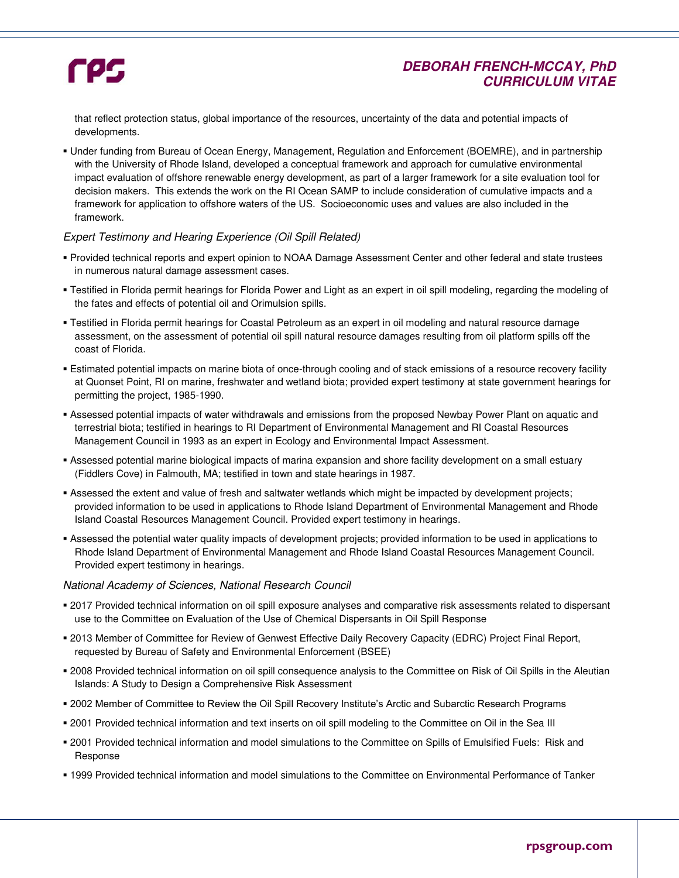that reflect protection status, global importance of the resources, uncertainty of the data and potential impacts of developments.

- Under funding from Bureau of Ocean Energy, Management, Regulation and Enforcement (BOEMRE), and in partnership with the University of Rhode Island, developed a conceptual framework and approach for cumulative environmental impact evaluation of offshore renewable energy development, as part of a larger framework for a site evaluation tool for decision makers. This extends the work on the RI Ocean SAMP to include consideration of cumulative impacts and a framework for application to offshore waters of the US. Socioeconomic uses and values are also included in the framework.

*Expert Testimony and Hearing Experience (Oil Spill Related)*

- Provided technical reports and expert opinion to NOAA Damage Assessment Center and other federal and state trustees in numerous natural damage assessment cases.
- Testified in Florida permit hearings for Florida Power and Light as an expert in oil spill modeling, regarding the modeling of the fates and effects of potential oil and Orimulsion spills.
- Testified in Florida permit hearings for Coastal Petroleum as an expert in oil modeling and natural resource damage assessment, on the assessment of potential oil spill natural resource damages resulting from oil platform spills off the coast of Florida.
- Estimated potential impacts on marine biota of once-through cooling and of stack emissions of a resource recovery facility at Quonset Point, RI on marine, freshwater and wetland biota; provided expert testimony at state government hearings for permitting the project, 1985-1990.
- Assessed potential impacts of water withdrawals and emissions from the proposed Newbay Power Plant on aquatic and terrestrial biota; testified in hearings to RI Department of Environmental Management and RI Coastal Resources Management Council in 1993 as an expert in Ecology and Environmental Impact Assessment.
- Assessed potential marine biological impacts of marina expansion and shore facility development on a small estuary (Fiddlers Cove) in Falmouth, MA; testified in town and state hearings in 1987.
- Assessed the extent and value of fresh and saltwater wetlands which might be impacted by development projects; provided information to be used in applications to Rhode Island Department of Environmental Management and Rhode Island Coastal Resources Management Council. Provided expert testimony in hearings.
- Assessed the potential water quality impacts of development projects; provided information to be used in applications to Rhode Island Department of Environmental Management and Rhode Island Coastal Resources Management Council. Provided expert testimony in hearings.

*National Academy of Sciences, National Research Council*

- 2017 Provided technical information on oil spill exposure analyses and comparative risk assessments related to dispersant use to the Committee on Evaluation of the Use of Chemical Dispersants in Oil Spill Response
- 2013 Member of Committee for Review of Genwest Effective Daily Recovery Capacity (EDRC) Project Final Report, requested by Bureau of Safety and Environmental Enforcement (BSEE)
- 2008 Provided technical information on oil spill consequence analysis to the Committee on Risk of Oil Spills in the Aleutian Islands: A Study to Design a Comprehensive Risk Assessment
- 2002 Member of Committee to Review the Oil Spill Recovery Institute's Arctic and Subarctic Research Programs
- 2001 Provided technical information and text inserts on oil spill modeling to the Committee on Oil in the Sea III
- 2001 Provided technical information and model simulations to the Committee on Spills of Emulsified Fuels: Risk and Response
- 1999 Provided technical information and model simulations to the Committee on Environmental Performance of Tanker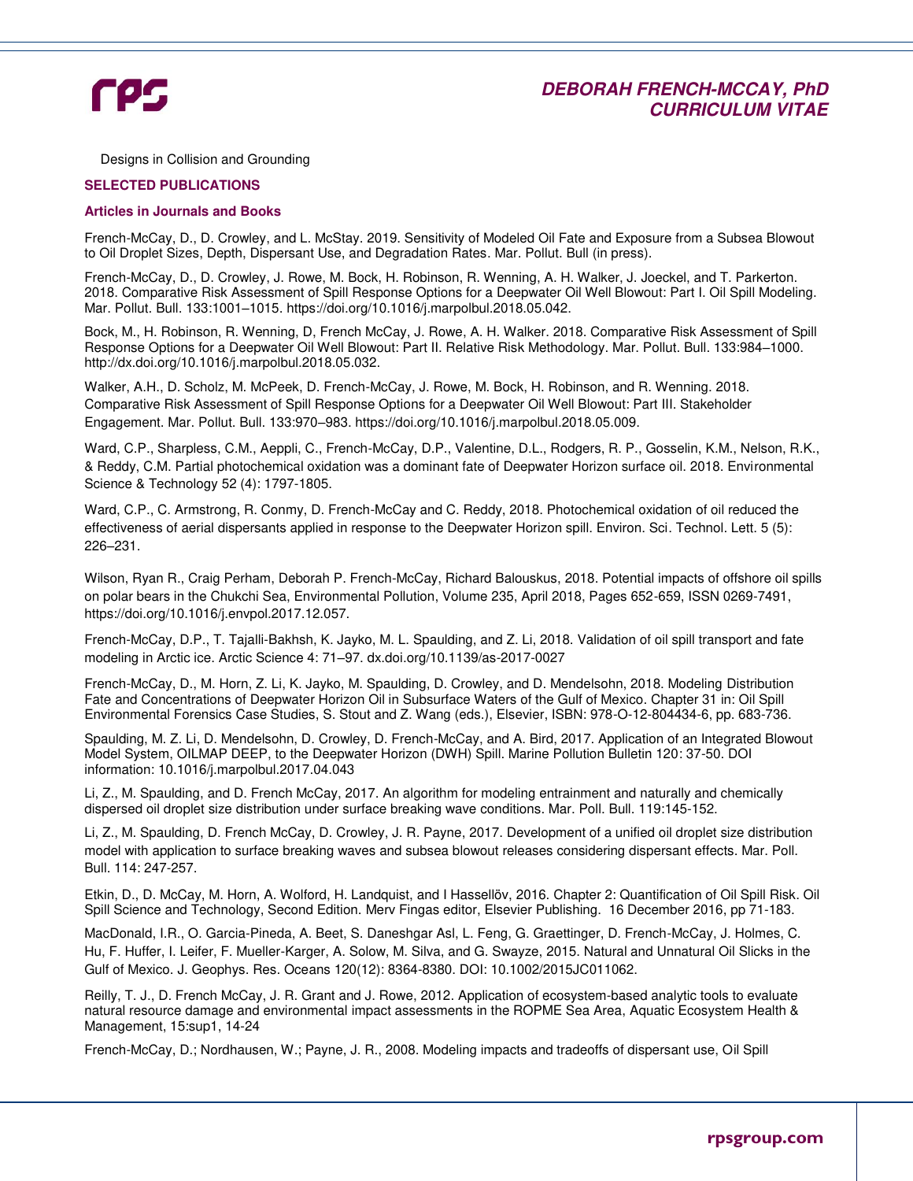Designs in Collision and Grounding

## SELECTED PUBLICATIONS

### Articles in Journals and Books

French-McCay, D., D. Crowley, and L. McStay. 2019. Sensitivity of Modeled Oil Fate and Exposure from a Subsea Blowout to Oil Droplet Sizes, Depth, Dispersant Use, and Degradation Rates. Mar. Pollut. Bull (in press).

French-McCay, D., D. Crowley, J. Rowe, M. Bock, H. Robinson, R. Wenning, A. H. Walker, J. Joeckel, and T. Parkerton. 2018. Comparative Risk Assessment of Spill Response Options for a Deepwater Oil Well Blowout: Part I. Oil Spill Modeling. Mar. Pollut. Bull. 133:1001–1015. https://doi.org/10.1016/j.marpolbul.2018.05.042.

Bock, M., H. Robinson, R. Wenning, D, French McCay, J. Rowe, A. H. Walker. 2018. Comparative Risk Assessment of Spill Response Options for a Deepwater Oil Well Blowout: Part II. Relative Risk Methodology. Mar. Pollut. Bull. 133:984–1000. http://dx.doi.org/10.1016/j.marpolbul.2018.05.032.

Walker, A.H., D. Scholz, M. McPeek, D. French-McCay, J. Rowe, M. Bock, H. Robinson, and R. Wenning. 2018. Comparative Risk Assessment of Spill Response Options for a Deepwater Oil Well Blowout: Part III. Stakeholder Engagement. Mar. Pollut. Bull. 133:970–983. https://doi.org/10.1016/j.marpolbul.2018.05.009.

Ward, C.P., Sharpless, C.M., Aeppli, C., French-McCay, D.P., Valentine, D.L., Rodgers, R. P., Gosselin, K.M., Nelson, R.K., & Reddy, C.M. Partial photochemical oxidation was a dominant fate of Deepwater Horizon surface oil. 2018. Environmental Science & Technology 52 (4): 1797-1805.

Ward, C.P., C. Armstrong, R. Conmy, D. French-McCay and C. Reddy, 2018. Photochemical oxidation of oil reduced the effectiveness of aerial dispersants applied in response to the Deepwater Horizon spill. Environ. Sci. Technol. Lett. 5 (5): 226–231.

Wilson, Ryan R., Craig Perham, Deborah P. French-McCay, Richard Balouskus, 2018. Potential impacts of offshore oil spills on polar bears in the Chukchi Sea, Environmental Pollution, Volume 235, April 2018, Pages 652-659, ISSN 0269-7491, https://doi.org/10.1016/j.envpol.2017.12.057.

French-McCay, D.P., T. Tajalli-Bakhsh, K. Jayko, M. L. Spaulding, and Z. Li, 2018. Validation of oil spill transport and fate modeling in Arctic ice. Arctic Science 4: 71–97. dx.doi.org/10.1139/as-2017-0027

French-McCay, D., M. Horn, Z. Li, K. Jayko, M. Spaulding, D. Crowley, and D. Mendelsohn, 2018. Modeling Distribution Fate and Concentrations of Deepwater Horizon Oil in Subsurface Waters of the Gulf of Mexico. Chapter 31 in: Oil Spill Environmental Forensics Case Studies, S. Stout and Z. Wang (eds.), Elsevier, ISBN: 978-O-12-804434-6, pp. 683-736.

Spaulding, M. Z. Li, D. Mendelsohn, D. Crowley, D. French-McCay, and A. Bird, 2017. Application of an Integrated Blowout Model System, OILMAP DEEP, to the Deepwater Horizon (DWH) Spill. Marine Pollution Bulletin 120: 37-50. DOI information: 10.1016/j.marpolbul.2017.04.043

Li, Z., M. Spaulding, and D. French McCay, 2017. An algorithm for modeling entrainment and naturally and chemically dispersed oil droplet size distribution under surface breaking wave conditions. Mar. Poll. Bull. 119:145-152.

Li, Z., M. Spaulding, D. French McCay, D. Crowley, J. R. Payne, 2017. Development of a unified oil droplet size distribution model with application to surface breaking waves and subsea blowout releases considering dispersant effects. Mar. Poll. Bull. 114: 247-257.

Etkin, D., D. McCay, M. Horn, A. Wolford, H. Landquist, and I Hassellöv, 2016. Chapter 2: Quantification of Oil Spill Risk. Oil Spill Science and Technology, Second Edition. Merv Fingas editor, Elsevier Publishing. 16 December 2016, pp 71-183.

MacDonald, I.R., O. Garcia-Pineda, A. Beet, S. Daneshgar Asl, L. Feng, G. Graettinger, D. French-McCay, J. Holmes, C. Hu, F. Huffer, I. Leifer, F. Mueller-Karger, A. Solow, M. Silva, and G. Swayze, 2015. Natural and Unnatural Oil Slicks in the Gulf of Mexico. J. Geophys. Res. Oceans 120(12): 8364-8380. DOI: 10.1002/2015JC011062.

Reilly, T. J., D. French McCay, J. R. Grant and J. Rowe, 2012. Application of ecosystem-based analytic tools to evaluate natural resource damage and environmental impact assessments in the ROPME Sea Area, Aquatic Ecosystem Health & Management, 15:sup1, 14-24

French-McCay, D.; Nordhausen, W.; Payne, J. R., 2008. Modeling impacts and tradeoffs of dispersant use, Oil Spill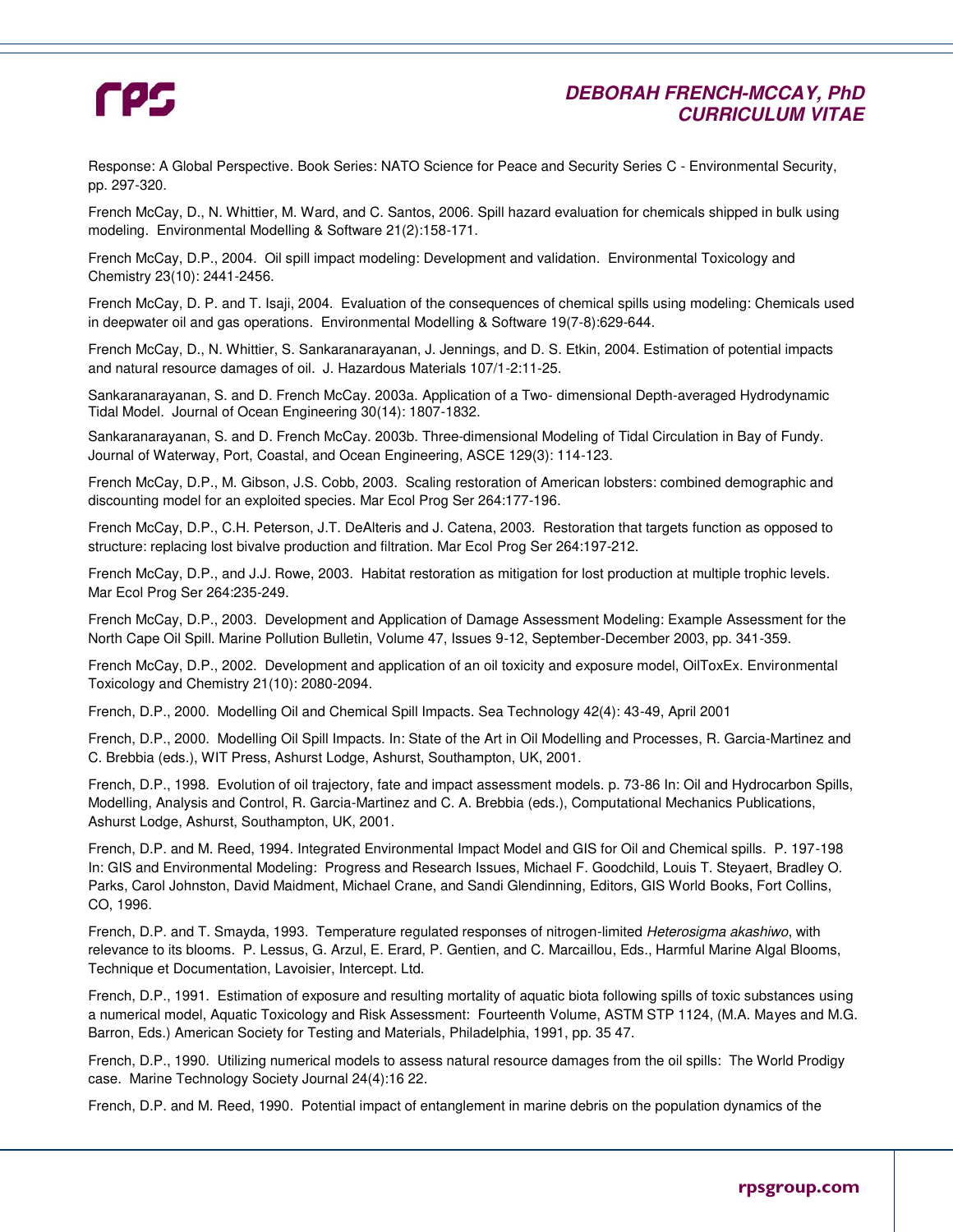Response: A Global Perspective. Book Series: NATO Science for Peace and Security Series C - Environmental Security, pp. 297-320.

French McCay, D., N. Whittier, M. Ward, and C. Santos, 2006. Spill hazard evaluation for chemicals shipped in bulk using modeling. Environmental Modelling & Software 21(2):158-171.

French McCay, D.P., 2004. Oil spill impact modeling: Development and validation. Environmental Toxicology and Chemistry 23(10): 2441-2456.

French McCay, D. P. and T. Isaji, 2004. Evaluation of the consequences of chemical spills using modeling: Chemicals used in deepwater oil and gas operations. Environmental Modelling & Software 19(7-8):629-644.

French McCay, D., N. Whittier, S. Sankaranarayanan, J. Jennings, and D. S. Etkin, 2004. Estimation of potential impacts and natural resource damages of oil. J. Hazardous Materials 107/1-2:11-25.

Sankaranarayanan, S. and D. French McCay. 2003a. Application of a Two- dimensional Depth-averaged Hydrodynamic Tidal Model. Journal of Ocean Engineering 30(14): 1807-1832.

Sankaranarayanan, S. and D. French McCay. 2003b. Three-dimensional Modeling of Tidal Circulation in Bay of Fundy. Journal of Waterway, Port, Coastal, and Ocean Engineering, ASCE 129(3): 114-123.

French McCay, D.P., M. Gibson, J.S. Cobb, 2003. Scaling restoration of American lobsters: combined demographic and discounting model for an exploited species. Mar Ecol Prog Ser 264:177-196.

French McCay, D.P., C.H. Peterson, J.T. DeAlteris and J. Catena, 2003. Restoration that targets function as opposed to structure: replacing lost bivalve production and filtration. Mar Ecol Prog Ser 264:197-212.

French McCay, D.P., and J.J. Rowe, 2003. Habitat restoration as mitigation for lost production at multiple trophic levels. Mar Ecol Prog Ser 264:235-249.

French McCay, D.P., 2003. Development and Application of Damage Assessment Modeling: Example Assessment for the North Cape Oil Spill. Marine Pollution Bulletin, Volume 47, Issues 9-12, September-December 2003, pp. 341-359.

French McCay, D.P., 2002. Development and application of an oil toxicity and exposure model, OilToxEx. Environmental Toxicology and Chemistry 21(10): 2080-2094.

French, D.P., 2000. Modelling Oil and Chemical Spill Impacts. Sea Technology 42(4): 43-49, April 2001

French, D.P., 2000. Modelling Oil Spill Impacts. In: State of the Art in Oil Modelling and Processes, R. Garcia-Martinez and C. Brebbia (eds.), WIT Press, Ashurst Lodge, Ashurst, Southampton, UK, 2001.

French, D.P., 1998. Evolution of oil trajectory, fate and impact assessment models. p. 73-86 In: Oil and Hydrocarbon Spills, Modelling, Analysis and Control, R. Garcia-Martinez and C. A. Brebbia (eds.), Computational Mechanics Publications, Ashurst Lodge, Ashurst, Southampton, UK, 2001.

French, D.P. and M. Reed, 1994. Integrated Environmental Impact Model and GIS for Oil and Chemical spills. P. 197-198 In: GIS and Environmental Modeling: Progress and Research Issues, Michael F. Goodchild, Louis T. Steyaert, Bradley O. Parks, Carol Johnston, David Maidment, Michael Crane, and Sandi Glendinning, Editors, GIS World Books, Fort Collins, CO, 1996.

French, D.P. and T. Smayda, 1993. Temperature regulated responses of nitrogen-limited *Heterosigma akashiwo*, with relevance to its blooms. P. Lessus, G. Arzul, E. Erard, P. Gentien, and C. Marcaillou, Eds., Harmful Marine Algal Blooms, Technique et Documentation, Lavoisier, Intercept. Ltd.

French, D.P., 1991. Estimation of exposure and resulting mortality of aquatic biota following spills of toxic substances using a numerical model, Aquatic Toxicology and Risk Assessment: Fourteenth Volume, ASTM STP 1124, (M.A. Mayes and M.G. Barron, Eds.) American Society for Testing and Materials, Philadelphia, 1991, pp. 35 47.

French, D.P., 1990. Utilizing numerical models to assess natural resource damages from the oil spills: The World Prodigy case. Marine Technology Society Journal 24(4):16 22.

French, D.P. and M. Reed, 1990. Potential impact of entanglement in marine debris on the population dynamics of the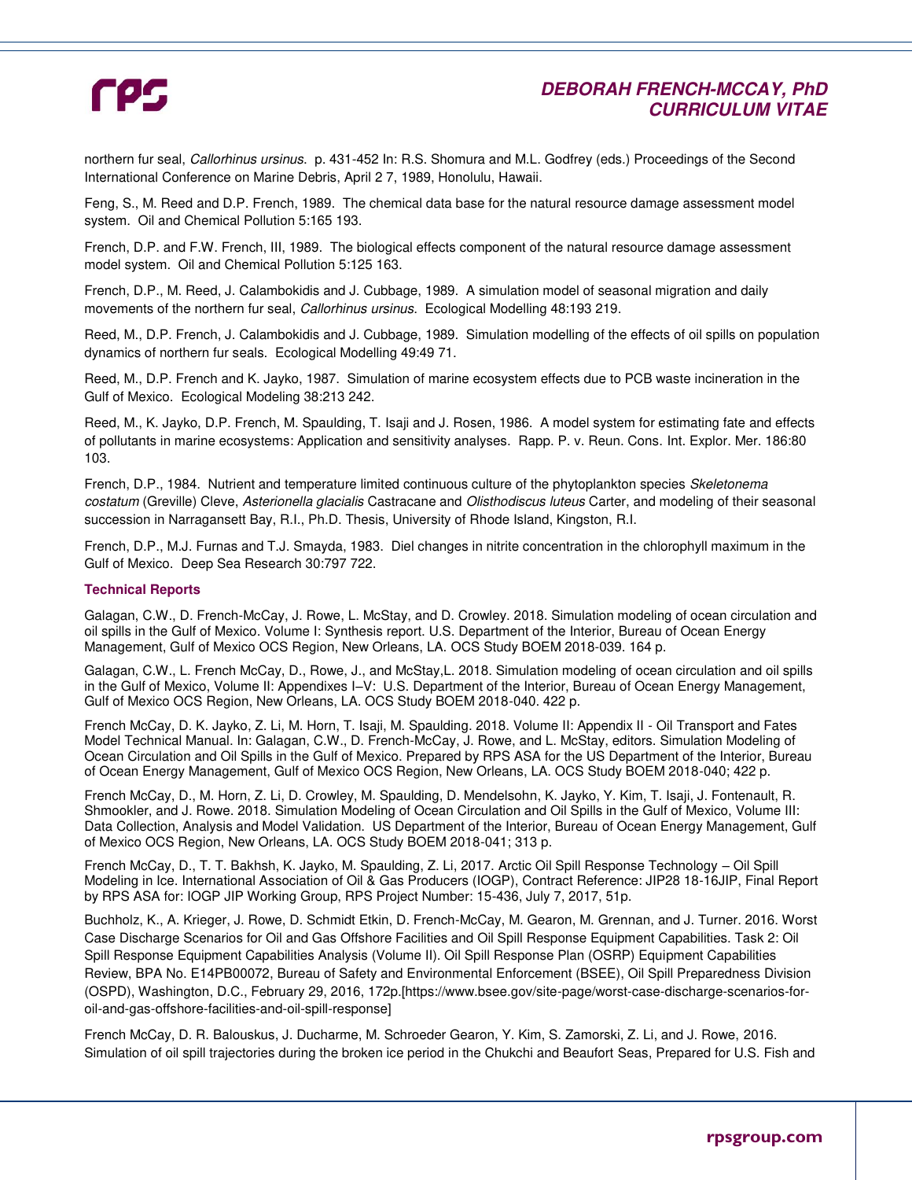northern fur seal, *Callorhinus ursinus*. p. 431-452 In: R.S. Shomura and M.L. Godfrey (eds.) Proceedings of the Second International Conference on Marine Debris, April 2 7, 1989, Honolulu, Hawaii.

Feng, S., M. Reed and D.P. French, 1989. The chemical data base for the natural resource damage assessment model system. Oil and Chemical Pollution 5:165 193.

French, D.P. and F.W. French, III, 1989. The biological effects component of the natural resource damage assessment model system. Oil and Chemical Pollution 5:125 163.

French, D.P., M. Reed, J. Calambokidis and J. Cubbage, 1989. A simulation model of seasonal migration and daily movements of the northern fur seal, *Callorhinus ursinus*. Ecological Modelling 48:193 219.

Reed, M., D.P. French, J. Calambokidis and J. Cubbage, 1989. Simulation modelling of the effects of oil spills on population dynamics of northern fur seals. Ecological Modelling 49:49 71.

Reed, M., D.P. French and K. Jayko, 1987. Simulation of marine ecosystem effects due to PCB waste incineration in the Gulf of Mexico. Ecological Modeling 38:213 242.

Reed, M., K. Jayko, D.P. French, M. Spaulding, T. Isaji and J. Rosen, 1986. A model system for estimating fate and effects of pollutants in marine ecosystems: Application and sensitivity analyses. Rapp. P. v. Reun. Cons. Int. Explor. Mer. 186:80 103.

French, D.P., 1984. Nutrient and temperature limited continuous culture of the phytoplankton species *Skeletonema costatum* (Greville) Cleve, *Asterionella glacialis* Castracane and *Olisthodiscus luteus* Carter, and modeling of their seasonal succession in Narragansett Bay, R.I., Ph.D. Thesis, University of Rhode Island, Kingston, R.I.

French, D.P., M.J. Furnas and T.J. Smayda, 1983. Diel changes in nitrite concentration in the chlorophyll maximum in the Gulf of Mexico. Deep Sea Research 30:797 722.

### Technical Reports

Galagan, C.W., D. French-McCay, J. Rowe, L. McStay, and D. Crowley. 2018. Simulation modeling of ocean circulation and oil spills in the Gulf of Mexico. Volume I: Synthesis report. U.S. Department of the Interior, Bureau of Ocean Energy Management, Gulf of Mexico OCS Region, New Orleans, LA. OCS Study BOEM 2018-039. 164 p.

Galagan, C.W., L. French McCay, D., Rowe, J., and McStay,L. 2018. Simulation modeling of ocean circulation and oil spills in the Gulf of Mexico, Volume II: Appendixes I–V: U.S. Department of the Interior, Bureau of Ocean Energy Management, Gulf of Mexico OCS Region, New Orleans, LA. OCS Study BOEM 2018-040. 422 p.

French McCay, D. K. Jayko, Z. Li, M. Horn, T. Isaji, M. Spaulding. 2018. Volume II: Appendix II - Oil Transport and Fates Model Technical Manual. In: Galagan, C.W., D. French-McCay, J. Rowe, and L. McStay, editors. Simulation Modeling of Ocean Circulation and Oil Spills in the Gulf of Mexico. Prepared by RPS ASA for the US Department of the Interior, Bureau of Ocean Energy Management, Gulf of Mexico OCS Region, New Orleans, LA. OCS Study BOEM 2018-040; 422 p.

French McCay, D., M. Horn, Z. Li, D. Crowley, M. Spaulding, D. Mendelsohn, K. Jayko, Y. Kim, T. Isaji, J. Fontenault, R. Shmookler, and J. Rowe. 2018. Simulation Modeling of Ocean Circulation and Oil Spills in the Gulf of Mexico, Volume III: Data Collection, Analysis and Model Validation. US Department of the Interior, Bureau of Ocean Energy Management, Gulf of Mexico OCS Region, New Orleans, LA. OCS Study BOEM 2018-041; 313 p.

French McCay, D., T. T. Bakhsh, K. Jayko, M. Spaulding, Z. Li, 2017. Arctic Oil Spill Response Technology – Oil Spill Modeling in Ice. International Association of Oil & Gas Producers (IOGP), Contract Reference: JIP28 18-16JIP, Final Report by RPS ASA for: IOGP JIP Working Group, RPS Project Number: 15-436, July 7, 2017, 51p.

Buchholz, K., A. Krieger, J. Rowe, D. Schmidt Etkin, D. French-McCay, M. Gearon, M. Grennan, and J. Turner. 2016. Worst Case Discharge Scenarios for Oil and Gas Offshore Facilities and Oil Spill Response Equipment Capabilities. Task 2: Oil Spill Response Equipment Capabilities Analysis (Volume II). Oil Spill Response Plan (OSRP) Equipment Capabilities Review, BPA No. E14PB00072, Bureau of Safety and Environmental Enforcement (BSEE), Oil Spill Preparedness Division (OSPD), Washington, D.C., February 29, 2016, 172p.[https://www.bsee.gov/site-page/worst-case-discharge-scenarios-for-oil-and-gas-offshore-facilities-and-oil-spill-response]

French McCay, D. R. Balouskus, J. Ducharme, M. Schroeder Gearon, Y. Kim, S. Zamorski, Z. Li, and J. Rowe, 2016. Simulation of oil spill trajectories during the broken ice period in the Chukchi and Beaufort Seas, Prepared for U.S. Fish and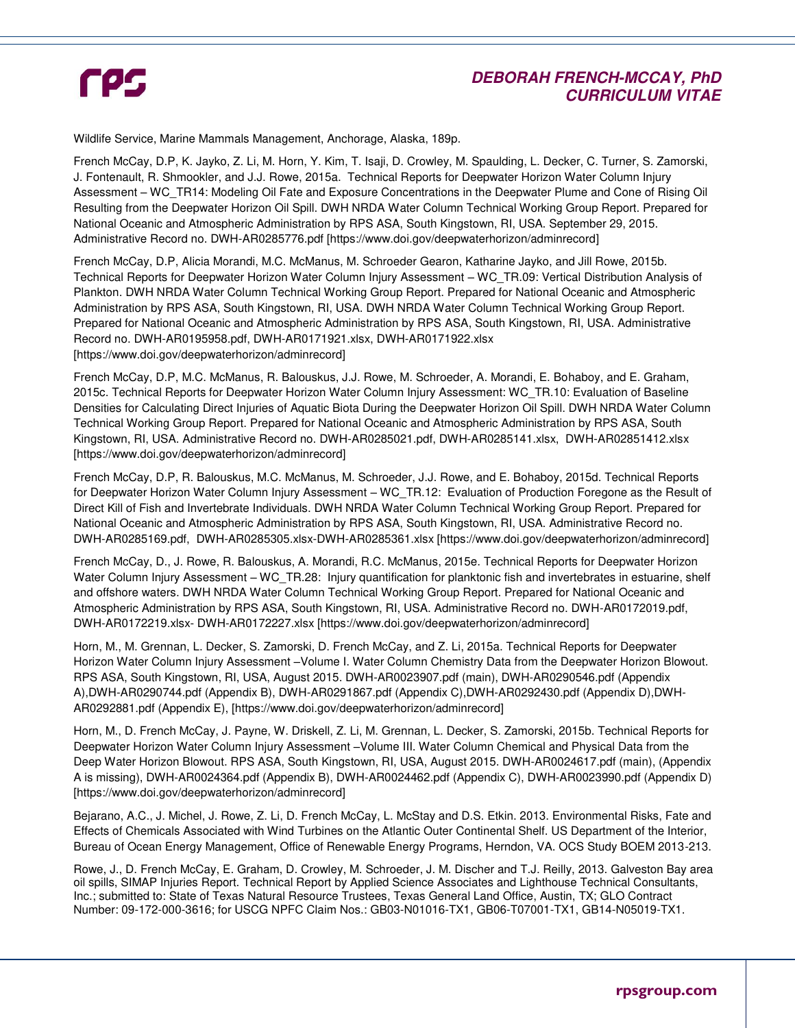Wildlife Service, Marine Mammals Management, Anchorage, Alaska, 189p.

French McCay, D.P, K. Jayko, Z. Li, M. Horn, Y. Kim, T. Isaji, D. Crowley, M. Spaulding, L. Decker, C. Turner, S. Zamorski, J. Fontenault, R. Shmookler, and J.J. Rowe, 2015a. Technical Reports for Deepwater Horizon Water Column Injury Assessment – WC_TR14: Modeling Oil Fate and Exposure Concentrations in the Deepwater Plume and Cone of Rising Oil Resulting from the Deepwater Horizon Oil Spill. DWH NRDA Water Column Technical Working Group Report. Prepared for National Oceanic and Atmospheric Administration by RPS ASA, South Kingstown, RI, USA. September 29, 2015. Administrative Record no. DWH-AR0285776.pdf [https://www.doi.gov/deepwaterhorizon/adminrecord]

French McCay, D.P, Alicia Morandi, M.C. McManus, M. Schroeder Gearon, Katharine Jayko, and Jill Rowe, 2015b. Technical Reports for Deepwater Horizon Water Column Injury Assessment – WC_TR.09: Vertical Distribution Analysis of Plankton. DWH NRDA Water Column Technical Working Group Report. Prepared for National Oceanic and Atmospheric Administration by RPS ASA, South Kingstown, RI, USA. DWH NRDA Water Column Technical Working Group Report. Prepared for National Oceanic and Atmospheric Administration by RPS ASA, South Kingstown, RI, USA. Administrative Record no. DWH-AR0195958.pdf, DWH-AR0171921.xlsx, DWH-AR0171922.xlsx [https://www.doi.gov/deepwaterhorizon/adminrecord]

French McCay, D.P, M.C. McManus, R. Balouskus, J.J. Rowe, M. Schroeder, A. Morandi, E. Bohaboy, and E. Graham, 2015c. Technical Reports for Deepwater Horizon Water Column Injury Assessment: WC_TR.10: Evaluation of Baseline Densities for Calculating Direct Injuries of Aquatic Biota During the Deepwater Horizon Oil Spill. DWH NRDA Water Column Technical Working Group Report. Prepared for National Oceanic and Atmospheric Administration by RPS ASA, South Kingstown, RI, USA. Administrative Record no. DWH-AR0285021.pdf, DWH-AR0285141.xlsx, DWH-AR02851412.xlsx [https://www.doi.gov/deepwaterhorizon/adminrecord]

French McCay, D.P, R. Balouskus, M.C. McManus, M. Schroeder, J.J. Rowe, and E. Bohaboy, 2015d. Technical Reports for Deepwater Horizon Water Column Injury Assessment – WC_TR.12: Evaluation of Production Foregone as the Result of Direct Kill of Fish and Invertebrate Individuals. DWH NRDA Water Column Technical Working Group Report. Prepared for National Oceanic and Atmospheric Administration by RPS ASA, South Kingstown, RI, USA. Administrative Record no. DWH-AR0285169.pdf, DWH-AR0285305.xlsx-DWH-AR0285361.xlsx [https://www.doi.gov/deepwaterhorizon/adminrecord]

French McCay, D., J. Rowe, R. Balouskus, A. Morandi, R.C. McManus, 2015e. Technical Reports for Deepwater Horizon Water Column Injury Assessment – WC_TR.28: Injury quantification for planktonic fish and invertebrates in estuarine, shelf and offshore waters. DWH NRDA Water Column Technical Working Group Report. Prepared for National Oceanic and Atmospheric Administration by RPS ASA, South Kingstown, RI, USA. Administrative Record no. DWH-AR0172019.pdf, DWH-AR0172219.xlsx- DWH-AR0172227.xlsx [https://www.doi.gov/deepwaterhorizon/adminrecord]

Horn, M., M. Grennan, L. Decker, S. Zamorski, D. French McCay, and Z. Li, 2015a. Technical Reports for Deepwater Horizon Water Column Injury Assessment –Volume I. Water Column Chemistry Data from the Deepwater Horizon Blowout. RPS ASA, South Kingstown, RI, USA, August 2015. DWH-AR0023907.pdf (main), DWH-AR0290546.pdf (Appendix A),DWH-AR0290744.pdf (Appendix B), DWH-AR0291867.pdf (Appendix C),DWH-AR0292430.pdf (Appendix D),DWH-AR0292881.pdf (Appendix E), [https://www.doi.gov/deepwaterhorizon/adminrecord]

Horn, M., D. French McCay, J. Payne, W. Driskell, Z. Li, M. Grennan, L. Decker, S. Zamorski, 2015b. Technical Reports for Deepwater Horizon Water Column Injury Assessment –Volume III. Water Column Chemical and Physical Data from the Deep Water Horizon Blowout. RPS ASA, South Kingstown, RI, USA, August 2015. DWH-AR0024617.pdf (main), (Appendix A is missing), DWH-AR0024364.pdf (Appendix B), DWH-AR0024462.pdf (Appendix C), DWH-AR0023990.pdf (Appendix D) [https://www.doi.gov/deepwaterhorizon/adminrecord]

Bejarano, A.C., J. Michel, J. Rowe, Z. Li, D. French McCay, L. McStay and D.S. Etkin. 2013. Environmental Risks, Fate and Effects of Chemicals Associated with Wind Turbines on the Atlantic Outer Continental Shelf. US Department of the Interior, Bureau of Ocean Energy Management, Office of Renewable Energy Programs, Herndon, VA. OCS Study BOEM 2013-213.

Rowe, J., D. French McCay, E. Graham, D. Crowley, M. Schroeder, J. M. Discher and T.J. Reilly, 2013. Galveston Bay area oil spills, SIMAP Injuries Report. Technical Report by Applied Science Associates and Lighthouse Technical Consultants, Inc.; submitted to: State of Texas Natural Resource Trustees, Texas General Land Office, Austin, TX; GLO Contract Number: 09-172-000-3616; for USCG NPFC Claim Nos.: GB03-N01016-TX1, GB06-T07001-TX1, GB14-N05019-TX1.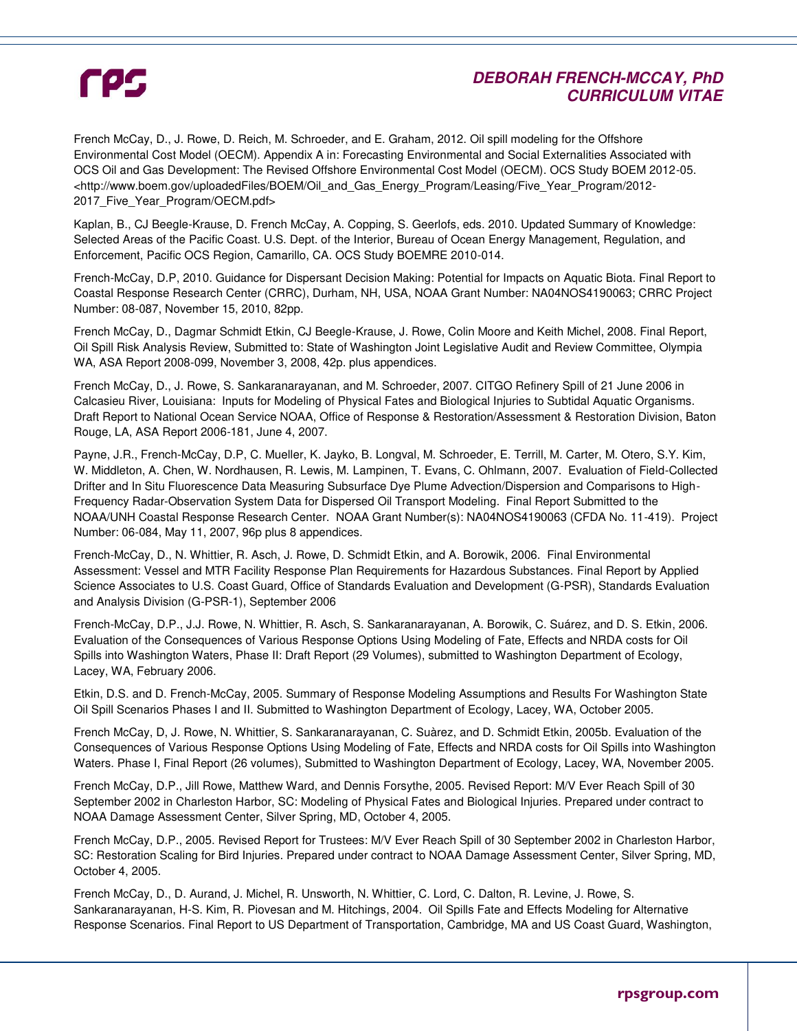French McCay, D., J. Rowe, D. Reich, M. Schroeder, and E. Graham, 2012. Oil spill modeling for the Offshore Environmental Cost Model (OECM). Appendix A in: Forecasting Environmental and Social Externalities Associated with OCS Oil and Gas Development: The Revised Offshore Environmental Cost Model (OECM). OCS Study BOEM 2012-05. <http://www.boem.gov/uploadedFiles/BOEM/Oil_and_Gas_Energy_Program/Leasing/Five_Year_Program/2012-2017_Five_Year_Program/OECM.pdf>

Kaplan, B., CJ Beegle-Krause, D. French McCay, A. Copping, S. Geerlofs, eds. 2010. Updated Summary of Knowledge: Selected Areas of the Pacific Coast. U.S. Dept. of the Interior, Bureau of Ocean Energy Management, Regulation, and Enforcement, Pacific OCS Region, Camarillo, CA. OCS Study BOEMRE 2010-014.

French-McCay, D.P, 2010. Guidance for Dispersant Decision Making: Potential for Impacts on Aquatic Biota. Final Report to Coastal Response Research Center (CRRC), Durham, NH, USA, NOAA Grant Number: NA04NOS4190063; CRRC Project Number: 08-087, November 15, 2010, 82pp.

French McCay, D., Dagmar Schmidt Etkin, CJ Beegle-Krause, J. Rowe, Colin Moore and Keith Michel, 2008. Final Report, Oil Spill Risk Analysis Review, Submitted to: State of Washington Joint Legislative Audit and Review Committee, Olympia WA, ASA Report 2008-099, November 3, 2008, 42p. plus appendices.

French McCay, D., J. Rowe, S. Sankaranarayanan, and M. Schroeder, 2007. CITGO Refinery Spill of 21 June 2006 in Calcasieu River, Louisiana: Inputs for Modeling of Physical Fates and Biological Injuries to Subtidal Aquatic Organisms. Draft Report to National Ocean Service NOAA, Office of Response & Restoration/Assessment & Restoration Division, Baton Rouge, LA, ASA Report 2006-181, June 4, 2007.

Payne, J.R., French-McCay, D.P, C. Mueller, K. Jayko, B. Longval, M. Schroeder, E. Terrill, M. Carter, M. Otero, S.Y. Kim, W. Middleton, A. Chen, W. Nordhausen, R. Lewis, M. Lampinen, T. Evans, C. Ohlmann, 2007. Evaluation of Field-Collected Drifter and In Situ Fluorescence Data Measuring Subsurface Dye Plume Advection/Dispersion and Comparisons to High-Frequency Radar-Observation System Data for Dispersed Oil Transport Modeling. Final Report Submitted to the NOAA/UNH Coastal Response Research Center. NOAA Grant Number(s): NA04NOS4190063 (CFDA No. 11-419). Project Number: 06-084, May 11, 2007, 96p plus 8 appendices.

French-McCay, D., N. Whittier, R. Asch, J. Rowe, D. Schmidt Etkin, and A. Borowik, 2006. Final Environmental Assessment: Vessel and MTR Facility Response Plan Requirements for Hazardous Substances. Final Report by Applied Science Associates to U.S. Coast Guard, Office of Standards Evaluation and Development (G-PSR), Standards Evaluation and Analysis Division (G-PSR-1), September 2006

French-McCay, D.P., J.J. Rowe, N. Whittier, R. Asch, S. Sankaranarayanan, A. Borowik, C. Suárez, and D. S. Etkin, 2006. Evaluation of the Consequences of Various Response Options Using Modeling of Fate, Effects and NRDA costs for Oil Spills into Washington Waters, Phase II: Draft Report (29 Volumes), submitted to Washington Department of Ecology, Lacey, WA, February 2006.

Etkin, D.S. and D. French-McCay, 2005. Summary of Response Modeling Assumptions and Results For Washington State Oil Spill Scenarios Phases I and II. Submitted to Washington Department of Ecology, Lacey, WA, October 2005.

French McCay, D, J. Rowe, N. Whittier, S. Sankaranarayanan, C. Suàrez, and D. Schmidt Etkin, 2005b. Evaluation of the Consequences of Various Response Options Using Modeling of Fate, Effects and NRDA costs for Oil Spills into Washington Waters. Phase I, Final Report (26 volumes), Submitted to Washington Department of Ecology, Lacey, WA, November 2005.

French McCay, D.P., Jill Rowe, Matthew Ward, and Dennis Forsythe, 2005. Revised Report: M/V Ever Reach Spill of 30 September 2002 in Charleston Harbor, SC: Modeling of Physical Fates and Biological Injuries. Prepared under contract to NOAA Damage Assessment Center, Silver Spring, MD, October 4, 2005.

French McCay, D.P., 2005. Revised Report for Trustees: M/V Ever Reach Spill of 30 September 2002 in Charleston Harbor, SC: Restoration Scaling for Bird Injuries. Prepared under contract to NOAA Damage Assessment Center, Silver Spring, MD, October 4, 2005.

French McCay, D., D. Aurand, J. Michel, R. Unsworth, N. Whittier, C. Lord, C. Dalton, R. Levine, J. Rowe, S. Sankaranarayanan, H-S. Kim, R. Piovesan and M. Hitchings, 2004. Oil Spills Fate and Effects Modeling for Alternative Response Scenarios. Final Report to US Department of Transportation, Cambridge, MA and US Coast Guard, Washington,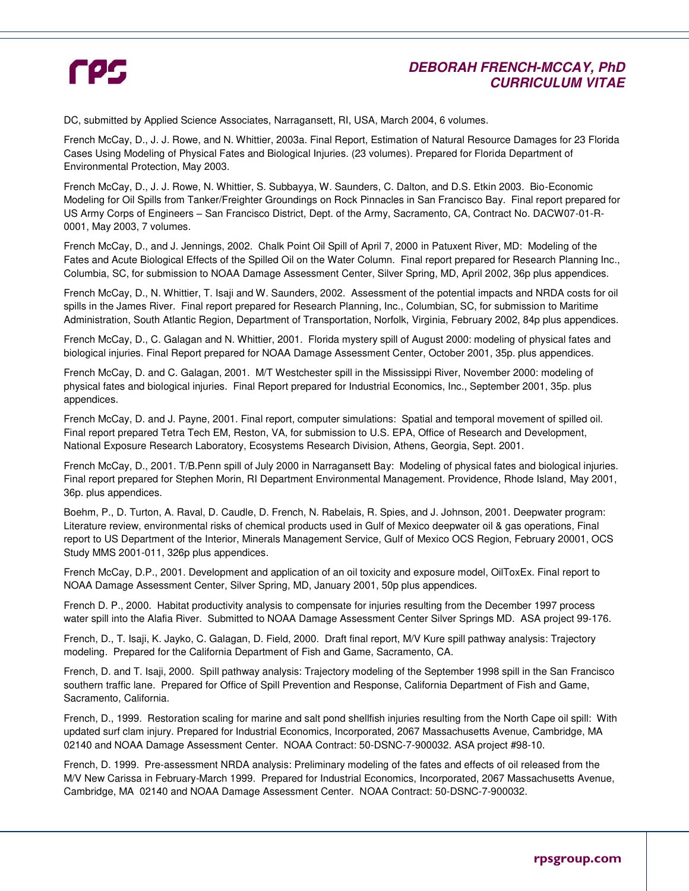DC, submitted by Applied Science Associates, Narragansett, RI, USA, March 2004, 6 volumes.

French McCay, D., J. J. Rowe, and N. Whittier, 2003a. Final Report, Estimation of Natural Resource Damages for 23 Florida Cases Using Modeling of Physical Fates and Biological Injuries. (23 volumes). Prepared for Florida Department of Environmental Protection, May 2003.

French McCay, D., J. J. Rowe, N. Whittier, S. Subbayya, W. Saunders, C. Dalton, and D.S. Etkin 2003. Bio-Economic Modeling for Oil Spills from Tanker/Freighter Groundings on Rock Pinnacles in San Francisco Bay. Final report prepared for US Army Corps of Engineers – San Francisco District, Dept. of the Army, Sacramento, CA, Contract No. DACW07-01-R-0001, May 2003, 7 volumes.

French McCay, D., and J. Jennings, 2002. Chalk Point Oil Spill of April 7, 2000 in Patuxent River, MD: Modeling of the Fates and Acute Biological Effects of the Spilled Oil on the Water Column. Final report prepared for Research Planning Inc., Columbia, SC, for submission to NOAA Damage Assessment Center, Silver Spring, MD, April 2002, 36p plus appendices.

French McCay, D., N. Whittier, T. Isaji and W. Saunders, 2002. Assessment of the potential impacts and NRDA costs for oil spills in the James River. Final report prepared for Research Planning, Inc., Columbian, SC, for submission to Maritime Administration, South Atlantic Region, Department of Transportation, Norfolk, Virginia, February 2002, 84p plus appendices.

French McCay, D., C. Galagan and N. Whittier, 2001. Florida mystery spill of August 2000: modeling of physical fates and biological injuries. Final Report prepared for NOAA Damage Assessment Center, October 2001, 35p. plus appendices.

French McCay, D. and C. Galagan, 2001. M/T Westchester spill in the Mississippi River, November 2000: modeling of physical fates and biological injuries. Final Report prepared for Industrial Economics, Inc., September 2001, 35p. plus appendices.

French McCay, D. and J. Payne, 2001. Final report, computer simulations: Spatial and temporal movement of spilled oil. Final report prepared Tetra Tech EM, Reston, VA, for submission to U.S. EPA, Office of Research and Development, National Exposure Research Laboratory, Ecosystems Research Division, Athens, Georgia, Sept. 2001.

French McCay, D., 2001. T/B.Penn spill of July 2000 in Narragansett Bay: Modeling of physical fates and biological injuries. Final report prepared for Stephen Morin, RI Department Environmental Management. Providence, Rhode Island, May 2001, 36p. plus appendices.

Boehm, P., D. Turton, A. Raval, D. Caudle, D. French, N. Rabelais, R. Spies, and J. Johnson, 2001. Deepwater program: Literature review, environmental risks of chemical products used in Gulf of Mexico deepwater oil & gas operations, Final report to US Department of the Interior, Minerals Management Service, Gulf of Mexico OCS Region, February 20001, OCS Study MMS 2001-011, 326p plus appendices.

French McCay, D.P., 2001. Development and application of an oil toxicity and exposure model, OilToxEx. Final report to NOAA Damage Assessment Center, Silver Spring, MD, January 2001, 50p plus appendices.

French D. P., 2000. Habitat productivity analysis to compensate for injuries resulting from the December 1997 process water spill into the Alafia River. Submitted to NOAA Damage Assessment Center Silver Springs MD. ASA project 99-176.

French, D., T. Isaji, K. Jayko, C. Galagan, D. Field, 2000. Draft final report, M/V Kure spill pathway analysis: Trajectory modeling. Prepared for the California Department of Fish and Game, Sacramento, CA.

French, D. and T. Isaji, 2000. Spill pathway analysis: Trajectory modeling of the September 1998 spill in the San Francisco southern traffic lane. Prepared for Office of Spill Prevention and Response, California Department of Fish and Game, Sacramento, California.

French, D., 1999. Restoration scaling for marine and salt pond shellfish injuries resulting from the North Cape oil spill: With updated surf clam injury. Prepared for Industrial Economics, Incorporated, 2067 Massachusetts Avenue, Cambridge, MA 02140 and NOAA Damage Assessment Center. NOAA Contract: 50-DSNC-7-900032. ASA project #98-10.

French, D. 1999. Pre-assessment NRDA analysis: Preliminary modeling of the fates and effects of oil released from the M/V New Carissa in February-March 1999. Prepared for Industrial Economics, Incorporated, 2067 Massachusetts Avenue, Cambridge, MA 02140 and NOAA Damage Assessment Center. NOAA Contract: 50-DSNC-7-900032.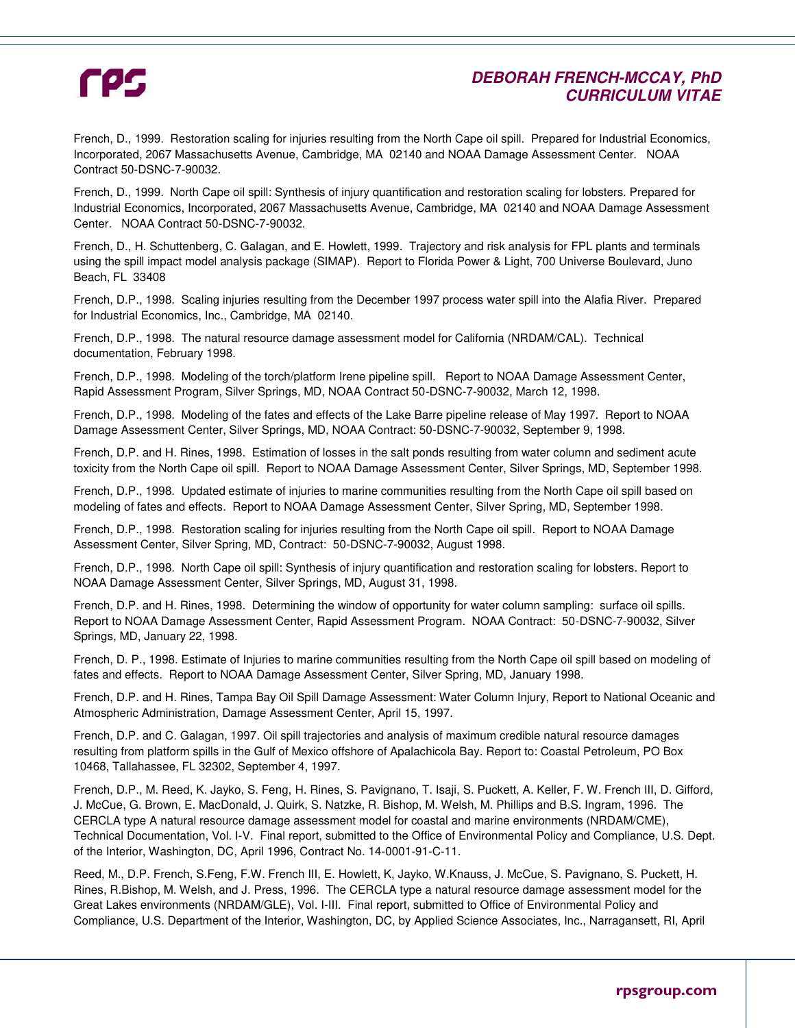French, D., 1999. Restoration scaling for injuries resulting from the North Cape oil spill. Prepared for Industrial Economics, Incorporated, 2067 Massachusetts Avenue, Cambridge, MA 02140 and NOAA Damage Assessment Center. NOAA Contract 50-DSNC-7-90032.

French, D., 1999. North Cape oil spill: Synthesis of injury quantification and restoration scaling for lobsters. Prepared for Industrial Economics, Incorporated, 2067 Massachusetts Avenue, Cambridge, MA 02140 and NOAA Damage Assessment Center. NOAA Contract 50-DSNC-7-90032.

French, D., H. Schuttenberg, C. Galagan, and E. Howlett, 1999. Trajectory and risk analysis for FPL plants and terminals using the spill impact model analysis package (SIMAP). Report to Florida Power & Light, 700 Universe Boulevard, Juno Beach, FL 33408

French, D.P., 1998. Scaling injuries resulting from the December 1997 process water spill into the Alafia River. Prepared for Industrial Economics, Inc., Cambridge, MA 02140.

French, D.P., 1998. The natural resource damage assessment model for California (NRDAM/CAL). Technical documentation, February 1998.

French, D.P., 1998. Modeling of the torch/platform Irene pipeline spill. Report to NOAA Damage Assessment Center, Rapid Assessment Program, Silver Springs, MD, NOAA Contract 50-DSNC-7-90032, March 12, 1998.

French, D.P., 1998. Modeling of the fates and effects of the Lake Barre pipeline release of May 1997. Report to NOAA Damage Assessment Center, Silver Springs, MD, NOAA Contract: 50-DSNC-7-90032, September 9, 1998.

French, D.P. and H. Rines, 1998. Estimation of losses in the salt ponds resulting from water column and sediment acute toxicity from the North Cape oil spill. Report to NOAA Damage Assessment Center, Silver Springs, MD, September 1998.

French, D.P., 1998. Updated estimate of injuries to marine communities resulting from the North Cape oil spill based on modeling of fates and effects. Report to NOAA Damage Assessment Center, Silver Spring, MD, September 1998.

French, D.P., 1998. Restoration scaling for injuries resulting from the North Cape oil spill. Report to NOAA Damage Assessment Center, Silver Spring, MD, Contract: 50-DSNC-7-90032, August 1998.

French, D.P., 1998. North Cape oil spill: Synthesis of injury quantification and restoration scaling for lobsters. Report to NOAA Damage Assessment Center, Silver Springs, MD, August 31, 1998.

French, D.P. and H. Rines, 1998. Determining the window of opportunity for water column sampling: surface oil spills. Report to NOAA Damage Assessment Center, Rapid Assessment Program. NOAA Contract: 50-DSNC-7-90032, Silver Springs, MD, January 22, 1998.

French, D. P., 1998. Estimate of Injuries to marine communities resulting from the North Cape oil spill based on modeling of fates and effects. Report to NOAA Damage Assessment Center, Silver Spring, MD, January 1998.

French, D.P. and H. Rines, Tampa Bay Oil Spill Damage Assessment: Water Column Injury, Report to National Oceanic and Atmospheric Administration, Damage Assessment Center, April 15, 1997.

French, D.P. and C. Galagan, 1997. Oil spill trajectories and analysis of maximum credible natural resource damages resulting from platform spills in the Gulf of Mexico offshore of Apalachicola Bay. Report to: Coastal Petroleum, PO Box 10468, Tallahassee, FL 32302, September 4, 1997.

French, D.P., M. Reed, K. Jayko, S. Feng, H. Rines, S. Pavignano, T. Isaji, S. Puckett, A. Keller, F. W. French III, D. Gifford, J. McCue, G. Brown, E. MacDonald, J. Quirk, S. Natzke, R. Bishop, M. Welsh, M. Phillips and B.S. Ingram, 1996. The CERCLA type A natural resource damage assessment model for coastal and marine environments (NRDAM/CME), Technical Documentation, Vol. I-V. Final report, submitted to the Office of Environmental Policy and Compliance, U.S. Dept. of the Interior, Washington, DC, April 1996, Contract No. 14-0001-91-C-11.

Reed, M., D.P. French, S.Feng, F.W. French III, E. Howlett, K, Jayko, W.Knauss, J. McCue, S. Pavignano, S. Puckett, H. Rines, R.Bishop, M. Welsh, and J. Press, 1996. The CERCLA type a natural resource damage assessment model for the Great Lakes environments (NRDAM/GLE), Vol. I-III. Final report, submitted to Office of Environmental Policy and Compliance, U.S. Department of the Interior, Washington, DC, by Applied Science Associates, Inc., Narragansett, RI, April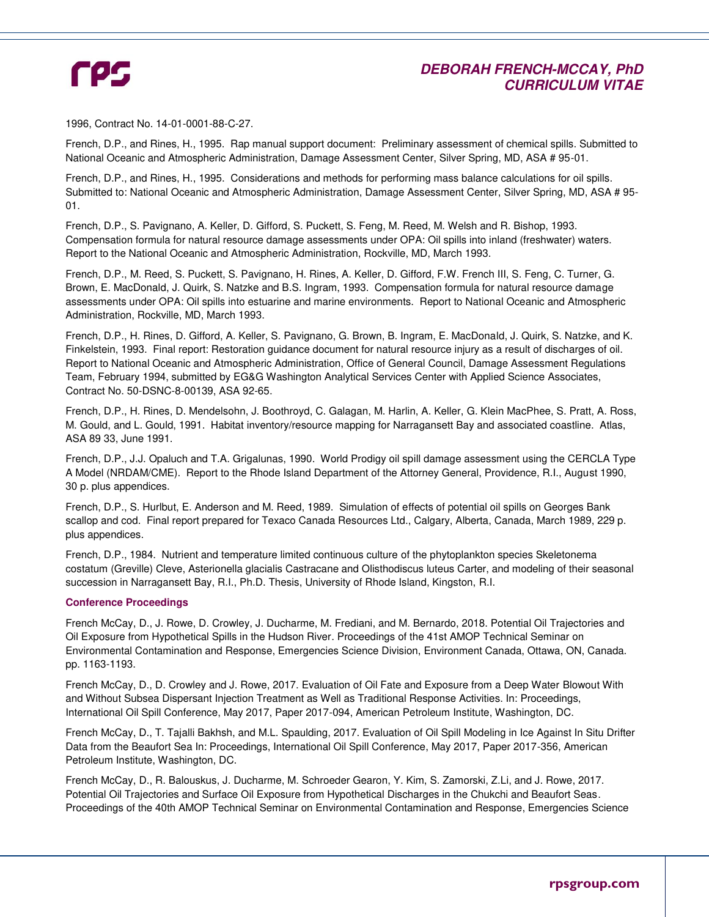1996, Contract No. 14-01-0001-88-C-27.

French, D.P., and Rines, H., 1995. Rap manual support document: Preliminary assessment of chemical spills. Submitted to National Oceanic and Atmospheric Administration, Damage Assessment Center, Silver Spring, MD, ASA # 95-01.

French, D.P., and Rines, H., 1995. Considerations and methods for performing mass balance calculations for oil spills. Submitted to: National Oceanic and Atmospheric Administration, Damage Assessment Center, Silver Spring, MD, ASA # 95-01.

French, D.P., S. Pavignano, A. Keller, D. Gifford, S. Puckett, S. Feng, M. Reed, M. Welsh and R. Bishop, 1993. Compensation formula for natural resource damage assessments under OPA: Oil spills into inland (freshwater) waters. Report to the National Oceanic and Atmospheric Administration, Rockville, MD, March 1993.

French, D.P., M. Reed, S. Puckett, S. Pavignano, H. Rines, A. Keller, D. Gifford, F.W. French III, S. Feng, C. Turner, G. Brown, E. MacDonald, J. Quirk, S. Natzke and B.S. Ingram, 1993. Compensation formula for natural resource damage assessments under OPA: Oil spills into estuarine and marine environments. Report to National Oceanic and Atmospheric Administration, Rockville, MD, March 1993.

French, D.P., H. Rines, D. Gifford, A. Keller, S. Pavignano, G. Brown, B. Ingram, E. MacDonald, J. Quirk, S. Natzke, and K. Finkelstein, 1993. Final report: Restoration guidance document for natural resource injury as a result of discharges of oil. Report to National Oceanic and Atmospheric Administration, Office of General Council, Damage Assessment Regulations Team, February 1994, submitted by EG&G Washington Analytical Services Center with Applied Science Associates, Contract No. 50-DSNC-8-00139, ASA 92-65.

French, D.P., H. Rines, D. Mendelsohn, J. Boothroyd, C. Galagan, M. Harlin, A. Keller, G. Klein MacPhee, S. Pratt, A. Ross, M. Gould, and L. Gould, 1991. Habitat inventory/resource mapping for Narragansett Bay and associated coastline. Atlas, ASA 89 33, June 1991.

French, D.P., J.J. Opaluch and T.A. Grigalunas, 1990. World Prodigy oil spill damage assessment using the CERCLA Type A Model (NRDAM/CME). Report to the Rhode Island Department of the Attorney General, Providence, R.I., August 1990, 30 p. plus appendices.

French, D.P., S. Hurlbut, E. Anderson and M. Reed, 1989. Simulation of effects of potential oil spills on Georges Bank scallop and cod. Final report prepared for Texaco Canada Resources Ltd., Calgary, Alberta, Canada, March 1989, 229 p. plus appendices.

French, D.P., 1984. Nutrient and temperature limited continuous culture of the phytoplankton species Skeletonema costatum (Greville) Cleve, Asterionella glacialis Castracane and Olisthodiscus luteus Carter, and modeling of their seasonal succession in Narragansett Bay, R.I., Ph.D. Thesis, University of Rhode Island, Kingston, R.I.

### Conference Proceedings

French McCay, D., J. Rowe, D. Crowley, J. Ducharme, M. Frediani, and M. Bernardo, 2018. Potential Oil Trajectories and Oil Exposure from Hypothetical Spills in the Hudson River. Proceedings of the 41st AMOP Technical Seminar on Environmental Contamination and Response, Emergencies Science Division, Environment Canada, Ottawa, ON, Canada. pp. 1163-1193.

French McCay, D., D. Crowley and J. Rowe, 2017. Evaluation of Oil Fate and Exposure from a Deep Water Blowout With and Without Subsea Dispersant Injection Treatment as Well as Traditional Response Activities. In: Proceedings, International Oil Spill Conference, May 2017, Paper 2017-094, American Petroleum Institute, Washington, DC.

French McCay, D., T. Tajalli Bakhsh, and M.L. Spaulding, 2017. Evaluation of Oil Spill Modeling in Ice Against In Situ Drifter Data from the Beaufort Sea In: Proceedings, International Oil Spill Conference, May 2017, Paper 2017-356, American Petroleum Institute, Washington, DC.

French McCay, D., R. Balouskus, J. Ducharme, M. Schroeder Gearon, Y. Kim, S. Zamorski, Z.Li, and J. Rowe, 2017. Potential Oil Trajectories and Surface Oil Exposure from Hypothetical Discharges in the Chukchi and Beaufort Seas. Proceedings of the 40th AMOP Technical Seminar on Environmental Contamination and Response, Emergencies Science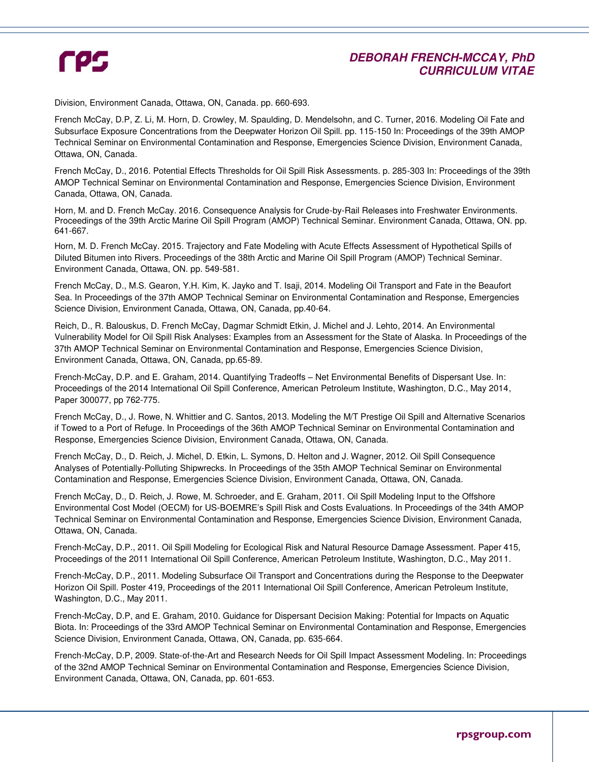Division, Environment Canada, Ottawa, ON, Canada. pp. 660-693.

French McCay, D.P, Z. Li, M. Horn, D. Crowley, M. Spaulding, D. Mendelsohn, and C. Turner, 2016. Modeling Oil Fate and Subsurface Exposure Concentrations from the Deepwater Horizon Oil Spill. pp. 115-150 In: Proceedings of the 39th AMOP Technical Seminar on Environmental Contamination and Response, Emergencies Science Division, Environment Canada, Ottawa, ON, Canada.

French McCay, D., 2016. Potential Effects Thresholds for Oil Spill Risk Assessments. p. 285-303 In: Proceedings of the 39th AMOP Technical Seminar on Environmental Contamination and Response, Emergencies Science Division, Environment Canada, Ottawa, ON, Canada.

Horn, M. and D. French McCay. 2016. Consequence Analysis for Crude-by-Rail Releases into Freshwater Environments. Proceedings of the 39th Arctic Marine Oil Spill Program (AMOP) Technical Seminar. Environment Canada, Ottawa, ON. pp. 641-667.

Horn, M. D. French McCay. 2015. Trajectory and Fate Modeling with Acute Effects Assessment of Hypothetical Spills of Diluted Bitumen into Rivers. Proceedings of the 38th Arctic and Marine Oil Spill Program (AMOP) Technical Seminar. Environment Canada, Ottawa, ON. pp. 549-581.

French McCay, D., M.S. Gearon, Y.H. Kim, K. Jayko and T. Isaji, 2014. Modeling Oil Transport and Fate in the Beaufort Sea. In Proceedings of the 37th AMOP Technical Seminar on Environmental Contamination and Response, Emergencies Science Division, Environment Canada, Ottawa, ON, Canada, pp.40-64.

Reich, D., R. Balouskus, D. French McCay, Dagmar Schmidt Etkin, J. Michel and J. Lehto, 2014. An Environmental Vulnerability Model for Oil Spill Risk Analyses: Examples from an Assessment for the State of Alaska. In Proceedings of the 37th AMOP Technical Seminar on Environmental Contamination and Response, Emergencies Science Division, Environment Canada, Ottawa, ON, Canada, pp.65-89.

French-McCay, D.P. and E. Graham, 2014. Quantifying Tradeoffs – Net Environmental Benefits of Dispersant Use. In: Proceedings of the 2014 International Oil Spill Conference, American Petroleum Institute, Washington, D.C., May 2014, Paper 300077, pp 762-775.

French McCay, D., J. Rowe, N. Whittier and C. Santos, 2013. Modeling the M/T Prestige Oil Spill and Alternative Scenarios if Towed to a Port of Refuge. In Proceedings of the 36th AMOP Technical Seminar on Environmental Contamination and Response, Emergencies Science Division, Environment Canada, Ottawa, ON, Canada.

French McCay, D., D. Reich, J. Michel, D. Etkin, L. Symons, D. Helton and J. Wagner, 2012. Oil Spill Consequence Analyses of Potentially-Polluting Shipwrecks. In Proceedings of the 35th AMOP Technical Seminar on Environmental Contamination and Response, Emergencies Science Division, Environment Canada, Ottawa, ON, Canada.

French McCay, D., D. Reich, J. Rowe, M. Schroeder, and E. Graham, 2011. Oil Spill Modeling Input to the Offshore Environmental Cost Model (OECM) for US-BOEMRE's Spill Risk and Costs Evaluations. In Proceedings of the 34th AMOP Technical Seminar on Environmental Contamination and Response, Emergencies Science Division, Environment Canada, Ottawa, ON, Canada.

French-McCay, D.P., 2011. Oil Spill Modeling for Ecological Risk and Natural Resource Damage Assessment. Paper 415, Proceedings of the 2011 International Oil Spill Conference, American Petroleum Institute, Washington, D.C., May 2011.

French-McCay, D.P., 2011. Modeling Subsurface Oil Transport and Concentrations during the Response to the Deepwater Horizon Oil Spill. Poster 419, Proceedings of the 2011 International Oil Spill Conference, American Petroleum Institute, Washington, D.C., May 2011.

French-McCay, D.P, and E. Graham, 2010. Guidance for Dispersant Decision Making: Potential for Impacts on Aquatic Biota. In: Proceedings of the 33rd AMOP Technical Seminar on Environmental Contamination and Response, Emergencies Science Division, Environment Canada, Ottawa, ON, Canada, pp. 635-664.

French-McCay, D.P, 2009. State-of-the-Art and Research Needs for Oil Spill Impact Assessment Modeling. In: Proceedings of the 32nd AMOP Technical Seminar on Environmental Contamination and Response, Emergencies Science Division, Environment Canada, Ottawa, ON, Canada, pp. 601-653.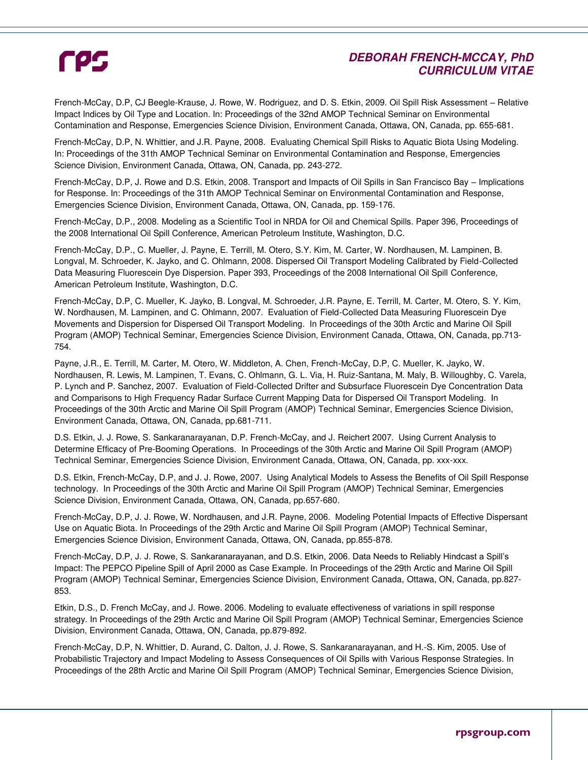French-McCay, D.P, CJ Beegle-Krause, J. Rowe, W. Rodriguez, and D. S. Etkin, 2009. Oil Spill Risk Assessment – Relative Impact Indices by Oil Type and Location. In: Proceedings of the 32nd AMOP Technical Seminar on Environmental Contamination and Response, Emergencies Science Division, Environment Canada, Ottawa, ON, Canada, pp. 655-681.

French-McCay, D.P, N. Whittier, and J.R. Payne, 2008. Evaluating Chemical Spill Risks to Aquatic Biota Using Modeling. In: Proceedings of the 31th AMOP Technical Seminar on Environmental Contamination and Response, Emergencies Science Division, Environment Canada, Ottawa, ON, Canada, pp. 243-272.

French-McCay, D.P, J. Rowe and D.S. Etkin, 2008. Transport and Impacts of Oil Spills in San Francisco Bay – Implications for Response. In: Proceedings of the 31th AMOP Technical Seminar on Environmental Contamination and Response, Emergencies Science Division, Environment Canada, Ottawa, ON, Canada, pp. 159-176.

French-McCay, D.P., 2008. Modeling as a Scientific Tool in NRDA for Oil and Chemical Spills. Paper 396, Proceedings of the 2008 International Oil Spill Conference, American Petroleum Institute, Washington, D.C.

French-McCay, D.P., C. Mueller, J. Payne, E. Terrill, M. Otero, S.Y. Kim, M. Carter, W. Nordhausen, M. Lampinen, B. Longval, M. Schroeder, K. Jayko, and C. Ohlmann, 2008. Dispersed Oil Transport Modeling Calibrated by Field-Collected Data Measuring Fluorescein Dye Dispersion. Paper 393, Proceedings of the 2008 International Oil Spill Conference, American Petroleum Institute, Washington, D.C.

French-McCay, D.P, C. Mueller, K. Jayko, B. Longval, M. Schroeder, J.R. Payne, E. Terrill, M. Carter, M. Otero, S. Y. Kim, W. Nordhausen, M. Lampinen, and C. Ohlmann, 2007. Evaluation of Field-Collected Data Measuring Fluorescein Dye Movements and Dispersion for Dispersed Oil Transport Modeling. In Proceedings of the 30th Arctic and Marine Oil Spill Program (AMOP) Technical Seminar, Emergencies Science Division, Environment Canada, Ottawa, ON, Canada, pp.713-754.

Payne, J.R., E. Terrill, M. Carter, M. Otero, W. Middleton, A. Chen, French-McCay, D.P, C. Mueller, K. Jayko, W. Nordhausen, R. Lewis, M. Lampinen, T. Evans, C. Ohlmann, G. L. Via, H. Ruiz-Santana, M. Maly, B. Willoughby, C. Varela, P. Lynch and P. Sanchez, 2007. Evaluation of Field-Collected Drifter and Subsurface Fluorescein Dye Concentration Data and Comparisons to High Frequency Radar Surface Current Mapping Data for Dispersed Oil Transport Modeling. In Proceedings of the 30th Arctic and Marine Oil Spill Program (AMOP) Technical Seminar, Emergencies Science Division, Environment Canada, Ottawa, ON, Canada, pp.681-711.

D.S. Etkin, J. J. Rowe, S. Sankaranarayanan, D.P. French-McCay, and J. Reichert 2007. Using Current Analysis to Determine Efficacy of Pre-Booming Operations. In Proceedings of the 30th Arctic and Marine Oil Spill Program (AMOP) Technical Seminar, Emergencies Science Division, Environment Canada, Ottawa, ON, Canada, pp. xxx-xxx.

D.S. Etkin, French-McCay, D.P, and J. J. Rowe, 2007. Using Analytical Models to Assess the Benefits of Oil Spill Response technology. In Proceedings of the 30th Arctic and Marine Oil Spill Program (AMOP) Technical Seminar, Emergencies Science Division, Environment Canada, Ottawa, ON, Canada, pp.657-680.

French-McCay, D.P, J. J. Rowe, W. Nordhausen, and J.R. Payne, 2006. Modeling Potential Impacts of Effective Dispersant Use on Aquatic Biota. In Proceedings of the 29th Arctic and Marine Oil Spill Program (AMOP) Technical Seminar, Emergencies Science Division, Environment Canada, Ottawa, ON, Canada, pp.855-878.

French-McCay, D.P, J. J. Rowe, S. Sankaranarayanan, and D.S. Etkin, 2006. Data Needs to Reliably Hindcast a Spill's Impact: The PEPCO Pipeline Spill of April 2000 as Case Example. In Proceedings of the 29th Arctic and Marine Oil Spill Program (AMOP) Technical Seminar, Emergencies Science Division, Environment Canada, Ottawa, ON, Canada, pp.827-853.

Etkin, D.S., D. French McCay, and J. Rowe. 2006. Modeling to evaluate effectiveness of variations in spill response strategy. In Proceedings of the 29th Arctic and Marine Oil Spill Program (AMOP) Technical Seminar, Emergencies Science Division, Environment Canada, Ottawa, ON, Canada, pp.879-892.

French-McCay, D.P, N. Whittier, D. Aurand, C. Dalton, J. J. Rowe, S. Sankaranarayanan, and H.-S. Kim, 2005. Use of Probabilistic Trajectory and Impact Modeling to Assess Consequences of Oil Spills with Various Response Strategies. In Proceedings of the 28th Arctic and Marine Oil Spill Program (AMOP) Technical Seminar, Emergencies Science Division,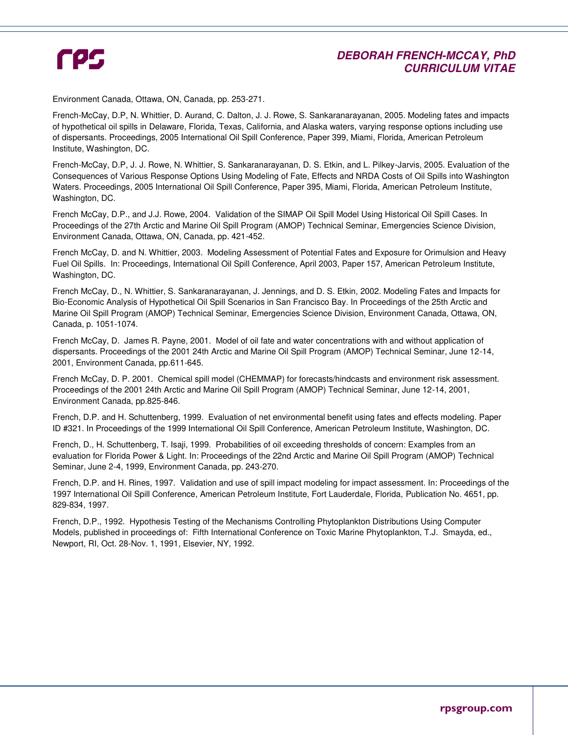Environment Canada, Ottawa, ON, Canada, pp. 253-271.

French-McCay, D.P, N. Whittier, D. Aurand, C. Dalton, J. J. Rowe, S. Sankaranarayanan, 2005. Modeling fates and impacts of hypothetical oil spills in Delaware, Florida, Texas, California, and Alaska waters, varying response options including use of dispersants. Proceedings, 2005 International Oil Spill Conference, Paper 399, Miami, Florida, American Petroleum Institute, Washington, DC.

French-McCay, D.P, J. J. Rowe, N. Whittier, S. Sankaranarayanan, D. S. Etkin, and L. Pilkey-Jarvis, 2005. Evaluation of the Consequences of Various Response Options Using Modeling of Fate, Effects and NRDA Costs of Oil Spills into Washington Waters. Proceedings, 2005 International Oil Spill Conference, Paper 395, Miami, Florida, American Petroleum Institute, Washington, DC.

French McCay, D.P., and J.J. Rowe, 2004. Validation of the SIMAP Oil Spill Model Using Historical Oil Spill Cases. In Proceedings of the 27th Arctic and Marine Oil Spill Program (AMOP) Technical Seminar, Emergencies Science Division, Environment Canada, Ottawa, ON, Canada, pp. 421-452.

French McCay, D. and N. Whittier, 2003. Modeling Assessment of Potential Fates and Exposure for Orimulsion and Heavy Fuel Oil Spills. In: Proceedings, International Oil Spill Conference, April 2003, Paper 157, American Petroleum Institute, Washington, DC.

French McCay, D., N. Whittier, S. Sankaranarayanan, J. Jennings, and D. S. Etkin, 2002. Modeling Fates and Impacts for Bio-Economic Analysis of Hypothetical Oil Spill Scenarios in San Francisco Bay. In Proceedings of the 25th Arctic and Marine Oil Spill Program (AMOP) Technical Seminar, Emergencies Science Division, Environment Canada, Ottawa, ON, Canada, p. 1051-1074.

French McCay, D. James R. Payne, 2001. Model of oil fate and water concentrations with and without application of dispersants. Proceedings of the 2001 24th Arctic and Marine Oil Spill Program (AMOP) Technical Seminar, June 12-14, 2001, Environment Canada, pp.611-645.

French McCay, D. P. 2001. Chemical spill model (CHEMMAP) for forecasts/hindcasts and environment risk assessment. Proceedings of the 2001 24th Arctic and Marine Oil Spill Program (AMOP) Technical Seminar, June 12-14, 2001, Environment Canada, pp.825-846.

French, D.P. and H. Schuttenberg, 1999. Evaluation of net environmental benefit using fates and effects modeling. Paper ID #321. In Proceedings of the 1999 International Oil Spill Conference, American Petroleum Institute, Washington, DC.

French, D., H. Schuttenberg, T. Isaji, 1999. Probabilities of oil exceeding thresholds of concern: Examples from an evaluation for Florida Power & Light. In: Proceedings of the 22nd Arctic and Marine Oil Spill Program (AMOP) Technical Seminar, June 2-4, 1999, Environment Canada, pp. 243-270.

French, D.P. and H. Rines, 1997. Validation and use of spill impact modeling for impact assessment. In: Proceedings of the 1997 International Oil Spill Conference, American Petroleum Institute, Fort Lauderdale, Florida, Publication No. 4651, pp. 829-834, 1997.

French, D.P., 1992. Hypothesis Testing of the Mechanisms Controlling Phytoplankton Distributions Using Computer Models, published in proceedings of: Fifth International Conference on Toxic Marine Phytoplankton, T.J. Smayda, ed., Newport, RI, Oct. 28-Nov. 1, 1991, Elsevier, NY, 1992.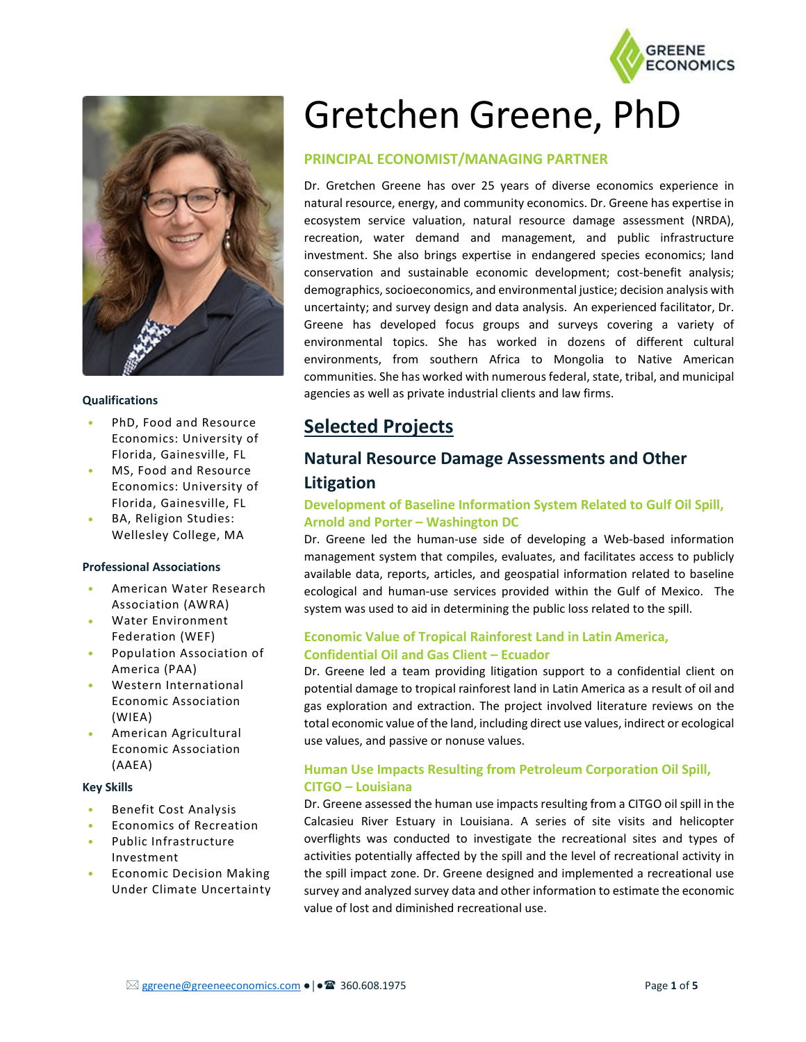# Gretchen Greene, PhD

## PRINCIPAL ECONOMIST/MANAGING PARTNER

Dr. Gretchen Greene has over 25 years of diverse economics experience in natural resource, energy, and community economics. Dr. Greene has expertise in ecosystem service valuation, natural resource damage assessment (NRDA), recreation, water demand and management, and public infrastructure investment. She also brings expertise in endangered species economics; land conservation and sustainable economic development; cost-benefit analysis; demographics, socioeconomics, and environmental justice; decision analysis with uncertainty; and survey design and data analysis. An experienced facilitator, Dr. Greene has developed focus groups and surveys covering a variety of environmental topics. She has worked in dozens of different cultural environments, from southern Africa to Mongolia to Native American communities. She has worked with numerous federal, state, tribal, and municipal agencies as well as private industrial clients and law firms.

**Qualifications**

- PhD, Food and Resource Economics: University of Florida, Gainesville, FL
- MS, Food and Resource Economics: University of Florida, Gainesville, FL
- BA, Religion Studies: Wellesley College, MA

**Professional Associations**

- American Water Research Association (AWRA)
- Water Environment Federation (WEF)
- Population Association of America (PAA)
- Western International Economic Association (WIEA)
- American Agricultural Economic Association (AAEA)

**Key Skills**

- Benefit Cost Analysis
- Economics of Recreation
- Public Infrastructure Investment
- Economic Decision Making Under Climate Uncertainty

## Selected Projects

### Natural Resource Damage Assessments and Other Litigation

#### Development of Baseline Information System Related to Gulf Oil Spill, Arnold and Porter – Washington DC

Dr. Greene led the human-use side of developing a Web-based information management system that compiles, evaluates, and facilitates access to publicly available data, reports, articles, and geospatial information related to baseline ecological and human-use services provided within the Gulf of Mexico. The system was used to aid in determining the public loss related to the spill.

#### Economic Value of Tropical Rainforest Land in Latin America, Confidential Oil and Gas Client – Ecuador

Dr. Greene led a team providing litigation support to a confidential client on potential damage to tropical rainforest land in Latin America as a result of oil and gas exploration and extraction. The project involved literature reviews on the total economic value of the land, including direct use values, indirect or ecological use values, and passive or nonuse values.

#### Human Use Impacts Resulting from Petroleum Corporation Oil Spill, CITGO – Louisiana

Dr. Greene assessed the human use impacts resulting from a CITGO oil spill in the Calcasieu River Estuary in Louisiana. A series of site visits and helicopter overflights was conducted to investigate the recreational sites and types of activities potentially affected by the spill and the level of recreational activity in the spill impact zone. Dr. Greene designed and implemented a recreational use survey and analyzed survey data and other information to estimate the economic value of lost and diminished recreational use.

ggreene@greeneeconomics.com ● | ● 360.608.1975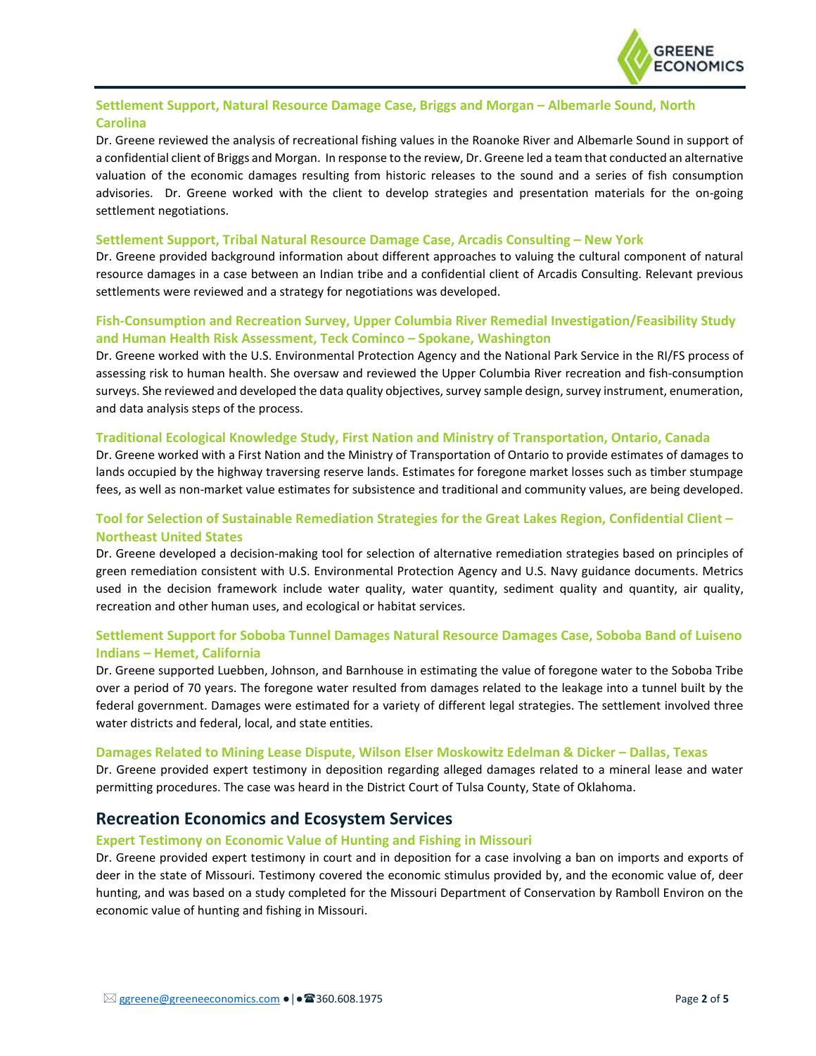### Settlement Support, Natural Resource Damage Case, Briggs and Morgan – Albemarle Sound, North Carolina

Dr. Greene reviewed the analysis of recreational fishing values in the Roanoke River and Albemarle Sound in support of a confidential client of Briggs and Morgan. In response to the review, Dr. Greene led a team that conducted an alternative valuation of the economic damages resulting from historic releases to the sound and a series of fish consumption advisories. Dr. Greene worked with the client to develop strategies and presentation materials for the on-going settlement negotiations.

### Settlement Support, Tribal Natural Resource Damage Case, Arcadis Consulting – New York

Dr. Greene provided background information about different approaches to valuing the cultural component of natural resource damages in a case between an Indian tribe and a confidential client of Arcadis Consulting. Relevant previous settlements were reviewed and a strategy for negotiations was developed.

### Fish-Consumption and Recreation Survey, Upper Columbia River Remedial Investigation/Feasibility Study and Human Health Risk Assessment, Teck Cominco – Spokane, Washington

Dr. Greene worked with the U.S. Environmental Protection Agency and the National Park Service in the RI/FS process of assessing risk to human health. She oversaw and reviewed the Upper Columbia River recreation and fish-consumption surveys. She reviewed and developed the data quality objectives, survey sample design, survey instrument, enumeration, and data analysis steps of the process.

### Traditional Ecological Knowledge Study, First Nation and Ministry of Transportation, Ontario, Canada

Dr. Greene worked with a First Nation and the Ministry of Transportation of Ontario to provide estimates of damages to lands occupied by the highway traversing reserve lands. Estimates for foregone market losses such as timber stumpage fees, as well as non-market value estimates for subsistence and traditional and community values, are being developed.

### Tool for Selection of Sustainable Remediation Strategies for the Great Lakes Region, Confidential Client – Northeast United States

Dr. Greene developed a decision-making tool for selection of alternative remediation strategies based on principles of green remediation consistent with U.S. Environmental Protection Agency and U.S. Navy guidance documents. Metrics used in the decision framework include water quality, water quantity, sediment quality and quantity, air quality, recreation and other human uses, and ecological or habitat services.

### Settlement Support for Soboba Tunnel Damages Natural Resource Damages Case, Soboba Band of Luiseno Indians – Hemet, California

Dr. Greene supported Luebben, Johnson, and Barnhouse in estimating the value of foregone water to the Soboba Tribe over a period of 70 years. The foregone water resulted from damages related to the leakage into a tunnel built by the federal government. Damages were estimated for a variety of different legal strategies. The settlement involved three water districts and federal, local, and state entities.

### Damages Related to Mining Lease Dispute, Wilson Elser Moskowitz Edelman & Dicker – Dallas, Texas

Dr. Greene provided expert testimony in deposition regarding alleged damages related to a mineral lease and water permitting procedures. The case was heard in the District Court of Tulsa County, State of Oklahoma.

## Recreation Economics and Ecosystem Services

### Expert Testimony on Economic Value of Hunting and Fishing in Missouri

Dr. Greene provided expert testimony in court and in deposition for a case involving a ban on imports and exports of deer in the state of Missouri. Testimony covered the economic stimulus provided by, and the economic value of, deer hunting, and was based on a study completed for the Missouri Department of Conservation by Ramboll Environ on the economic value of hunting and fishing in Missouri.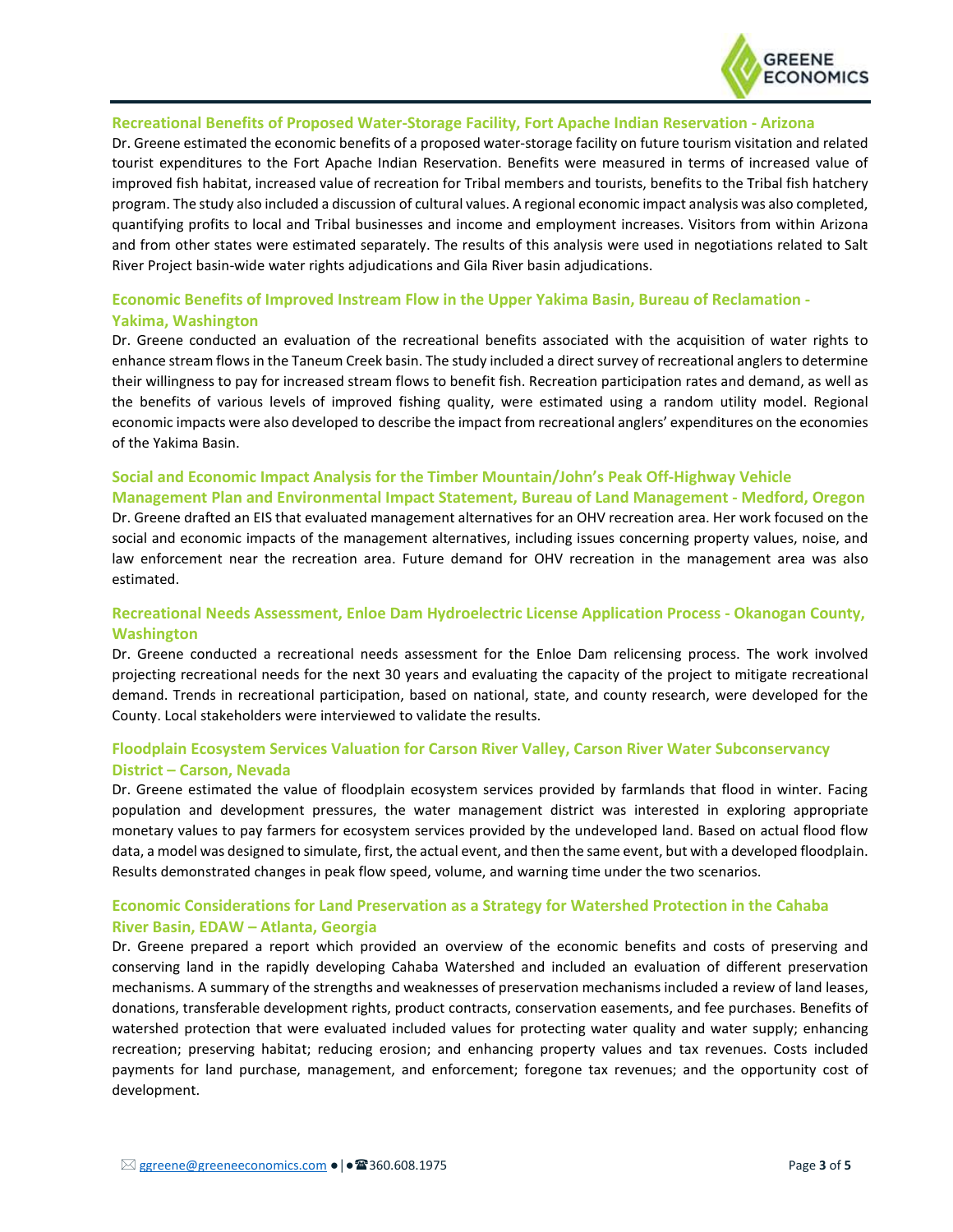### Recreational Benefits of Proposed Water-Storage Facility, Fort Apache Indian Reservation - Arizona

Dr. Greene estimated the economic benefits of a proposed water-storage facility on future tourism visitation and related tourist expenditures to the Fort Apache Indian Reservation. Benefits were measured in terms of increased value of improved fish habitat, increased value of recreation for Tribal members and tourists, benefits to the Tribal fish hatchery program. The study also included a discussion of cultural values. A regional economic impact analysis was also completed, quantifying profits to local and Tribal businesses and income and employment increases. Visitors from within Arizona and from other states were estimated separately. The results of this analysis were used in negotiations related to Salt River Project basin-wide water rights adjudications and Gila River basin adjudications.

### Economic Benefits of Improved Instream Flow in the Upper Yakima Basin, Bureau of Reclamation - Yakima, Washington

Dr. Greene conducted an evaluation of the recreational benefits associated with the acquisition of water rights to enhance stream flows in the Taneum Creek basin. The study included a direct survey of recreational anglers to determine their willingness to pay for increased stream flows to benefit fish. Recreation participation rates and demand, as well as the benefits of various levels of improved fishing quality, were estimated using a random utility model. Regional economic impacts were also developed to describe the impact from recreational anglers' expenditures on the economies of the Yakima Basin.

### Social and Economic Impact Analysis for the Timber Mountain/John's Peak Off-Highway Vehicle Management Plan and Environmental Impact Statement, Bureau of Land Management - Medford, Oregon

Dr. Greene drafted an EIS that evaluated management alternatives for an OHV recreation area. Her work focused on the social and economic impacts of the management alternatives, including issues concerning property values, noise, and law enforcement near the recreation area. Future demand for OHV recreation in the management area was also estimated.

### Recreational Needs Assessment, Enloe Dam Hydroelectric License Application Process - Okanogan County, Washington

Dr. Greene conducted a recreational needs assessment for the Enloe Dam relicensing process. The work involved projecting recreational needs for the next 30 years and evaluating the capacity of the project to mitigate recreational demand. Trends in recreational participation, based on national, state, and county research, were developed for the County. Local stakeholders were interviewed to validate the results.

### Floodplain Ecosystem Services Valuation for Carson River Valley, Carson River Water Subconservancy District – Carson, Nevada

Dr. Greene estimated the value of floodplain ecosystem services provided by farmlands that flood in winter. Facing population and development pressures, the water management district was interested in exploring appropriate monetary values to pay farmers for ecosystem services provided by the undeveloped land. Based on actual flood flow data, a model was designed to simulate, first, the actual event, and then the same event, but with a developed floodplain. Results demonstrated changes in peak flow speed, volume, and warning time under the two scenarios.

### Economic Considerations for Land Preservation as a Strategy for Watershed Protection in the Cahaba River Basin, EDAW – Atlanta, Georgia

Dr. Greene prepared a report which provided an overview of the economic benefits and costs of preserving and conserving land in the rapidly developing Cahaba Watershed and included an evaluation of different preservation mechanisms. A summary of the strengths and weaknesses of preservation mechanisms included a review of land leases, donations, transferable development rights, product contracts, conservation easements, and fee purchases. Benefits of watershed protection that were evaluated included values for protecting water quality and water supply; enhancing recreation; preserving habitat; reducing erosion; and enhancing property values and tax revenues. Costs included payments for land purchase, management, and enforcement; foregone tax revenues; and the opportunity cost of development.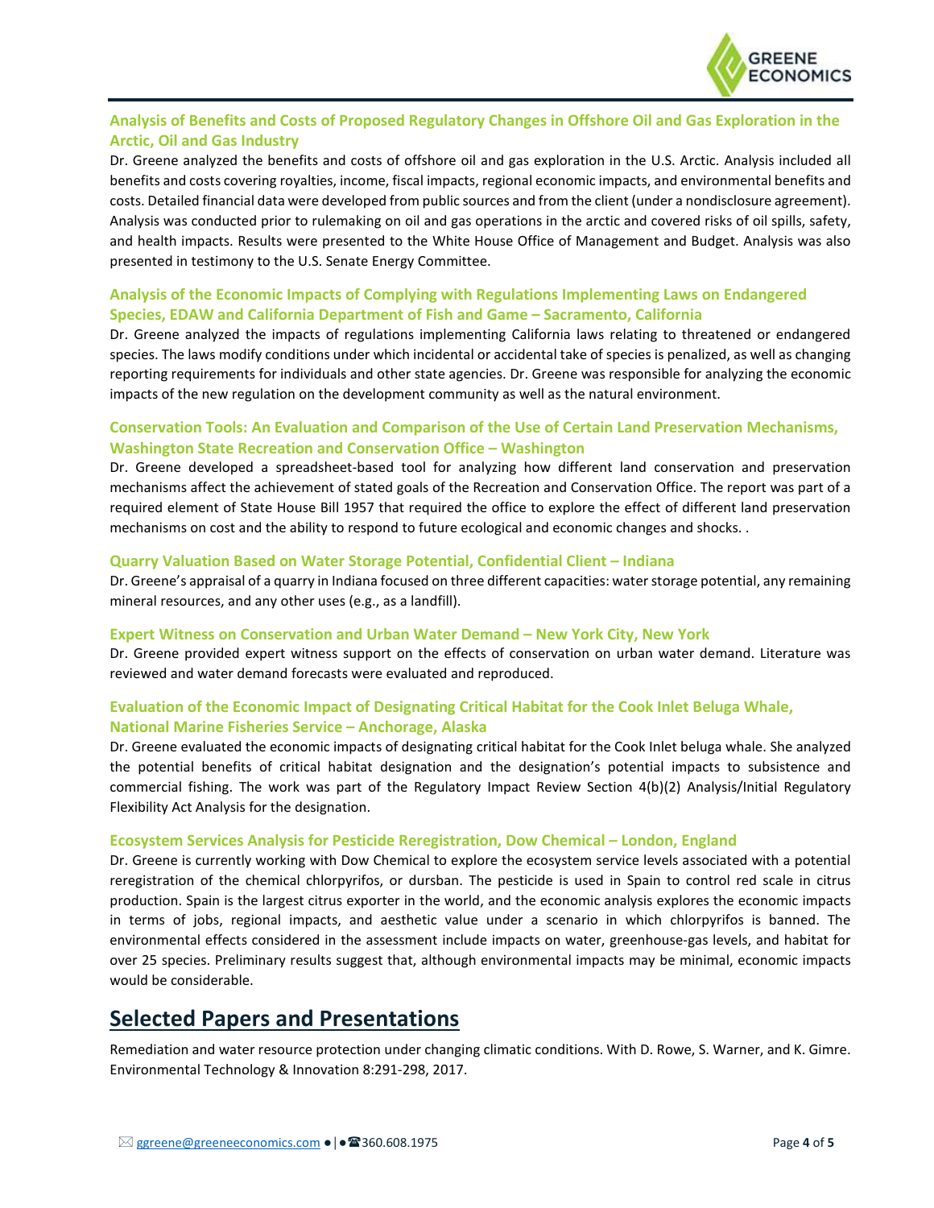### Analysis of Benefits and Costs of Proposed Regulatory Changes in Offshore Oil and Gas Exploration in the Arctic, Oil and Gas Industry

Dr. Greene analyzed the benefits and costs of offshore oil and gas exploration in the U.S. Arctic. Analysis included all benefits and costs covering royalties, income, fiscal impacts, regional economic impacts, and environmental benefits and costs. Detailed financial data were developed from public sources and from the client (under a nondisclosure agreement). Analysis was conducted prior to rulemaking on oil and gas operations in the arctic and covered risks of oil spills, safety, and health impacts. Results were presented to the White House Office of Management and Budget. Analysis was also presented in testimony to the U.S. Senate Energy Committee.

### Analysis of the Economic Impacts of Complying with Regulations Implementing Laws on Endangered Species, EDAW and California Department of Fish and Game – Sacramento, California

Dr. Greene analyzed the impacts of regulations implementing California laws relating to threatened or endangered species. The laws modify conditions under which incidental or accidental take of species is penalized, as well as changing reporting requirements for individuals and other state agencies. Dr. Greene was responsible for analyzing the economic impacts of the new regulation on the development community as well as the natural environment.

### Conservation Tools: An Evaluation and Comparison of the Use of Certain Land Preservation Mechanisms, Washington State Recreation and Conservation Office – Washington

Dr. Greene developed a spreadsheet-based tool for analyzing how different land conservation and preservation mechanisms affect the achievement of stated goals of the Recreation and Conservation Office. The report was part of a required element of State House Bill 1957 that required the office to explore the effect of different land preservation mechanisms on cost and the ability to respond to future ecological and economic changes and shocks. .

### Quarry Valuation Based on Water Storage Potential, Confidential Client – Indiana

Dr. Greene's appraisal of a quarry in Indiana focused on three different capacities: water storage potential, any remaining mineral resources, and any other uses (e.g., as a landfill).

### Expert Witness on Conservation and Urban Water Demand – New York City, New York

Dr. Greene provided expert witness support on the effects of conservation on urban water demand. Literature was reviewed and water demand forecasts were evaluated and reproduced.

### Evaluation of the Economic Impact of Designating Critical Habitat for the Cook Inlet Beluga Whale, National Marine Fisheries Service – Anchorage, Alaska

Dr. Greene evaluated the economic impacts of designating critical habitat for the Cook Inlet beluga whale. She analyzed the potential benefits of critical habitat designation and the designation's potential impacts to subsistence and commercial fishing. The work was part of the Regulatory Impact Review Section 4(b)(2) Analysis/Initial Regulatory Flexibility Act Analysis for the designation.

### Ecosystem Services Analysis for Pesticide Reregistration, Dow Chemical – London, England

Dr. Greene is currently working with Dow Chemical to explore the ecosystem service levels associated with a potential reregistration of the chemical chlorpyrifos, or dursban. The pesticide is used in Spain to control red scale in citrus production. Spain is the largest citrus exporter in the world, and the economic analysis explores the economic impacts in terms of jobs, regional impacts, and aesthetic value under a scenario in which chlorpyrifos is banned. The environmental effects considered in the assessment include impacts on water, greenhouse-gas levels, and habitat for over 25 species. Preliminary results suggest that, although environmental impacts may be minimal, economic impacts would be considerable.

## Selected Papers and Presentations

Remediation and water resource protection under changing climatic conditions. With D. Rowe, S. Warner, and K. Gimre. Environmental Technology & Innovation 8:291-298, 2017.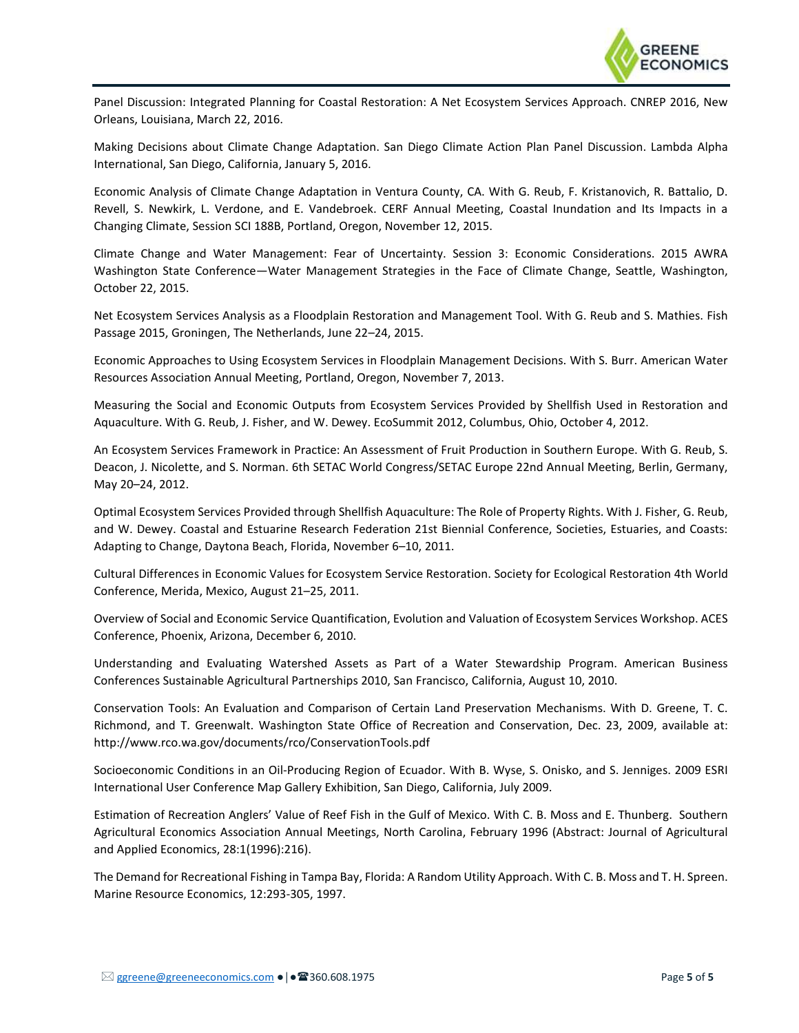Panel Discussion: Integrated Planning for Coastal Restoration: A Net Ecosystem Services Approach. CNREP 2016, New Orleans, Louisiana, March 22, 2016.

Making Decisions about Climate Change Adaptation. San Diego Climate Action Plan Panel Discussion. Lambda Alpha International, San Diego, California, January 5, 2016.

Economic Analysis of Climate Change Adaptation in Ventura County, CA. With G. Reub, F. Kristanovich, R. Battalio, D. Revell, S. Newkirk, L. Verdone, and E. Vandebroek. CERF Annual Meeting, Coastal Inundation and Its Impacts in a Changing Climate, Session SCI 188B, Portland, Oregon, November 12, 2015.

Climate Change and Water Management: Fear of Uncertainty. Session 3: Economic Considerations. 2015 AWRA Washington State Conference—Water Management Strategies in the Face of Climate Change, Seattle, Washington, October 22, 2015.

Net Ecosystem Services Analysis as a Floodplain Restoration and Management Tool. With G. Reub and S. Mathies. Fish Passage 2015, Groningen, The Netherlands, June 22–24, 2015.

Economic Approaches to Using Ecosystem Services in Floodplain Management Decisions. With S. Burr. American Water Resources Association Annual Meeting, Portland, Oregon, November 7, 2013.

Measuring the Social and Economic Outputs from Ecosystem Services Provided by Shellfish Used in Restoration and Aquaculture. With G. Reub, J. Fisher, and W. Dewey. EcoSummit 2012, Columbus, Ohio, October 4, 2012.

An Ecosystem Services Framework in Practice: An Assessment of Fruit Production in Southern Europe. With G. Reub, S. Deacon, J. Nicolette, and S. Norman. 6th SETAC World Congress/SETAC Europe 22nd Annual Meeting, Berlin, Germany, May 20–24, 2012.

Optimal Ecosystem Services Provided through Shellfish Aquaculture: The Role of Property Rights. With J. Fisher, G. Reub, and W. Dewey. Coastal and Estuarine Research Federation 21st Biennial Conference, Societies, Estuaries, and Coasts: Adapting to Change, Daytona Beach, Florida, November 6–10, 2011.

Cultural Differences in Economic Values for Ecosystem Service Restoration. Society for Ecological Restoration 4th World Conference, Merida, Mexico, August 21–25, 2011.

Overview of Social and Economic Service Quantification, Evolution and Valuation of Ecosystem Services Workshop. ACES Conference, Phoenix, Arizona, December 6, 2010.

Understanding and Evaluating Watershed Assets as Part of a Water Stewardship Program. American Business Conferences Sustainable Agricultural Partnerships 2010, San Francisco, California, August 10, 2010.

Conservation Tools: An Evaluation and Comparison of Certain Land Preservation Mechanisms. With D. Greene, T. C. Richmond, and T. Greenwalt. Washington State Office of Recreation and Conservation, Dec. 23, 2009, available at: http://www.rco.wa.gov/documents/rco/ConservationTools.pdf

Socioeconomic Conditions in an Oil-Producing Region of Ecuador. With B. Wyse, S. Onisko, and S. Jenniges. 2009 ESRI International User Conference Map Gallery Exhibition, San Diego, California, July 2009.

Estimation of Recreation Anglers' Value of Reef Fish in the Gulf of Mexico. With C. B. Moss and E. Thunberg. Southern Agricultural Economics Association Annual Meetings, North Carolina, February 1996 (Abstract: Journal of Agricultural and Applied Economics, 28:1(1996):216).

The Demand for Recreational Fishing in Tampa Bay, Florida: A Random Utility Approach. With C. B. Moss and T. H. Spreen. Marine Resource Economics, 12:293-305, 1997.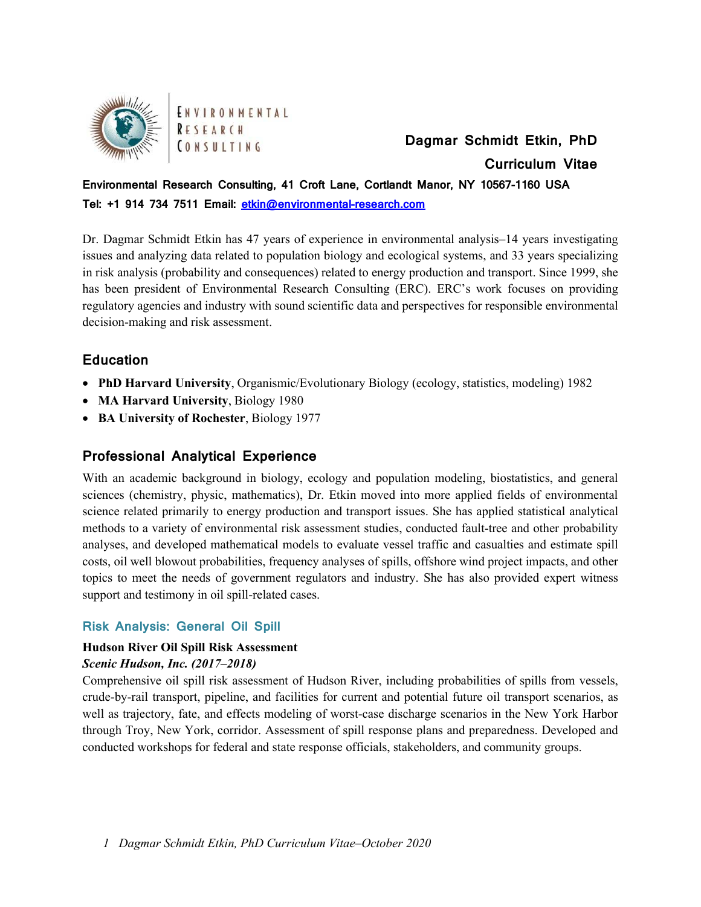**Environmental Research Consulting**

# Dagmar Schmidt Etkin, PhD
## Curriculum Vitae

**Environmental Research Consulting, 41 Croft Lane, Cortlandt Manor, NY 10567-1160 USA**
**Tel: +1 914 734 7511 Email: etkin@environmental-research.com**

Dr. Dagmar Schmidt Etkin has 47 years of experience in environmental analysis–14 years investigating issues and analyzing data related to population biology and ecological systems, and 33 years specializing in risk analysis (probability and consequences) related to energy production and transport. Since 1999, she has been president of Environmental Research Consulting (ERC). ERC's work focuses on providing regulatory agencies and industry with sound scientific data and perspectives for responsible environmental decision-making and risk assessment.

## Education

- **PhD Harvard University**, Organismic/Evolutionary Biology (ecology, statistics, modeling) 1982
- **MA Harvard University**, Biology 1980
- **BA University of Rochester**, Biology 1977

## Professional Analytical Experience

With an academic background in biology, ecology and population modeling, biostatistics, and general sciences (chemistry, physic, mathematics), Dr. Etkin moved into more applied fields of environmental science related primarily to energy production and transport issues. She has applied statistical analytical methods to a variety of environmental risk assessment studies, conducted fault-tree and other probability analyses, and developed mathematical models to evaluate vessel traffic and casualties and estimate spill costs, oil well blowout probabilities, frequency analyses of spills, offshore wind project impacts, and other topics to meet the needs of government regulators and industry. She has also provided expert witness support and testimony in oil spill-related cases.

### Risk Analysis: General Oil Spill

**Hudson River Oil Spill Risk Assessment**
***Scenic Hudson, Inc. (2017–2018)***
Comprehensive oil spill risk assessment of Hudson River, including probabilities of spills from vessels, crude-by-rail transport, pipeline, and facilities for current and potential future oil transport scenarios, as well as trajectory, fate, and effects modeling of worst-case discharge scenarios in the New York Harbor through Troy, New York, corridor. Assessment of spill response plans and preparedness. Developed and conducted workshops for federal and state response officials, stakeholders, and community groups.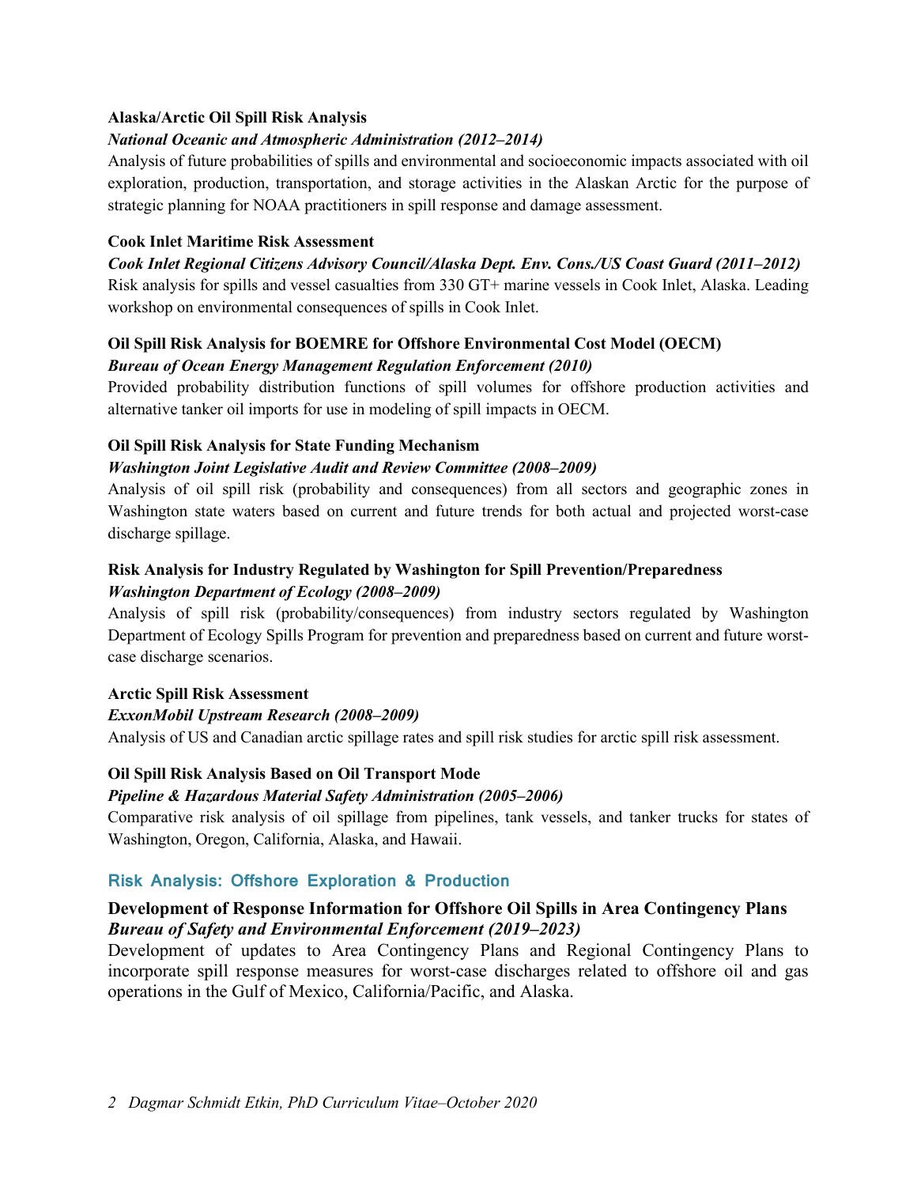**Alaska/Arctic Oil Spill Risk Analysis**

***National Oceanic and Atmospheric Administration (2012–2014)***

Analysis of future probabilities of spills and environmental and socioeconomic impacts associated with oil exploration, production, transportation, and storage activities in the Alaskan Arctic for the purpose of strategic planning for NOAA practitioners in spill response and damage assessment.

**Cook Inlet Maritime Risk Assessment**

***Cook Inlet Regional Citizens Advisory Council/Alaska Dept. Env. Cons./US Coast Guard (2011–2012)***

Risk analysis for spills and vessel casualties from 330 GT+ marine vessels in Cook Inlet, Alaska. Leading workshop on environmental consequences of spills in Cook Inlet.

**Oil Spill Risk Analysis for BOEMRE for Offshore Environmental Cost Model (OECM)**

***Bureau of Ocean Energy Management Regulation Enforcement (2010)***

Provided probability distribution functions of spill volumes for offshore production activities and alternative tanker oil imports for use in modeling of spill impacts in OECM.

**Oil Spill Risk Analysis for State Funding Mechanism**

***Washington Joint Legislative Audit and Review Committee (2008–2009)***

Analysis of oil spill risk (probability and consequences) from all sectors and geographic zones in Washington state waters based on current and future trends for both actual and projected worst-case discharge spillage.

**Risk Analysis for Industry Regulated by Washington for Spill Prevention/Preparedness**

***Washington Department of Ecology (2008–2009)***

Analysis of spill risk (probability/consequences) from industry sectors regulated by Washington Department of Ecology Spills Program for prevention and preparedness based on current and future worst-case discharge scenarios.

**Arctic Spill Risk Assessment**

***ExxonMobil Upstream Research (2008–2009)***

Analysis of US and Canadian arctic spillage rates and spill risk studies for arctic spill risk assessment.

**Oil Spill Risk Analysis Based on Oil Transport Mode**

***Pipeline & Hazardous Material Safety Administration (2005–2006)***

Comparative risk analysis of oil spillage from pipelines, tank vessels, and tanker trucks for states of Washington, Oregon, California, Alaska, and Hawaii.

## Risk Analysis: Offshore Exploration & Production

**Development of Response Information for Offshore Oil Spills in Area Contingency Plans**

***Bureau of Safety and Environmental Enforcement (2019–2023)***

Development of updates to Area Contingency Plans and Regional Contingency Plans to incorporate spill response measures for worst-case discharges related to offshore oil and gas operations in the Gulf of Mexico, California/Pacific, and Alaska.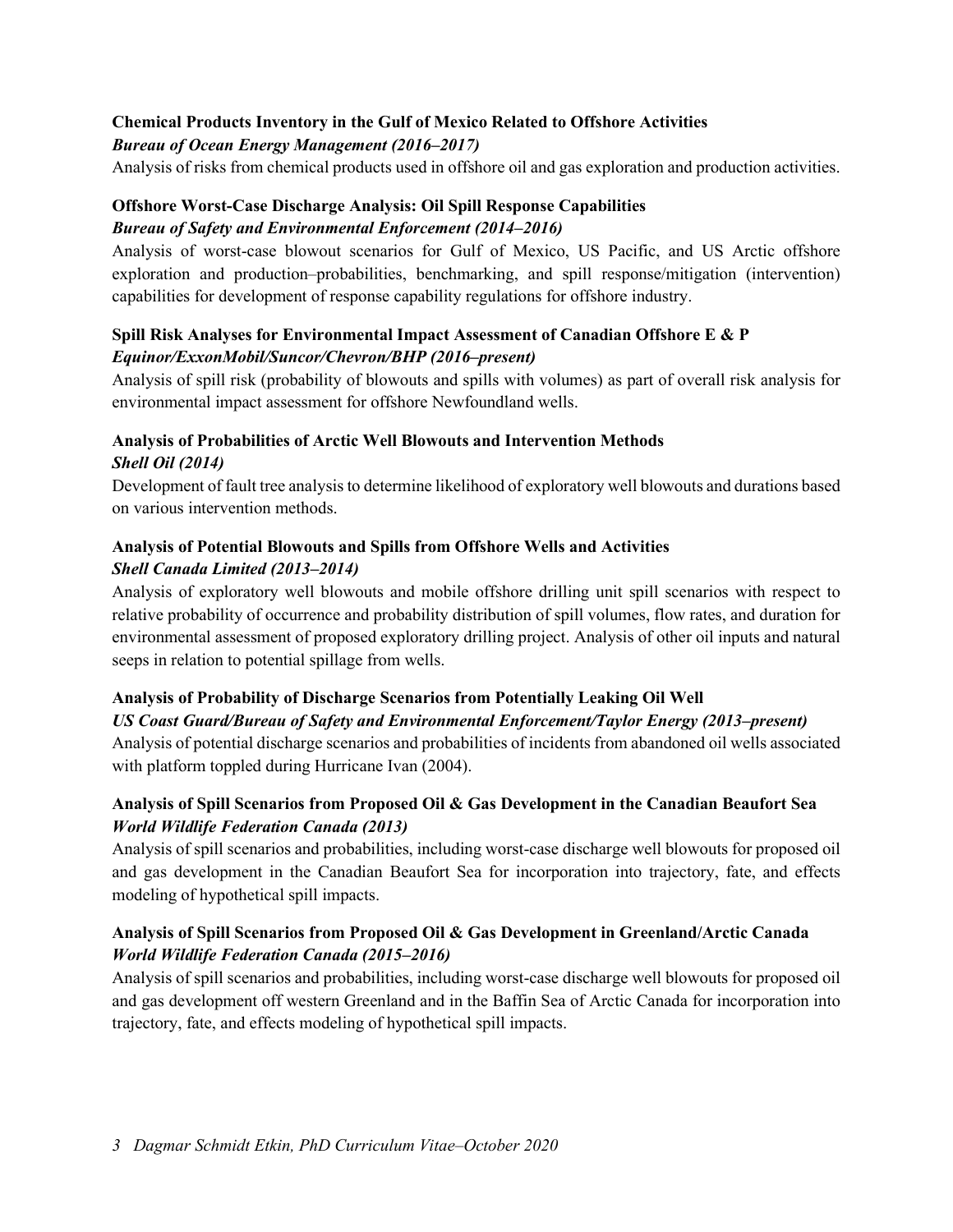**Chemical Products Inventory in the Gulf of Mexico Related to Offshore Activities**
***Bureau of Ocean Energy Management (2016–2017)***

Analysis of risks from chemical products used in offshore oil and gas exploration and production activities.

**Offshore Worst-Case Discharge Analysis: Oil Spill Response Capabilities**
***Bureau of Safety and Environmental Enforcement (2014–2016)***

Analysis of worst-case blowout scenarios for Gulf of Mexico, US Pacific, and US Arctic offshore exploration and production–probabilities, benchmarking, and spill response/mitigation (intervention) capabilities for development of response capability regulations for offshore industry.

**Spill Risk Analyses for Environmental Impact Assessment of Canadian Offshore E & P**
***Equinor/ExxonMobil/Suncor/Chevron/BHP (2016–present)***

Analysis of spill risk (probability of blowouts and spills with volumes) as part of overall risk analysis for environmental impact assessment for offshore Newfoundland wells.

**Analysis of Probabilities of Arctic Well Blowouts and Intervention Methods**
***Shell Oil (2014)***

Development of fault tree analysis to determine likelihood of exploratory well blowouts and durations based on various intervention methods.

**Analysis of Potential Blowouts and Spills from Offshore Wells and Activities**
***Shell Canada Limited (2013–2014)***

Analysis of exploratory well blowouts and mobile offshore drilling unit spill scenarios with respect to relative probability of occurrence and probability distribution of spill volumes, flow rates, and duration for environmental assessment of proposed exploratory drilling project. Analysis of other oil inputs and natural seeps in relation to potential spillage from wells.

**Analysis of Probability of Discharge Scenarios from Potentially Leaking Oil Well**
***US Coast Guard/Bureau of Safety and Environmental Enforcement/Taylor Energy (2013–present)***

Analysis of potential discharge scenarios and probabilities of incidents from abandoned oil wells associated with platform toppled during Hurricane Ivan (2004).

**Analysis of Spill Scenarios from Proposed Oil & Gas Development in the Canadian Beaufort Sea**
***World Wildlife Federation Canada (2013)***

Analysis of spill scenarios and probabilities, including worst-case discharge well blowouts for proposed oil and gas development in the Canadian Beaufort Sea for incorporation into trajectory, fate, and effects modeling of hypothetical spill impacts.

**Analysis of Spill Scenarios from Proposed Oil & Gas Development in Greenland/Arctic Canada**
***World Wildlife Federation Canada (2015–2016)***

Analysis of spill scenarios and probabilities, including worst-case discharge well blowouts for proposed oil and gas development off western Greenland and in the Baffin Sea of Arctic Canada for incorporation into trajectory, fate, and effects modeling of hypothetical spill impacts.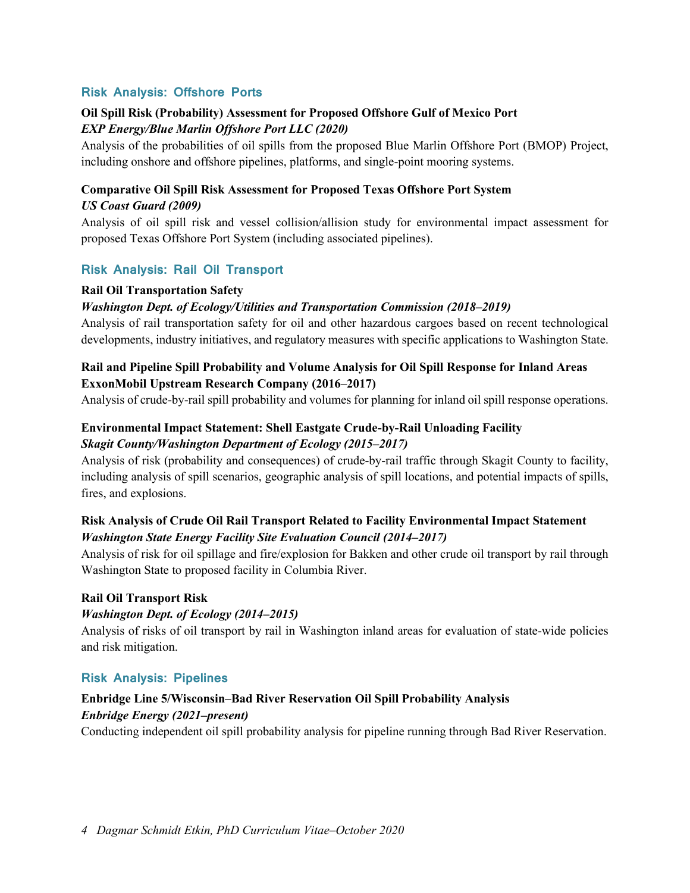## Risk Analysis: Offshore Ports

**Oil Spill Risk (Probability) Assessment for Proposed Offshore Gulf of Mexico Port**
***EXP Energy/Blue Marlin Offshore Port LLC (2020)***
Analysis of the probabilities of oil spills from the proposed Blue Marlin Offshore Port (BMOP) Project, including onshore and offshore pipelines, platforms, and single-point mooring systems.

**Comparative Oil Spill Risk Assessment for Proposed Texas Offshore Port System**
***US Coast Guard (2009)***
Analysis of oil spill risk and vessel collision/allision study for environmental impact assessment for proposed Texas Offshore Port System (including associated pipelines).

## Risk Analysis: Rail Oil Transport

**Rail Oil Transportation Safety**
***Washington Dept. of Ecology/Utilities and Transportation Commission (2018–2019)***
Analysis of rail transportation safety for oil and other hazardous cargoes based on recent technological developments, industry initiatives, and regulatory measures with specific applications to Washington State.

**Rail and Pipeline Spill Probability and Volume Analysis for Oil Spill Response for Inland Areas**
**ExxonMobil Upstream Research Company (2016–2017)**
Analysis of crude-by-rail spill probability and volumes for planning for inland oil spill response operations.

**Environmental Impact Statement: Shell Eastgate Crude-by-Rail Unloading Facility**
***Skagit County/Washington Department of Ecology (2015–2017)***
Analysis of risk (probability and consequences) of crude-by-rail traffic through Skagit County to facility, including analysis of spill scenarios, geographic analysis of spill locations, and potential impacts of spills, fires, and explosions.

**Risk Analysis of Crude Oil Rail Transport Related to Facility Environmental Impact Statement**
***Washington State Energy Facility Site Evaluation Council (2014–2017)***
Analysis of risk for oil spillage and fire/explosion for Bakken and other crude oil transport by rail through Washington State to proposed facility in Columbia River.

**Rail Oil Transport Risk**
***Washington Dept. of Ecology (2014–2015)***
Analysis of risks of oil transport by rail in Washington inland areas for evaluation of state-wide policies and risk mitigation.

## Risk Analysis: Pipelines

**Enbridge Line 5/Wisconsin–Bad River Reservation Oil Spill Probability Analysis**
***Enbridge Energy (2021–present)***
Conducting independent oil spill probability analysis for pipeline running through Bad River Reservation.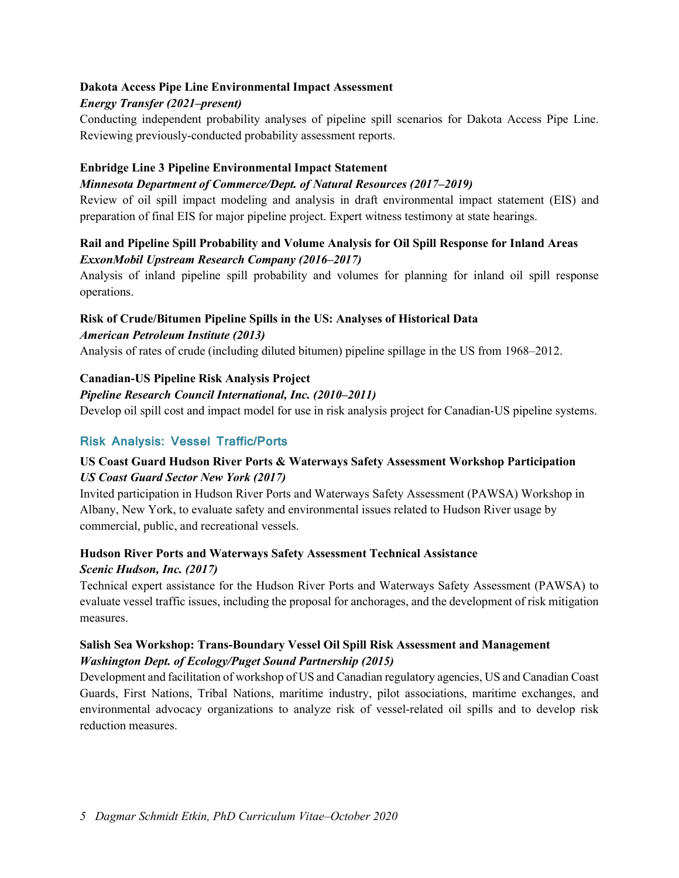**Dakota Access Pipe Line Environmental Impact Assessment**

***Energy Transfer (2021–present)***

Conducting independent probability analyses of pipeline spill scenarios for Dakota Access Pipe Line. Reviewing previously-conducted probability assessment reports.

**Enbridge Line 3 Pipeline Environmental Impact Statement**

***Minnesota Department of Commerce/Dept. of Natural Resources (2017–2019)***

Review of oil spill impact modeling and analysis in draft environmental impact statement (EIS) and preparation of final EIS for major pipeline project. Expert witness testimony at state hearings.

**Rail and Pipeline Spill Probability and Volume Analysis for Oil Spill Response for Inland Areas**

***ExxonMobil Upstream Research Company (2016–2017)***

Analysis of inland pipeline spill probability and volumes for planning for inland oil spill response operations.

**Risk of Crude/Bitumen Pipeline Spills in the US: Analyses of Historical Data**

***American Petroleum Institute (2013)***

Analysis of rates of crude (including diluted bitumen) pipeline spillage in the US from 1968–2012.

**Canadian-US Pipeline Risk Analysis Project**

***Pipeline Research Council International, Inc. (2010–2011)***

Develop oil spill cost and impact model for use in risk analysis project for Canadian-US pipeline systems.

## Risk Analysis: Vessel Traffic/Ports

**US Coast Guard Hudson River Ports & Waterways Safety Assessment Workshop Participation**

***US Coast Guard Sector New York (2017)***

Invited participation in Hudson River Ports and Waterways Safety Assessment (PAWSA) Workshop in Albany, New York, to evaluate safety and environmental issues related to Hudson River usage by commercial, public, and recreational vessels.

**Hudson River Ports and Waterways Safety Assessment Technical Assistance**

***Scenic Hudson, Inc. (2017)***

Technical expert assistance for the Hudson River Ports and Waterways Safety Assessment (PAWSA) to evaluate vessel traffic issues, including the proposal for anchorages, and the development of risk mitigation measures.

**Salish Sea Workshop: Trans-Boundary Vessel Oil Spill Risk Assessment and Management**

***Washington Dept. of Ecology/Puget Sound Partnership (2015)***

Development and facilitation of workshop of US and Canadian regulatory agencies, US and Canadian Coast Guards, First Nations, Tribal Nations, maritime industry, pilot associations, maritime exchanges, and environmental advocacy organizations to analyze risk of vessel-related oil spills and to develop risk reduction measures.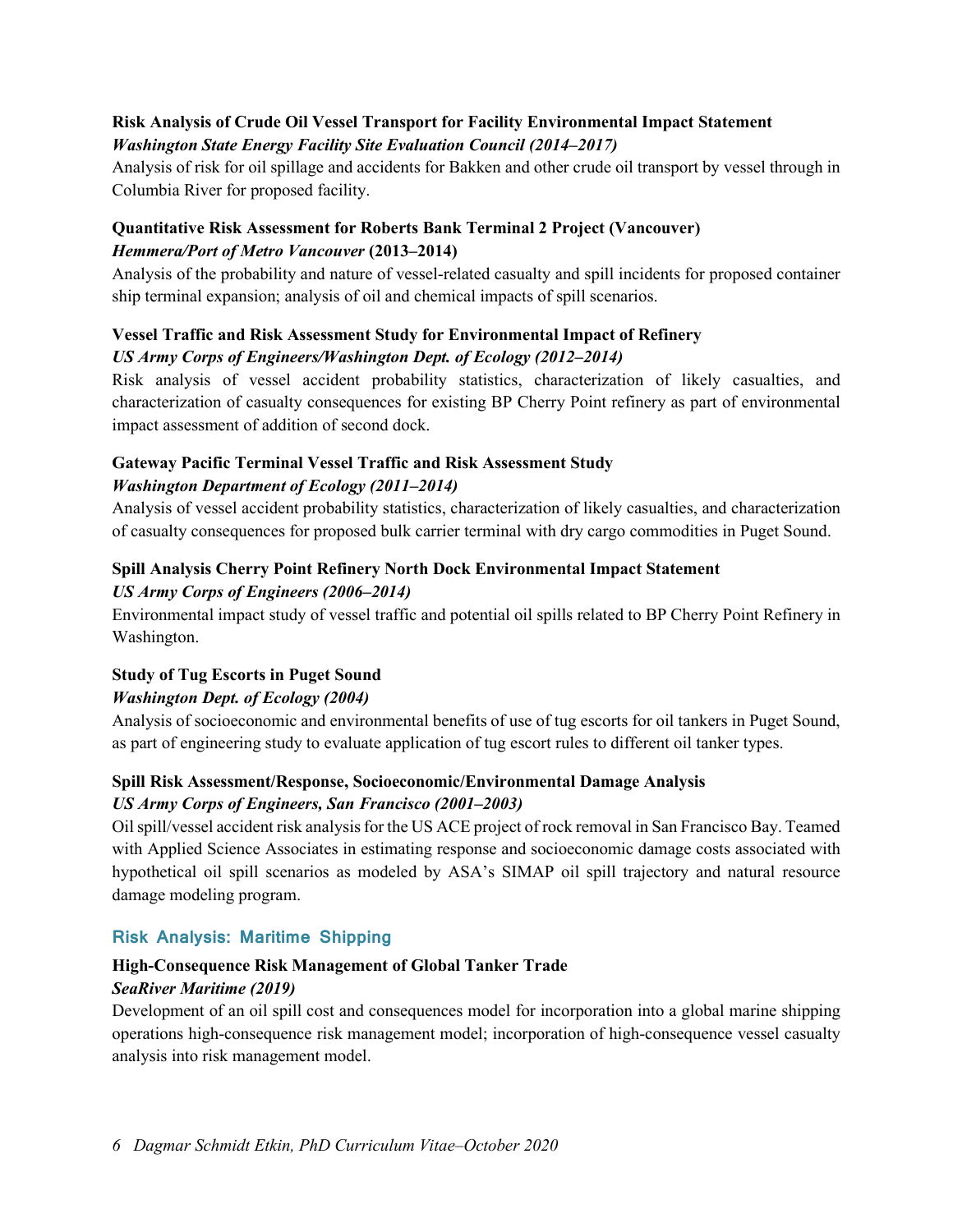**Risk Analysis of Crude Oil Vessel Transport for Facility Environmental Impact Statement**
***Washington State Energy Facility Site Evaluation Council (2014–2017)***
Analysis of risk for oil spillage and accidents for Bakken and other crude oil transport by vessel through in Columbia River for proposed facility.

**Quantitative Risk Assessment for Roberts Bank Terminal 2 Project (Vancouver)**
***Hemmera/Port of Metro Vancouver* (2013–2014)**
Analysis of the probability and nature of vessel-related casualty and spill incidents for proposed container ship terminal expansion; analysis of oil and chemical impacts of spill scenarios.

**Vessel Traffic and Risk Assessment Study for Environmental Impact of Refinery**
***US Army Corps of Engineers/Washington Dept. of Ecology (2012–2014)***
Risk analysis of vessel accident probability statistics, characterization of likely casualties, and characterization of casualty consequences for existing BP Cherry Point refinery as part of environmental impact assessment of addition of second dock.

**Gateway Pacific Terminal Vessel Traffic and Risk Assessment Study**
***Washington Department of Ecology (2011–2014)***
Analysis of vessel accident probability statistics, characterization of likely casualties, and characterization of casualty consequences for proposed bulk carrier terminal with dry cargo commodities in Puget Sound.

**Spill Analysis Cherry Point Refinery North Dock Environmental Impact Statement**
***US Army Corps of Engineers (2006–2014)***
Environmental impact study of vessel traffic and potential oil spills related to BP Cherry Point Refinery in Washington.

**Study of Tug Escorts in Puget Sound**
***Washington Dept. of Ecology (2004)***
Analysis of socioeconomic and environmental benefits of use of tug escorts for oil tankers in Puget Sound, as part of engineering study to evaluate application of tug escort rules to different oil tanker types.

**Spill Risk Assessment/Response, Socioeconomic/Environmental Damage Analysis**
***US Army Corps of Engineers, San Francisco (2001–2003)***
Oil spill/vessel accident risk analysis for the US ACE project of rock removal in San Francisco Bay. Teamed with Applied Science Associates in estimating response and socioeconomic damage costs associated with hypothetical oil spill scenarios as modeled by ASA's SIMAP oil spill trajectory and natural resource damage modeling program.

## Risk Analysis: Maritime Shipping

**High-Consequence Risk Management of Global Tanker Trade**
***SeaRiver Maritime (2019)***
Development of an oil spill cost and consequences model for incorporation into a global marine shipping operations high-consequence risk management model; incorporation of high-consequence vessel casualty analysis into risk management model.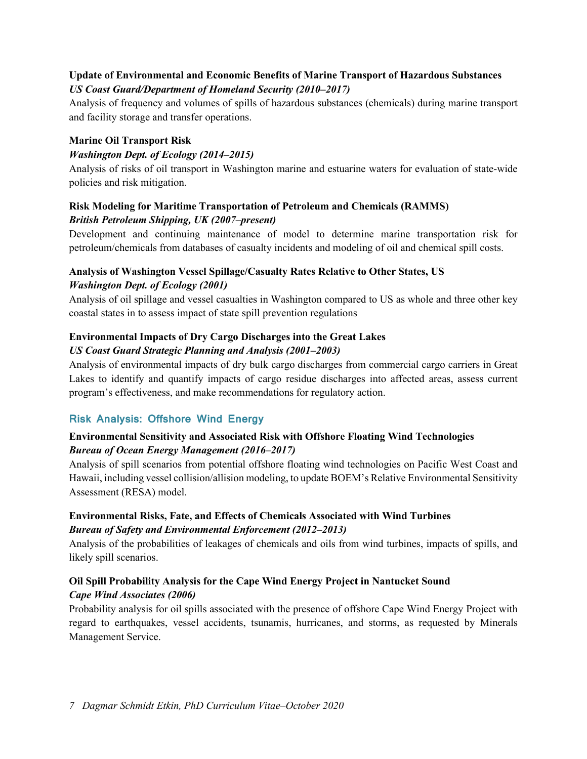**Update of Environmental and Economic Benefits of Marine Transport of Hazardous Substances**
***US Coast Guard/Department of Homeland Security (2010–2017)***
Analysis of frequency and volumes of spills of hazardous substances (chemicals) during marine transport and facility storage and transfer operations.

**Marine Oil Transport Risk**
***Washington Dept. of Ecology (2014–2015)***
Analysis of risks of oil transport in Washington marine and estuarine waters for evaluation of state-wide policies and risk mitigation.

**Risk Modeling for Maritime Transportation of Petroleum and Chemicals (RAMMS)**
***British Petroleum Shipping, UK (2007–present)***
Development and continuing maintenance of model to determine marine transportation risk for petroleum/chemicals from databases of casualty incidents and modeling of oil and chemical spill costs.

**Analysis of Washington Vessel Spillage/Casualty Rates Relative to Other States, US**
***Washington Dept. of Ecology (2001)***
Analysis of oil spillage and vessel casualties in Washington compared to US as whole and three other key coastal states in to assess impact of state spill prevention regulations

**Environmental Impacts of Dry Cargo Discharges into the Great Lakes**
***US Coast Guard Strategic Planning and Analysis (2001–2003)***
Analysis of environmental impacts of dry bulk cargo discharges from commercial cargo carriers in Great Lakes to identify and quantify impacts of cargo residue discharges into affected areas, assess current program's effectiveness, and make recommendations for regulatory action.

## Risk Analysis: Offshore Wind Energy

**Environmental Sensitivity and Associated Risk with Offshore Floating Wind Technologies**
***Bureau of Ocean Energy Management (2016–2017)***
Analysis of spill scenarios from potential offshore floating wind technologies on Pacific West Coast and Hawaii, including vessel collision/allision modeling, to update BOEM's Relative Environmental Sensitivity Assessment (RESA) model.

**Environmental Risks, Fate, and Effects of Chemicals Associated with Wind Turbines**
***Bureau of Safety and Environmental Enforcement (2012–2013)***
Analysis of the probabilities of leakages of chemicals and oils from wind turbines, impacts of spills, and likely spill scenarios.

**Oil Spill Probability Analysis for the Cape Wind Energy Project in Nantucket Sound**
***Cape Wind Associates (2006)***
Probability analysis for oil spills associated with the presence of offshore Cape Wind Energy Project with regard to earthquakes, vessel accidents, tsunamis, hurricanes, and storms, as requested by Minerals Management Service.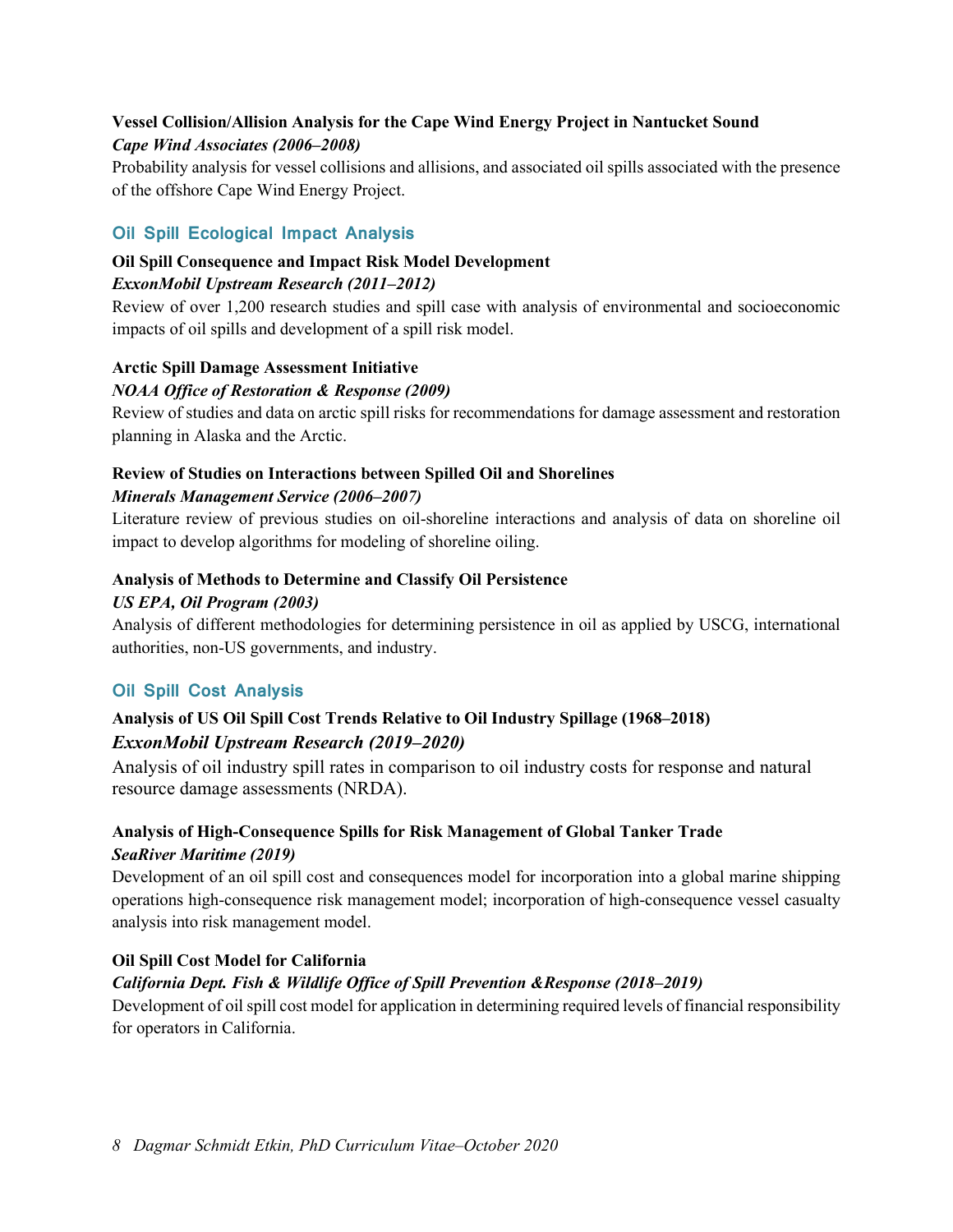**Vessel Collision/Allision Analysis for the Cape Wind Energy Project in Nantucket Sound**
***Cape Wind Associates (2006–2008)***
Probability analysis for vessel collisions and allisions, and associated oil spills associated with the presence of the offshore Cape Wind Energy Project.

## Oil Spill Ecological Impact Analysis

**Oil Spill Consequence and Impact Risk Model Development**
***ExxonMobil Upstream Research (2011–2012)***
Review of over 1,200 research studies and spill case with analysis of environmental and socioeconomic impacts of oil spills and development of a spill risk model.

**Arctic Spill Damage Assessment Initiative**
***NOAA Office of Restoration & Response (2009)***
Review of studies and data on arctic spill risks for recommendations for damage assessment and restoration planning in Alaska and the Arctic.

**Review of Studies on Interactions between Spilled Oil and Shorelines**
***Minerals Management Service (2006–2007)***
Literature review of previous studies on oil-shoreline interactions and analysis of data on shoreline oil impact to develop algorithms for modeling of shoreline oiling.

**Analysis of Methods to Determine and Classify Oil Persistence**
***US EPA, Oil Program (2003)***
Analysis of different methodologies for determining persistence in oil as applied by USCG, international authorities, non-US governments, and industry.

## Oil Spill Cost Analysis

**Analysis of US Oil Spill Cost Trends Relative to Oil Industry Spillage (1968–2018)**
***ExxonMobil Upstream Research (2019–2020)***
Analysis of oil industry spill rates in comparison to oil industry costs for response and natural resource damage assessments (NRDA).

**Analysis of High-Consequence Spills for Risk Management of Global Tanker Trade**
***SeaRiver Maritime (2019)***
Development of an oil spill cost and consequences model for incorporation into a global marine shipping operations high-consequence risk management model; incorporation of high-consequence vessel casualty analysis into risk management model.

**Oil Spill Cost Model for California**
***California Dept. Fish & Wildlife Office of Spill Prevention &Response (2018–2019)***
Development of oil spill cost model for application in determining required levels of financial responsibility for operators in California.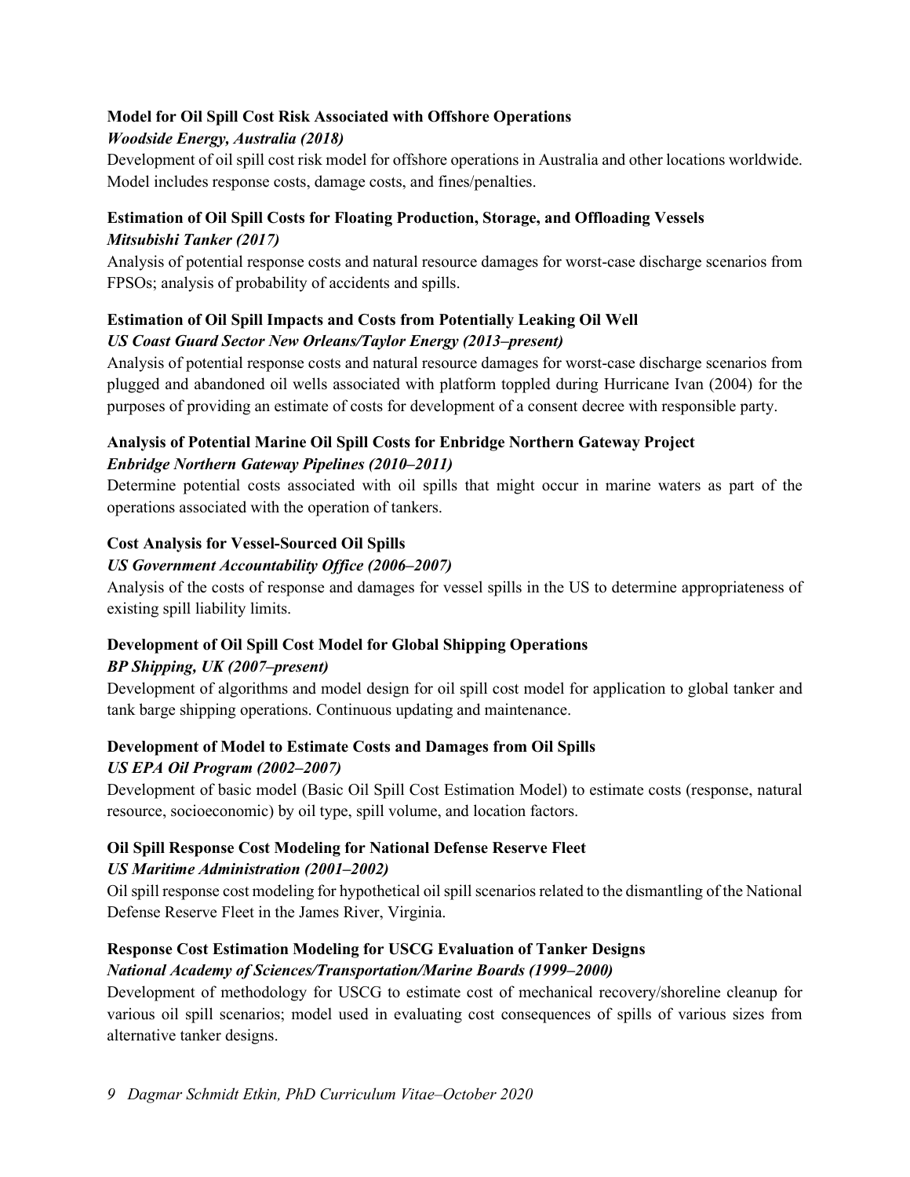**Model for Oil Spill Cost Risk Associated with Offshore Operations**
***Woodside Energy, Australia (2018)***

Development of oil spill cost risk model for offshore operations in Australia and other locations worldwide. Model includes response costs, damage costs, and fines/penalties.

**Estimation of Oil Spill Costs for Floating Production, Storage, and Offloading Vessels**
***Mitsubishi Tanker (2017)***

Analysis of potential response costs and natural resource damages for worst-case discharge scenarios from FPSOs; analysis of probability of accidents and spills.

**Estimation of Oil Spill Impacts and Costs from Potentially Leaking Oil Well**
***US Coast Guard Sector New Orleans/Taylor Energy (2013–present)***

Analysis of potential response costs and natural resource damages for worst-case discharge scenarios from plugged and abandoned oil wells associated with platform toppled during Hurricane Ivan (2004) for the purposes of providing an estimate of costs for development of a consent decree with responsible party.

**Analysis of Potential Marine Oil Spill Costs for Enbridge Northern Gateway Project**
***Enbridge Northern Gateway Pipelines (2010–2011)***

Determine potential costs associated with oil spills that might occur in marine waters as part of the operations associated with the operation of tankers.

**Cost Analysis for Vessel-Sourced Oil Spills**
***US Government Accountability Office (2006–2007)***

Analysis of the costs of response and damages for vessel spills in the US to determine appropriateness of existing spill liability limits.

**Development of Oil Spill Cost Model for Global Shipping Operations**
***BP Shipping, UK (2007–present)***

Development of algorithms and model design for oil spill cost model for application to global tanker and tank barge shipping operations. Continuous updating and maintenance.

**Development of Model to Estimate Costs and Damages from Oil Spills**
***US EPA Oil Program (2002–2007)***

Development of basic model (Basic Oil Spill Cost Estimation Model) to estimate costs (response, natural resource, socioeconomic) by oil type, spill volume, and location factors.

**Oil Spill Response Cost Modeling for National Defense Reserve Fleet**
***US Maritime Administration (2001–2002)***

Oil spill response cost modeling for hypothetical oil spill scenarios related to the dismantling of the National Defense Reserve Fleet in the James River, Virginia.

**Response Cost Estimation Modeling for USCG Evaluation of Tanker Designs**
***National Academy of Sciences/Transportation/Marine Boards (1999–2000)***

Development of methodology for USCG to estimate cost of mechanical recovery/shoreline cleanup for various oil spill scenarios; model used in evaluating cost consequences of spills of various sizes from alternative tanker designs.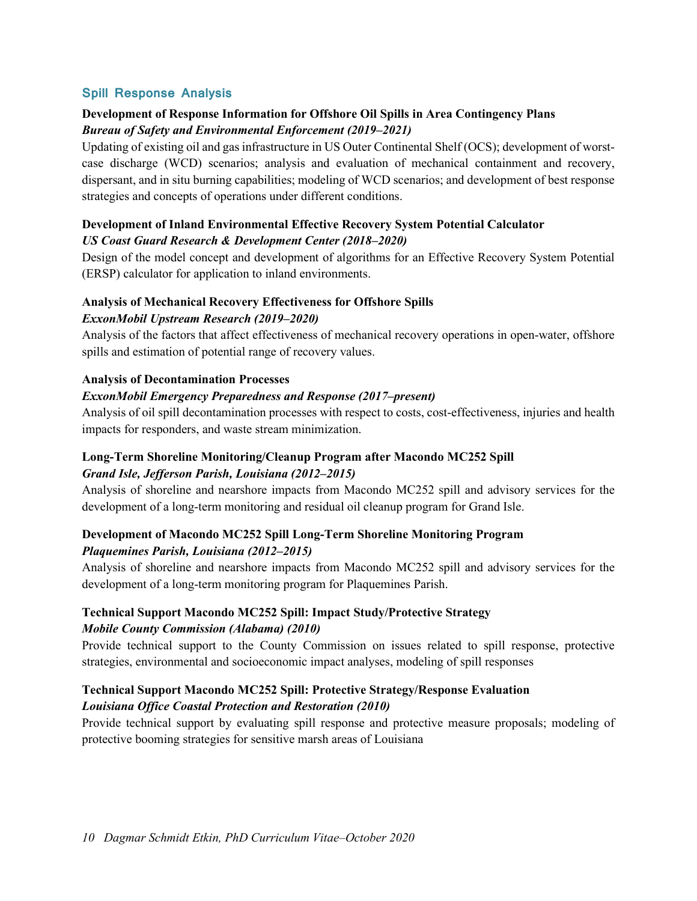## Spill Response Analysis

**Development of Response Information for Offshore Oil Spills in Area Contingency Plans**
***Bureau of Safety and Environmental Enforcement (2019–2021)***
Updating of existing oil and gas infrastructure in US Outer Continental Shelf (OCS); development of worst-case discharge (WCD) scenarios; analysis and evaluation of mechanical containment and recovery, dispersant, and in situ burning capabilities; modeling of WCD scenarios; and development of best response strategies and concepts of operations under different conditions.

**Development of Inland Environmental Effective Recovery System Potential Calculator**
***US Coast Guard Research & Development Center (2018–2020)***
Design of the model concept and development of algorithms for an Effective Recovery System Potential (ERSP) calculator for application to inland environments.

**Analysis of Mechanical Recovery Effectiveness for Offshore Spills**
***ExxonMobil Upstream Research (2019–2020)***
Analysis of the factors that affect effectiveness of mechanical recovery operations in open-water, offshore spills and estimation of potential range of recovery values.

**Analysis of Decontamination Processes**
***ExxonMobil Emergency Preparedness and Response (2017–present)***
Analysis of oil spill decontamination processes with respect to costs, cost-effectiveness, injuries and health impacts for responders, and waste stream minimization.

**Long-Term Shoreline Monitoring/Cleanup Program after Macondo MC252 Spill**
***Grand Isle, Jefferson Parish, Louisiana (2012–2015)***
Analysis of shoreline and nearshore impacts from Macondo MC252 spill and advisory services for the development of a long-term monitoring and residual oil cleanup program for Grand Isle.

**Development of Macondo MC252 Spill Long-Term Shoreline Monitoring Program**
***Plaquemines Parish, Louisiana (2012–2015)***
Analysis of shoreline and nearshore impacts from Macondo MC252 spill and advisory services for the development of a long-term monitoring program for Plaquemines Parish.

**Technical Support Macondo MC252 Spill: Impact Study/Protective Strategy**
***Mobile County Commission (Alabama) (2010)***
Provide technical support to the County Commission on issues related to spill response, protective strategies, environmental and socioeconomic impact analyses, modeling of spill responses

**Technical Support Macondo MC252 Spill: Protective Strategy/Response Evaluation**
***Louisiana Office Coastal Protection and Restoration (2010)***
Provide technical support by evaluating spill response and protective measure proposals; modeling of protective booming strategies for sensitive marsh areas of Louisiana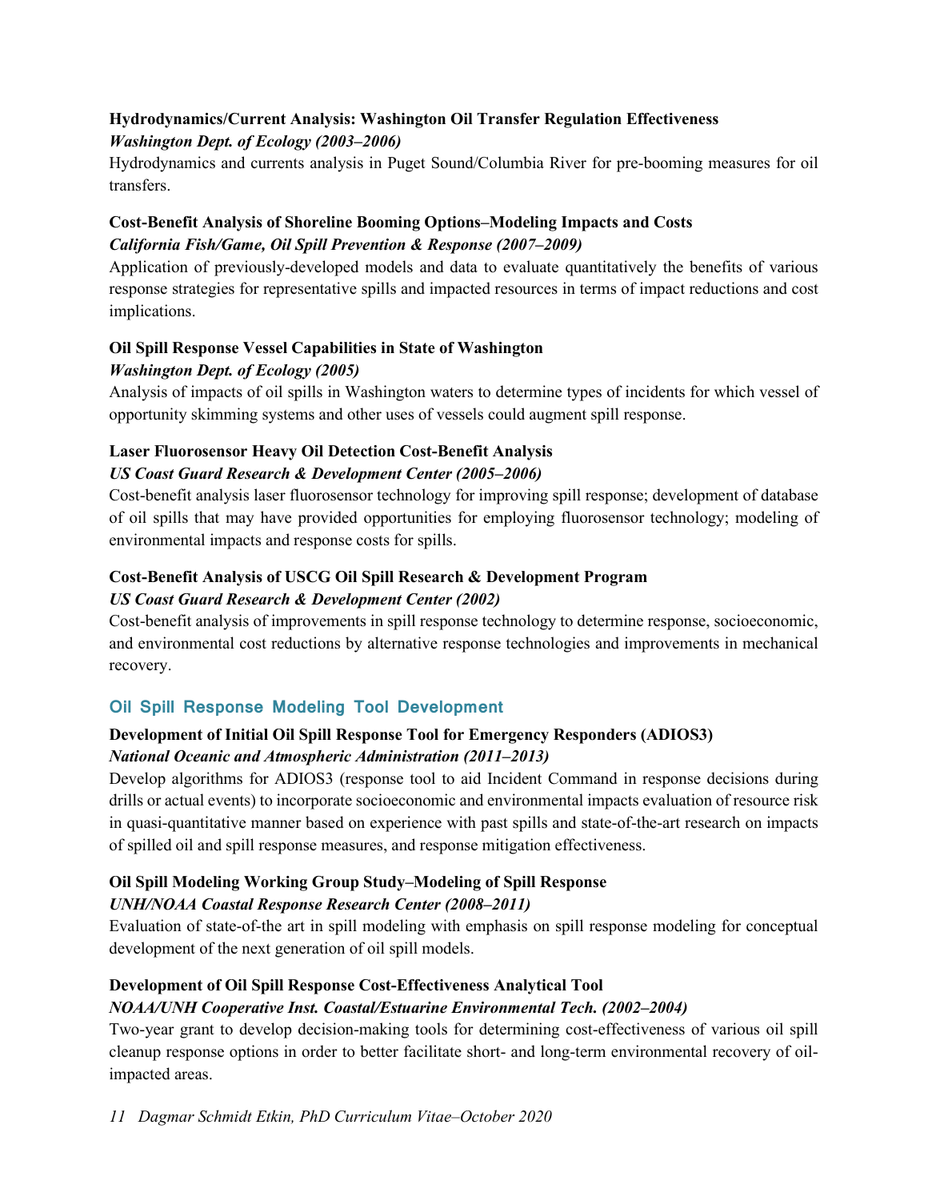**Hydrodynamics/Current Analysis: Washington Oil Transfer Regulation Effectiveness**
***Washington Dept. of Ecology (2003–2006)***

Hydrodynamics and currents analysis in Puget Sound/Columbia River for pre-booming measures for oil transfers.

**Cost-Benefit Analysis of Shoreline Booming Options–Modeling Impacts and Costs**
***California Fish/Game, Oil Spill Prevention & Response (2007–2009)***

Application of previously-developed models and data to evaluate quantitatively the benefits of various response strategies for representative spills and impacted resources in terms of impact reductions and cost implications.

**Oil Spill Response Vessel Capabilities in State of Washington**
***Washington Dept. of Ecology (2005)***

Analysis of impacts of oil spills in Washington waters to determine types of incidents for which vessel of opportunity skimming systems and other uses of vessels could augment spill response.

**Laser Fluorosensor Heavy Oil Detection Cost-Benefit Analysis**
***US Coast Guard Research & Development Center (2005–2006)***

Cost-benefit analysis laser fluorosensor technology for improving spill response; development of database of oil spills that may have provided opportunities for employing fluorosensor technology; modeling of environmental impacts and response costs for spills.

**Cost-Benefit Analysis of USCG Oil Spill Research & Development Program**
***US Coast Guard Research & Development Center (2002)***

Cost-benefit analysis of improvements in spill response technology to determine response, socioeconomic, and environmental cost reductions by alternative response technologies and improvements in mechanical recovery.

## Oil Spill Response Modeling Tool Development

**Development of Initial Oil Spill Response Tool for Emergency Responders (ADIOS3)**
***National Oceanic and Atmospheric Administration (2011–2013)***

Develop algorithms for ADIOS3 (response tool to aid Incident Command in response decisions during drills or actual events) to incorporate socioeconomic and environmental impacts evaluation of resource risk in quasi-quantitative manner based on experience with past spills and state-of-the-art research on impacts of spilled oil and spill response measures, and response mitigation effectiveness.

**Oil Spill Modeling Working Group Study–Modeling of Spill Response**
***UNH/NOAA Coastal Response Research Center (2008–2011)***

Evaluation of state-of-the art in spill modeling with emphasis on spill response modeling for conceptual development of the next generation of oil spill models.

**Development of Oil Spill Response Cost-Effectiveness Analytical Tool**
***NOAA/UNH Cooperative Inst. Coastal/Estuarine Environmental Tech. (2002–2004)***

Two-year grant to develop decision-making tools for determining cost-effectiveness of various oil spill cleanup response options in order to better facilitate short- and long-term environmental recovery of oil-impacted areas.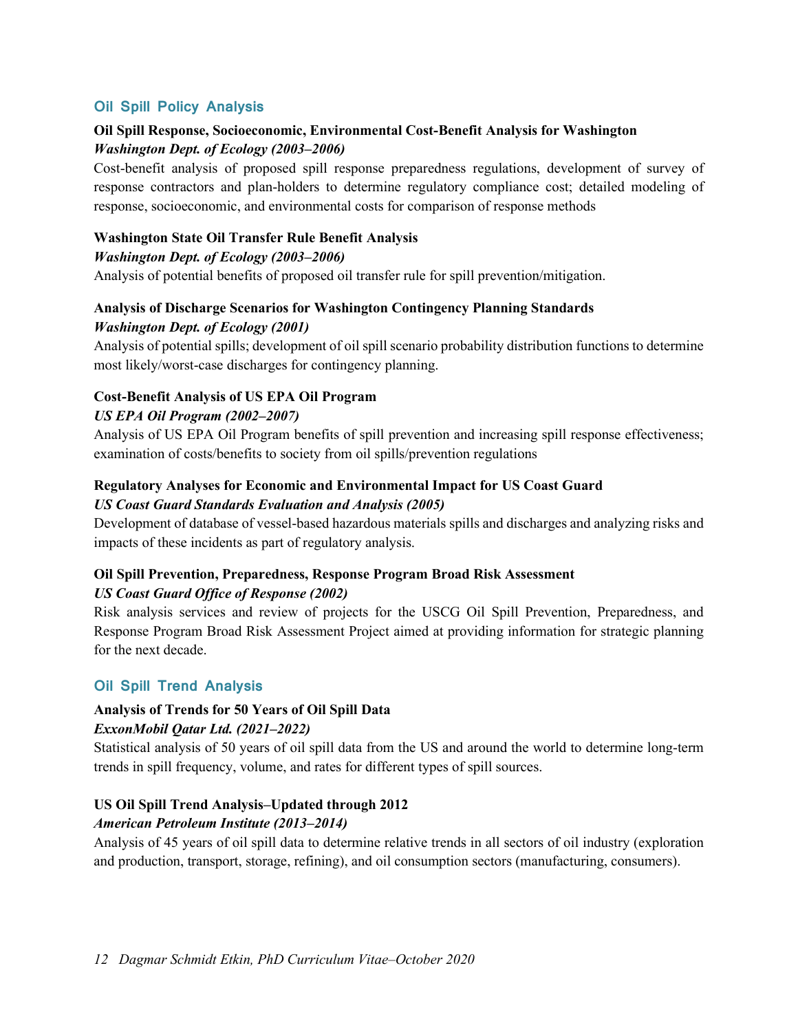## Oil Spill Policy Analysis

**Oil Spill Response, Socioeconomic, Environmental Cost-Benefit Analysis for Washington**
***Washington Dept. of Ecology (2003–2006)***
Cost-benefit analysis of proposed spill response preparedness regulations, development of survey of response contractors and plan-holders to determine regulatory compliance cost; detailed modeling of response, socioeconomic, and environmental costs for comparison of response methods

**Washington State Oil Transfer Rule Benefit Analysis**
***Washington Dept. of Ecology (2003–2006)***
Analysis of potential benefits of proposed oil transfer rule for spill prevention/mitigation.

**Analysis of Discharge Scenarios for Washington Contingency Planning Standards**
***Washington Dept. of Ecology (2001)***
Analysis of potential spills; development of oil spill scenario probability distribution functions to determine most likely/worst-case discharges for contingency planning.

**Cost-Benefit Analysis of US EPA Oil Program**
***US EPA Oil Program (2002–2007)***
Analysis of US EPA Oil Program benefits of spill prevention and increasing spill response effectiveness; examination of costs/benefits to society from oil spills/prevention regulations

**Regulatory Analyses for Economic and Environmental Impact for US Coast Guard**
***US Coast Guard Standards Evaluation and Analysis (2005)***
Development of database of vessel-based hazardous materials spills and discharges and analyzing risks and impacts of these incidents as part of regulatory analysis.

**Oil Spill Prevention, Preparedness, Response Program Broad Risk Assessment**
***US Coast Guard Office of Response (2002)***
Risk analysis services and review of projects for the USCG Oil Spill Prevention, Preparedness, and Response Program Broad Risk Assessment Project aimed at providing information for strategic planning for the next decade.

## Oil Spill Trend Analysis

**Analysis of Trends for 50 Years of Oil Spill Data**
***ExxonMobil Qatar Ltd. (2021–2022)***
Statistical analysis of 50 years of oil spill data from the US and around the world to determine long-term trends in spill frequency, volume, and rates for different types of spill sources.

**US Oil Spill Trend Analysis–Updated through 2012**
***American Petroleum Institute (2013–2014)***
Analysis of 45 years of oil spill data to determine relative trends in all sectors of oil industry (exploration and production, transport, storage, refining), and oil consumption sectors (manufacturing, consumers).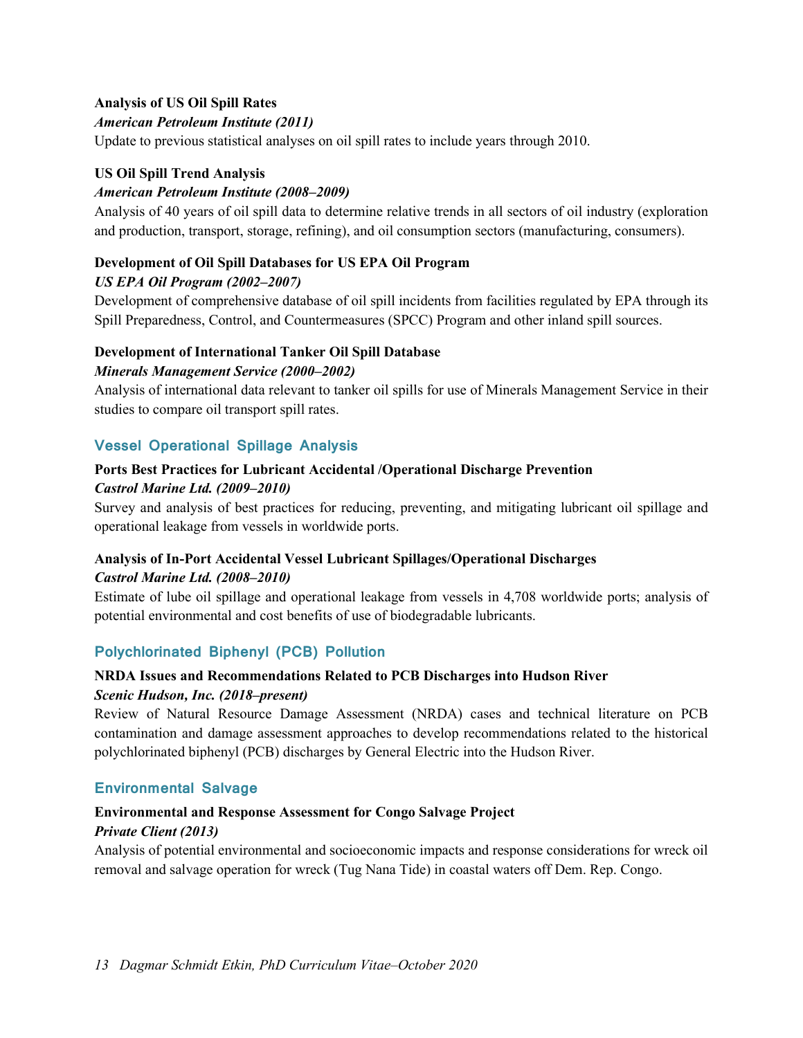**Analysis of US Oil Spill Rates**
***American Petroleum Institute (2011)***
Update to previous statistical analyses on oil spill rates to include years through 2010.

**US Oil Spill Trend Analysis**
***American Petroleum Institute (2008–2009)***
Analysis of 40 years of oil spill data to determine relative trends in all sectors of oil industry (exploration and production, transport, storage, refining), and oil consumption sectors (manufacturing, consumers).

**Development of Oil Spill Databases for US EPA Oil Program**
***US EPA Oil Program (2002–2007)***
Development of comprehensive database of oil spill incidents from facilities regulated by EPA through its Spill Preparedness, Control, and Countermeasures (SPCC) Program and other inland spill sources.

**Development of International Tanker Oil Spill Database**
***Minerals Management Service (2000–2002)***
Analysis of international data relevant to tanker oil spills for use of Minerals Management Service in their studies to compare oil transport spill rates.

### Vessel Operational Spillage Analysis

**Ports Best Practices for Lubricant Accidental /Operational Discharge Prevention**
***Castrol Marine Ltd. (2009–2010)***
Survey and analysis of best practices for reducing, preventing, and mitigating lubricant oil spillage and operational leakage from vessels in worldwide ports.

**Analysis of In-Port Accidental Vessel Lubricant Spillages/Operational Discharges**
***Castrol Marine Ltd. (2008–2010)***
Estimate of lube oil spillage and operational leakage from vessels in 4,708 worldwide ports; analysis of potential environmental and cost benefits of use of biodegradable lubricants.

### Polychlorinated Biphenyl (PCB) Pollution

**NRDA Issues and Recommendations Related to PCB Discharges into Hudson River**
***Scenic Hudson, Inc. (2018–present)***
Review of Natural Resource Damage Assessment (NRDA) cases and technical literature on PCB contamination and damage assessment approaches to develop recommendations related to the historical polychlorinated biphenyl (PCB) discharges by General Electric into the Hudson River.

### Environmental Salvage

**Environmental and Response Assessment for Congo Salvage Project**
***Private Client (2013)***
Analysis of potential environmental and socioeconomic impacts and response considerations for wreck oil removal and salvage operation for wreck (Tug Nana Tide) in coastal waters off Dem. Rep. Congo.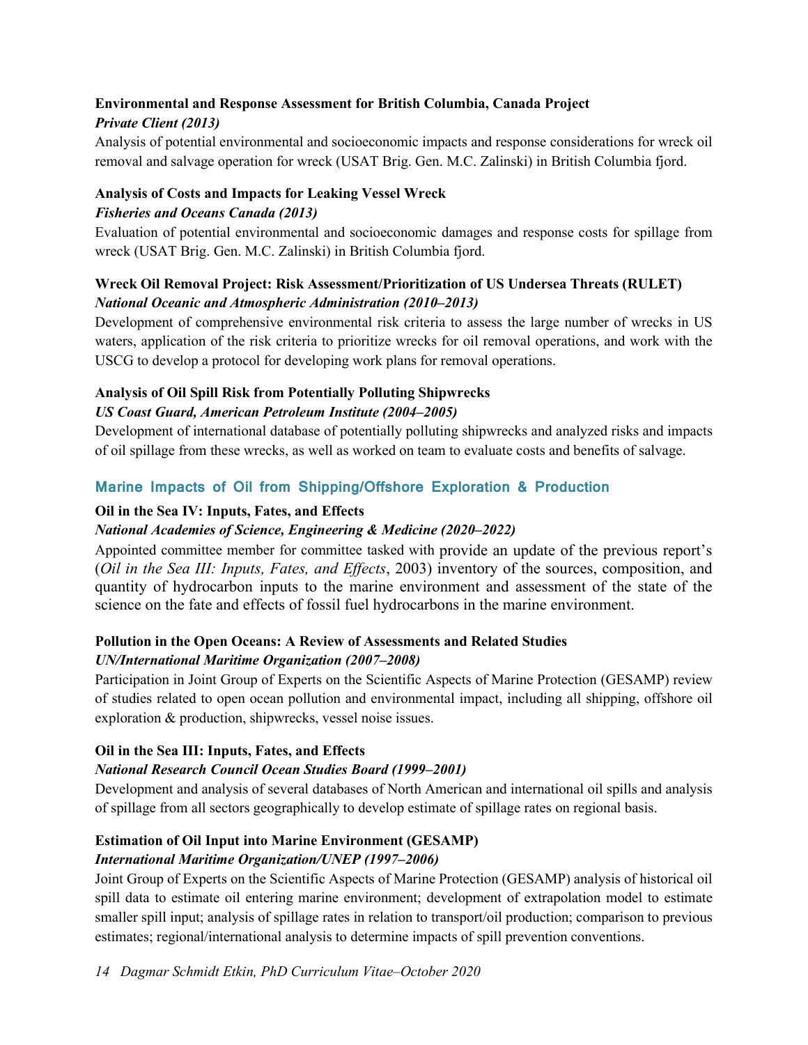**Environmental and Response Assessment for British Columbia, Canada Project**
***Private Client (2013)***

Analysis of potential environmental and socioeconomic impacts and response considerations for wreck oil removal and salvage operation for wreck (USAT Brig. Gen. M.C. Zalinski) in British Columbia fjord.

**Analysis of Costs and Impacts for Leaking Vessel Wreck**
***Fisheries and Oceans Canada (2013)***

Evaluation of potential environmental and socioeconomic damages and response costs for spillage from wreck (USAT Brig. Gen. M.C. Zalinski) in British Columbia fjord.

**Wreck Oil Removal Project: Risk Assessment/Prioritization of US Undersea Threats (RULET)**
***National Oceanic and Atmospheric Administration (2010–2013)***

Development of comprehensive environmental risk criteria to assess the large number of wrecks in US waters, application of the risk criteria to prioritize wrecks for oil removal operations, and work with the USCG to develop a protocol for developing work plans for removal operations.

**Analysis of Oil Spill Risk from Potentially Polluting Shipwrecks**
***US Coast Guard, American Petroleum Institute (2004–2005)***

Development of international database of potentially polluting shipwrecks and analyzed risks and impacts of oil spillage from these wrecks, as well as worked on team to evaluate costs and benefits of salvage.

## Marine Impacts of Oil from Shipping/Offshore Exploration & Production

**Oil in the Sea IV: Inputs, Fates, and Effects**
***National Academies of Science, Engineering & Medicine (2020–2022)***

Appointed committee member for committee tasked with provide an update of the previous report's (*Oil in the Sea III: Inputs, Fates, and Effects*, 2003) inventory of the sources, composition, and quantity of hydrocarbon inputs to the marine environment and assessment of the state of the science on the fate and effects of fossil fuel hydrocarbons in the marine environment.

**Pollution in the Open Oceans: A Review of Assessments and Related Studies**
***UN/International Maritime Organization (2007–2008)***

Participation in Joint Group of Experts on the Scientific Aspects of Marine Protection (GESAMP) review of studies related to open ocean pollution and environmental impact, including all shipping, offshore oil exploration & production, shipwrecks, vessel noise issues.

**Oil in the Sea III: Inputs, Fates, and Effects**
***National Research Council Ocean Studies Board (1999–2001)***

Development and analysis of several databases of North American and international oil spills and analysis of spillage from all sectors geographically to develop estimate of spillage rates on regional basis.

**Estimation of Oil Input into Marine Environment (GESAMP)**
***International Maritime Organization/UNEP (1997–2006)***

Joint Group of Experts on the Scientific Aspects of Marine Protection (GESAMP) analysis of historical oil spill data to estimate oil entering marine environment; development of extrapolation model to estimate smaller spill input; analysis of spillage rates in relation to transport/oil production; comparison to previous estimates; regional/international analysis to determine impacts of spill prevention conventions.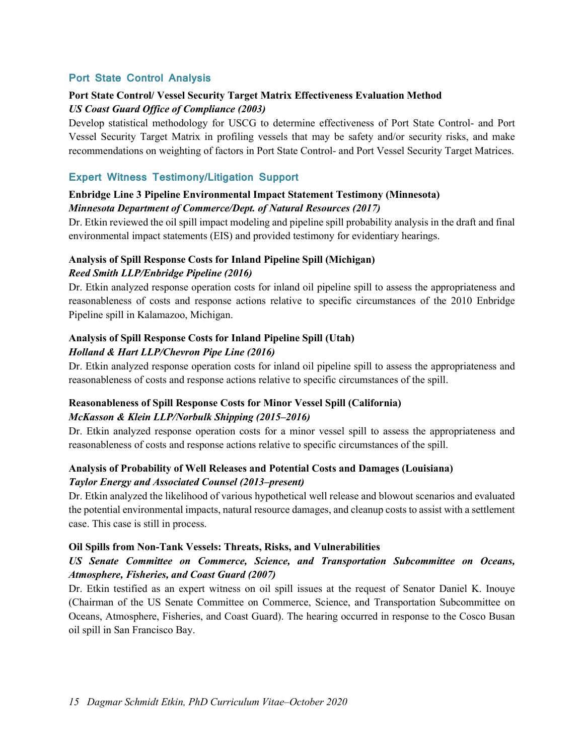## Port State Control Analysis

**Port State Control/ Vessel Security Target Matrix Effectiveness Evaluation Method**
***US Coast Guard Office of Compliance (2003)***

Develop statistical methodology for USCG to determine effectiveness of Port State Control- and Port Vessel Security Target Matrix in profiling vessels that may be safety and/or security risks, and make recommendations on weighting of factors in Port State Control- and Port Vessel Security Target Matrices.

## Expert Witness Testimony/Litigation Support

**Enbridge Line 3 Pipeline Environmental Impact Statement Testimony (Minnesota)**
***Minnesota Department of Commerce/Dept. of Natural Resources (2017)***

Dr. Etkin reviewed the oil spill impact modeling and pipeline spill probability analysis in the draft and final environmental impact statements (EIS) and provided testimony for evidentiary hearings.

**Analysis of Spill Response Costs for Inland Pipeline Spill (Michigan)**
***Reed Smith LLP/Enbridge Pipeline (2016)***

Dr. Etkin analyzed response operation costs for inland oil pipeline spill to assess the appropriateness and reasonableness of costs and response actions relative to specific circumstances of the 2010 Enbridge Pipeline spill in Kalamazoo, Michigan.

**Analysis of Spill Response Costs for Inland Pipeline Spill (Utah)**
***Holland & Hart LLP/Chevron Pipe Line (2016)***

Dr. Etkin analyzed response operation costs for inland oil pipeline spill to assess the appropriateness and reasonableness of costs and response actions relative to specific circumstances of the spill.

**Reasonableness of Spill Response Costs for Minor Vessel Spill (California)**
***McKasson & Klein LLP/Norbulk Shipping (2015–2016)***

Dr. Etkin analyzed response operation costs for a minor vessel spill to assess the appropriateness and reasonableness of costs and response actions relative to specific circumstances of the spill.

**Analysis of Probability of Well Releases and Potential Costs and Damages (Louisiana)**
***Taylor Energy and Associated Counsel (2013–present)***

Dr. Etkin analyzed the likelihood of various hypothetical well release and blowout scenarios and evaluated the potential environmental impacts, natural resource damages, and cleanup costs to assist with a settlement case. This case is still in process.

**Oil Spills from Non-Tank Vessels: Threats, Risks, and Vulnerabilities**
***US Senate Committee on Commerce, Science, and Transportation Subcommittee on Oceans, Atmosphere, Fisheries, and Coast Guard (2007)***

Dr. Etkin testified as an expert witness on oil spill issues at the request of Senator Daniel K. Inouye (Chairman of the US Senate Committee on Commerce, Science, and Transportation Subcommittee on Oceans, Atmosphere, Fisheries, and Coast Guard). The hearing occurred in response to the Cosco Busan oil spill in San Francisco Bay.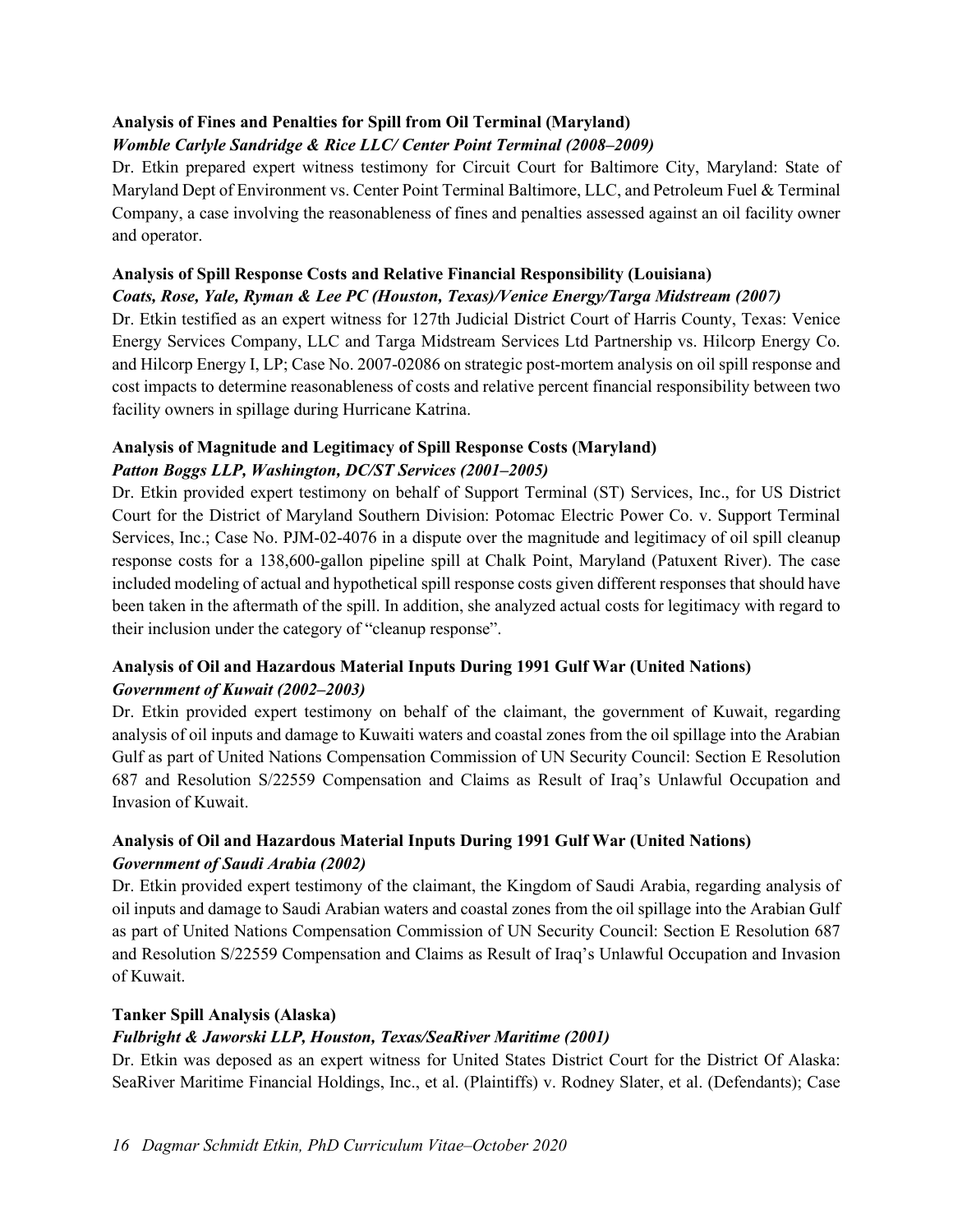**Analysis of Fines and Penalties for Spill from Oil Terminal (Maryland)**
***Womble Carlyle Sandridge & Rice LLC/ Center Point Terminal (2008–2009)***

Dr. Etkin prepared expert witness testimony for Circuit Court for Baltimore City, Maryland: State of Maryland Dept of Environment vs. Center Point Terminal Baltimore, LLC, and Petroleum Fuel & Terminal Company, a case involving the reasonableness of fines and penalties assessed against an oil facility owner and operator.

**Analysis of Spill Response Costs and Relative Financial Responsibility (Louisiana)**
***Coats, Rose, Yale, Ryman & Lee PC (Houston, Texas)/Venice Energy/Targa Midstream (2007)***

Dr. Etkin testified as an expert witness for 127th Judicial District Court of Harris County, Texas: Venice Energy Services Company, LLC and Targa Midstream Services Ltd Partnership vs. Hilcorp Energy Co. and Hilcorp Energy I, LP; Case No. 2007-02086 on strategic post-mortem analysis on oil spill response and cost impacts to determine reasonableness of costs and relative percent financial responsibility between two facility owners in spillage during Hurricane Katrina.

**Analysis of Magnitude and Legitimacy of Spill Response Costs (Maryland)**
***Patton Boggs LLP, Washington, DC/ST Services (2001–2005)***

Dr. Etkin provided expert testimony on behalf of Support Terminal (ST) Services, Inc., for US District Court for the District of Maryland Southern Division: Potomac Electric Power Co. v. Support Terminal Services, Inc.; Case No. PJM-02-4076 in a dispute over the magnitude and legitimacy of oil spill cleanup response costs for a 138,600-gallon pipeline spill at Chalk Point, Maryland (Patuxent River). The case included modeling of actual and hypothetical spill response costs given different responses that should have been taken in the aftermath of the spill. In addition, she analyzed actual costs for legitimacy with regard to their inclusion under the category of "cleanup response".

**Analysis of Oil and Hazardous Material Inputs During 1991 Gulf War (United Nations)**
***Government of Kuwait (2002–2003)***

Dr. Etkin provided expert testimony on behalf of the claimant, the government of Kuwait, regarding analysis of oil inputs and damage to Kuwaiti waters and coastal zones from the oil spillage into the Arabian Gulf as part of United Nations Compensation Commission of UN Security Council: Section E Resolution 687 and Resolution S/22559 Compensation and Claims as Result of Iraq's Unlawful Occupation and Invasion of Kuwait.

**Analysis of Oil and Hazardous Material Inputs During 1991 Gulf War (United Nations)**
***Government of Saudi Arabia (2002)***

Dr. Etkin provided expert testimony of the claimant, the Kingdom of Saudi Arabia, regarding analysis of oil inputs and damage to Saudi Arabian waters and coastal zones from the oil spillage into the Arabian Gulf as part of United Nations Compensation Commission of UN Security Council: Section E Resolution 687 and Resolution S/22559 Compensation and Claims as Result of Iraq's Unlawful Occupation and Invasion of Kuwait.

**Tanker Spill Analysis (Alaska)**
***Fulbright & Jaworski LLP, Houston, Texas/SeaRiver Maritime (2001)***

Dr. Etkin was deposed as an expert witness for United States District Court for the District Of Alaska: SeaRiver Maritime Financial Holdings, Inc., et al. (Plaintiffs) v. Rodney Slater, et al. (Defendants); Case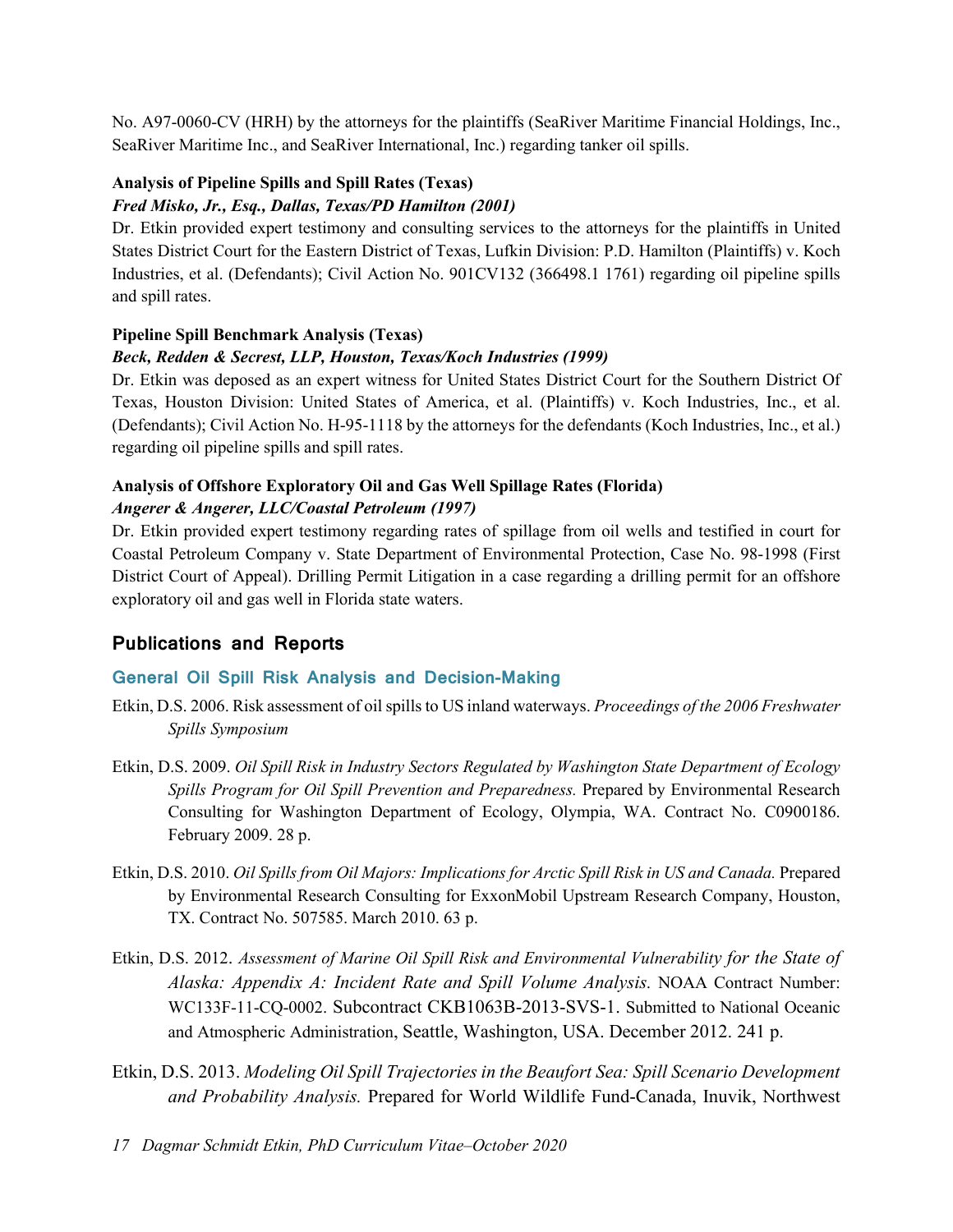No. A97-0060-CV (HRH) by the attorneys for the plaintiffs (SeaRiver Maritime Financial Holdings, Inc., SeaRiver Maritime Inc., and SeaRiver International, Inc.) regarding tanker oil spills.

**Analysis of Pipeline Spills and Spill Rates (Texas)**
***Fred Misko, Jr., Esq., Dallas, Texas/PD Hamilton (2001)***
Dr. Etkin provided expert testimony and consulting services to the attorneys for the plaintiffs in United States District Court for the Eastern District of Texas, Lufkin Division: P.D. Hamilton (Plaintiffs) v. Koch Industries, et al. (Defendants); Civil Action No. 901CV132 (366498.1 1761) regarding oil pipeline spills and spill rates.

**Pipeline Spill Benchmark Analysis (Texas)**
***Beck, Redden & Secrest, LLP, Houston, Texas/Koch Industries (1999)***
Dr. Etkin was deposed as an expert witness for United States District Court for the Southern District Of Texas, Houston Division: United States of America, et al. (Plaintiffs) v. Koch Industries, Inc., et al. (Defendants); Civil Action No. H-95-1118 by the attorneys for the defendants (Koch Industries, Inc., et al.) regarding oil pipeline spills and spill rates.

**Analysis of Offshore Exploratory Oil and Gas Well Spillage Rates (Florida)**
***Angerer & Angerer, LLC/Coastal Petroleum (1997)***
Dr. Etkin provided expert testimony regarding rates of spillage from oil wells and testified in court for Coastal Petroleum Company v. State Department of Environmental Protection, Case No. 98-1998 (First District Court of Appeal). Drilling Permit Litigation in a case regarding a drilling permit for an offshore exploratory oil and gas well in Florida state waters.

## Publications and Reports

### General Oil Spill Risk Analysis and Decision-Making

Etkin, D.S. 2006. Risk assessment of oil spills to US inland waterways. *Proceedings of the 2006 Freshwater Spills Symposium*

Etkin, D.S. 2009. *Oil Spill Risk in Industry Sectors Regulated by Washington State Department of Ecology Spills Program for Oil Spill Prevention and Preparedness.* Prepared by Environmental Research Consulting for Washington Department of Ecology, Olympia, WA. Contract No. C0900186. February 2009. 28 p.

Etkin, D.S. 2010. *Oil Spills from Oil Majors: Implications for Arctic Spill Risk in US and Canada.* Prepared by Environmental Research Consulting for ExxonMobil Upstream Research Company, Houston, TX. Contract No. 507585. March 2010. 63 p.

Etkin, D.S. 2012. *Assessment of Marine Oil Spill Risk and Environmental Vulnerability for the State of Alaska: Appendix A: Incident Rate and Spill Volume Analysis.* NOAA Contract Number: WC133F-11-CQ-0002. Subcontract CKB1063B-2013-SVS-1. Submitted to National Oceanic and Atmospheric Administration, Seattle, Washington, USA. December 2012. 241 p.

Etkin, D.S. 2013. *Modeling Oil Spill Trajectories in the Beaufort Sea: Spill Scenario Development and Probability Analysis.* Prepared for World Wildlife Fund-Canada, Inuvik, Northwest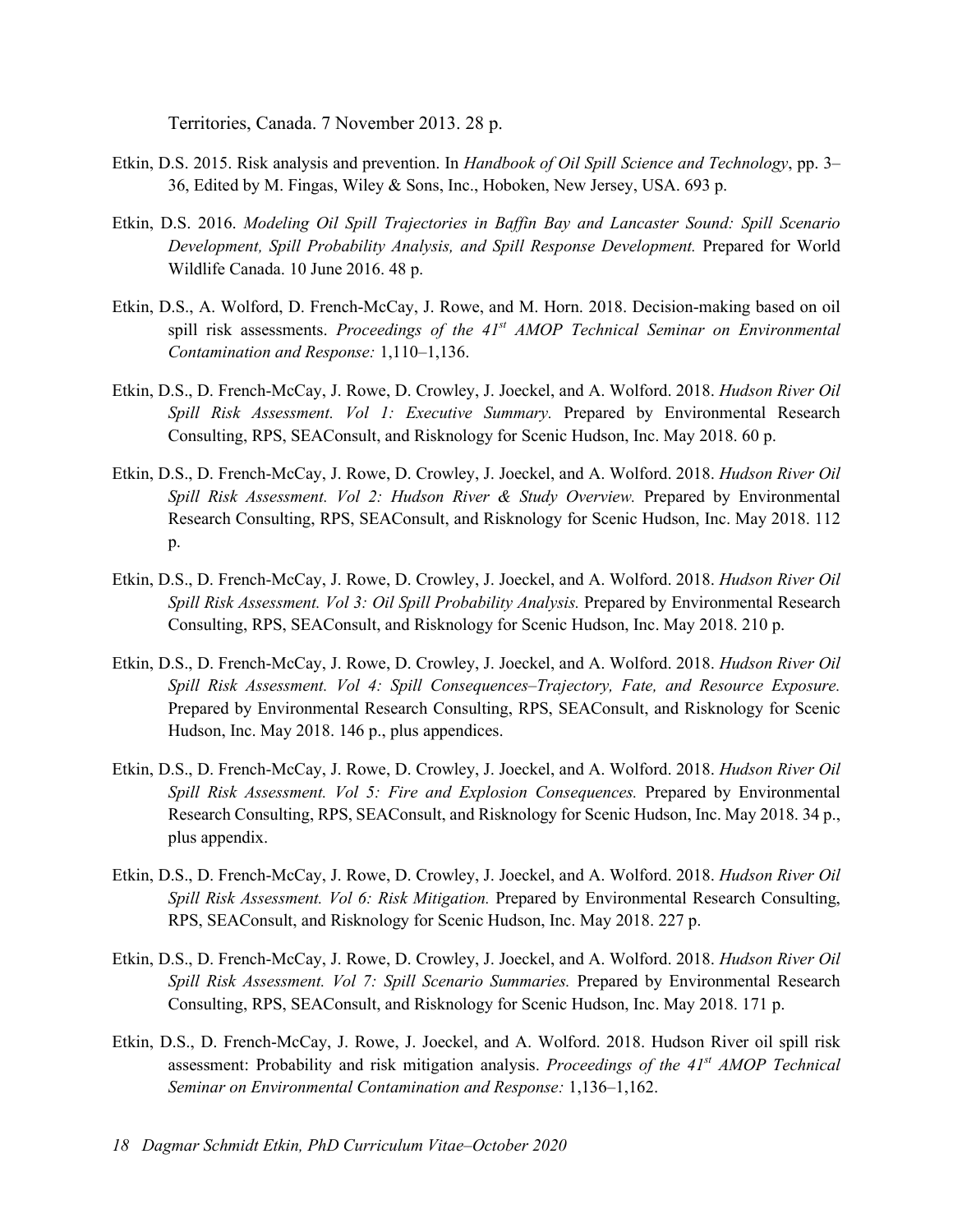Territories, Canada. 7 November 2013. 28 p.

Etkin, D.S. 2015. Risk analysis and prevention. In *Handbook of Oil Spill Science and Technology*, pp. 3–36, Edited by M. Fingas, Wiley & Sons, Inc., Hoboken, New Jersey, USA. 693 p.

Etkin, D.S. 2016. *Modeling Oil Spill Trajectories in Baffin Bay and Lancaster Sound: Spill Scenario Development, Spill Probability Analysis, and Spill Response Development.* Prepared for World Wildlife Canada. 10 June 2016. 48 p.

Etkin, D.S., A. Wolford, D. French-McCay, J. Rowe, and M. Horn. 2018. Decision-making based on oil spill risk assessments. *Proceedings of the 41st AMOP Technical Seminar on Environmental Contamination and Response:* 1,110–1,136.

Etkin, D.S., D. French-McCay, J. Rowe, D. Crowley, J. Joeckel, and A. Wolford. 2018. *Hudson River Oil Spill Risk Assessment. Vol 1: Executive Summary.* Prepared by Environmental Research Consulting, RPS, SEAConsult, and Risknology for Scenic Hudson, Inc. May 2018. 60 p.

Etkin, D.S., D. French-McCay, J. Rowe, D. Crowley, J. Joeckel, and A. Wolford. 2018. *Hudson River Oil Spill Risk Assessment. Vol 2: Hudson River & Study Overview.* Prepared by Environmental Research Consulting, RPS, SEAConsult, and Risknology for Scenic Hudson, Inc. May 2018. 112 p.

Etkin, D.S., D. French-McCay, J. Rowe, D. Crowley, J. Joeckel, and A. Wolford. 2018. *Hudson River Oil Spill Risk Assessment. Vol 3: Oil Spill Probability Analysis.* Prepared by Environmental Research Consulting, RPS, SEAConsult, and Risknology for Scenic Hudson, Inc. May 2018. 210 p.

Etkin, D.S., D. French-McCay, J. Rowe, D. Crowley, J. Joeckel, and A. Wolford. 2018. *Hudson River Oil Spill Risk Assessment. Vol 4: Spill Consequences–Trajectory, Fate, and Resource Exposure.* Prepared by Environmental Research Consulting, RPS, SEAConsult, and Risknology for Scenic Hudson, Inc. May 2018. 146 p., plus appendices.

Etkin, D.S., D. French-McCay, J. Rowe, D. Crowley, J. Joeckel, and A. Wolford. 2018. *Hudson River Oil Spill Risk Assessment. Vol 5: Fire and Explosion Consequences.* Prepared by Environmental Research Consulting, RPS, SEAConsult, and Risknology for Scenic Hudson, Inc. May 2018. 34 p., plus appendix.

Etkin, D.S., D. French-McCay, J. Rowe, D. Crowley, J. Joeckel, and A. Wolford. 2018. *Hudson River Oil Spill Risk Assessment. Vol 6: Risk Mitigation.* Prepared by Environmental Research Consulting, RPS, SEAConsult, and Risknology for Scenic Hudson, Inc. May 2018. 227 p.

Etkin, D.S., D. French-McCay, J. Rowe, D. Crowley, J. Joeckel, and A. Wolford. 2018. *Hudson River Oil Spill Risk Assessment. Vol 7: Spill Scenario Summaries.* Prepared by Environmental Research Consulting, RPS, SEAConsult, and Risknology for Scenic Hudson, Inc. May 2018. 171 p.

Etkin, D.S., D. French-McCay, J. Rowe, J. Joeckel, and A. Wolford. 2018. Hudson River oil spill risk assessment: Probability and risk mitigation analysis. *Proceedings of the 41st AMOP Technical Seminar on Environmental Contamination and Response:* 1,136–1,162.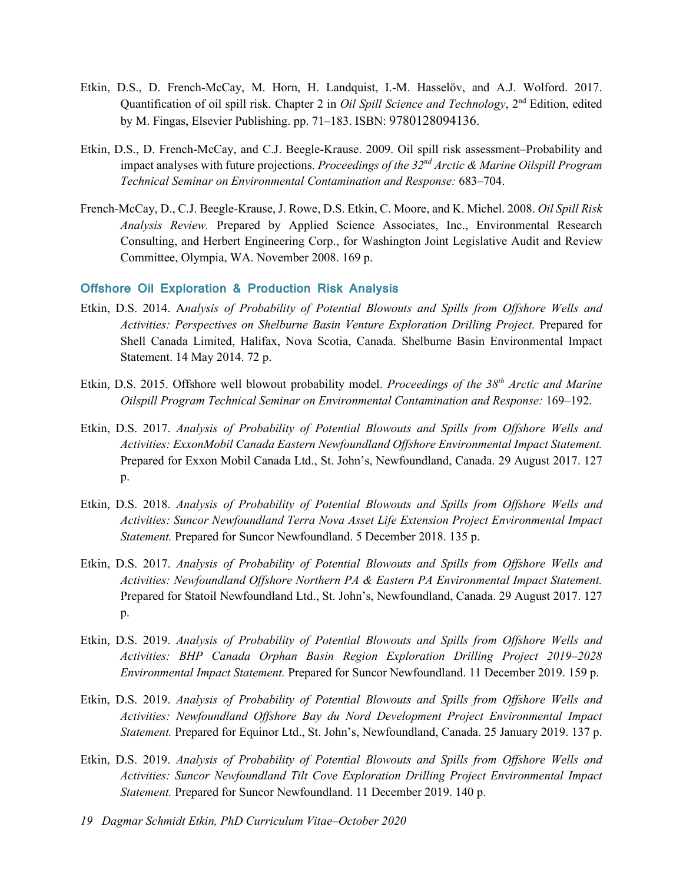Etkin, D.S., D. French-McCay, M. Horn, H. Landquist, I.-M. Hasselöv, and A.J. Wolford. 2017. Quantification of oil spill risk. Chapter 2 in *Oil Spill Science and Technology*, 2nd Edition, edited by M. Fingas, Elsevier Publishing. pp. 71–183. ISBN: 9780128094136.

Etkin, D.S., D. French-McCay, and C.J. Beegle-Krause. 2009. Oil spill risk assessment–Probability and impact analyses with future projections. *Proceedings of the 32nd Arctic & Marine Oilspill Program Technical Seminar on Environmental Contamination and Response:* 683–704.

French-McCay, D., C.J. Beegle-Krause, J. Rowe, D.S. Etkin, C. Moore, and K. Michel. 2008. *Oil Spill Risk Analysis Review.* Prepared by Applied Science Associates, Inc., Environmental Research Consulting, and Herbert Engineering Corp., for Washington Joint Legislative Audit and Review Committee, Olympia, WA. November 2008. 169 p.

### Offshore Oil Exploration & Production Risk Analysis

Etkin, D.S. 2014. A*nalysis of Probability of Potential Blowouts and Spills from Offshore Wells and Activities: Perspectives on Shelburne Basin Venture Exploration Drilling Project.* Prepared for Shell Canada Limited, Halifax, Nova Scotia, Canada. Shelburne Basin Environmental Impact Statement. 14 May 2014. 72 p.

Etkin, D.S. 2015. Offshore well blowout probability model. *Proceedings of the 38th Arctic and Marine Oilspill Program Technical Seminar on Environmental Contamination and Response:* 169–192.

Etkin, D.S. 2017. *Analysis of Probability of Potential Blowouts and Spills from Offshore Wells and Activities: ExxonMobil Canada Eastern Newfoundland Offshore Environmental Impact Statement.* Prepared for Exxon Mobil Canada Ltd., St. John's, Newfoundland, Canada. 29 August 2017. 127 p.

Etkin, D.S. 2018. *Analysis of Probability of Potential Blowouts and Spills from Offshore Wells and Activities: Suncor Newfoundland Terra Nova Asset Life Extension Project Environmental Impact Statement.* Prepared for Suncor Newfoundland. 5 December 2018. 135 p.

Etkin, D.S. 2017. *Analysis of Probability of Potential Blowouts and Spills from Offshore Wells and Activities: Newfoundland Offshore Northern PA & Eastern PA Environmental Impact Statement.* Prepared for Statoil Newfoundland Ltd., St. John's, Newfoundland, Canada. 29 August 2017. 127 p.

Etkin, D.S. 2019. *Analysis of Probability of Potential Blowouts and Spills from Offshore Wells and Activities: BHP Canada Orphan Basin Region Exploration Drilling Project 2019–2028 Environmental Impact Statement.* Prepared for Suncor Newfoundland. 11 December 2019. 159 p.

Etkin, D.S. 2019. *Analysis of Probability of Potential Blowouts and Spills from Offshore Wells and Activities: Newfoundland Offshore Bay du Nord Development Project Environmental Impact Statement.* Prepared for Equinor Ltd., St. John's, Newfoundland, Canada. 25 January 2019. 137 p.

Etkin, D.S. 2019. *Analysis of Probability of Potential Blowouts and Spills from Offshore Wells and Activities: Suncor Newfoundland Tilt Cove Exploration Drilling Project Environmental Impact Statement.* Prepared for Suncor Newfoundland. 11 December 2019. 140 p.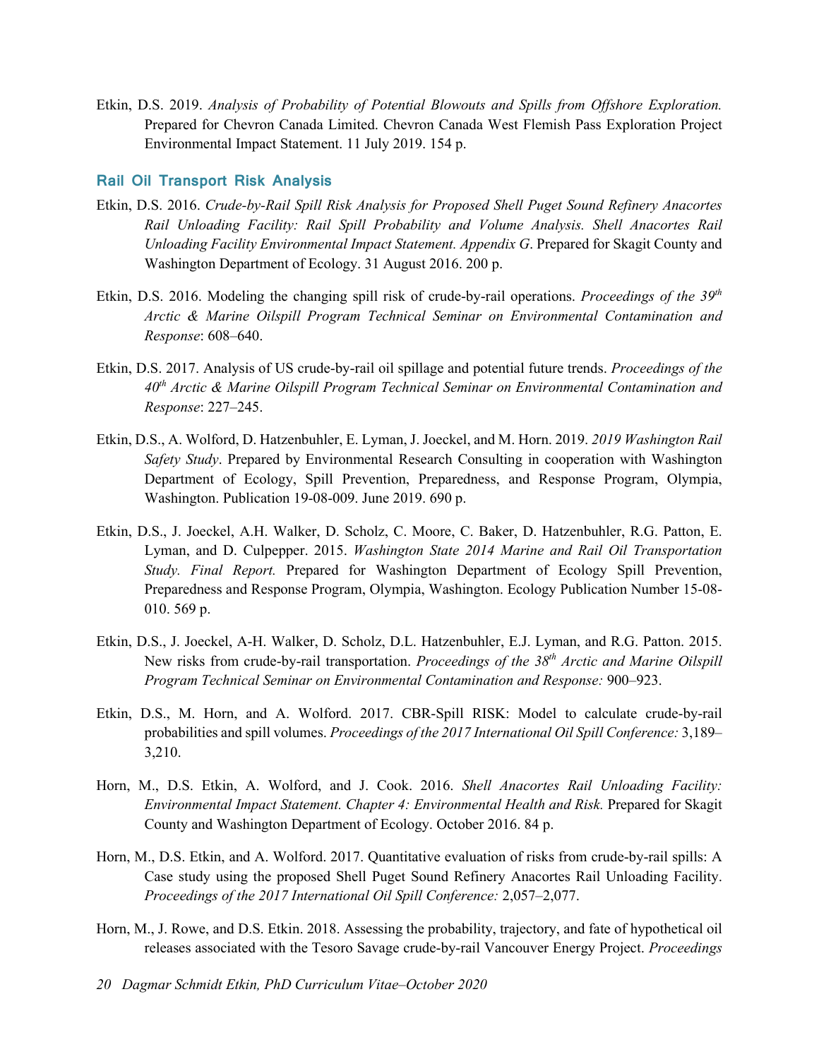Etkin, D.S. 2019. *Analysis of Probability of Potential Blowouts and Spills from Offshore Exploration.* Prepared for Chevron Canada Limited. Chevron Canada West Flemish Pass Exploration Project Environmental Impact Statement. 11 July 2019. 154 p.

## Rail Oil Transport Risk Analysis

Etkin, D.S. 2016. *Crude-by-Rail Spill Risk Analysis for Proposed Shell Puget Sound Refinery Anacortes Rail Unloading Facility: Rail Spill Probability and Volume Analysis. Shell Anacortes Rail Unloading Facility Environmental Impact Statement. Appendix G*. Prepared for Skagit County and Washington Department of Ecology. 31 August 2016. 200 p.

Etkin, D.S. 2016. Modeling the changing spill risk of crude-by-rail operations. *Proceedings of the 39th Arctic & Marine Oilspill Program Technical Seminar on Environmental Contamination and Response*: 608–640.

Etkin, D.S. 2017. Analysis of US crude-by-rail oil spillage and potential future trends. *Proceedings of the 40th Arctic & Marine Oilspill Program Technical Seminar on Environmental Contamination and Response*: 227–245.

Etkin, D.S., A. Wolford, D. Hatzenbuhler, E. Lyman, J. Joeckel, and M. Horn. 2019. *2019 Washington Rail Safety Study*. Prepared by Environmental Research Consulting in cooperation with Washington Department of Ecology, Spill Prevention, Preparedness, and Response Program, Olympia, Washington. Publication 19-08-009. June 2019. 690 p.

Etkin, D.S., J. Joeckel, A.H. Walker, D. Scholz, C. Moore, C. Baker, D. Hatzenbuhler, R.G. Patton, E. Lyman, and D. Culpepper. 2015. *Washington State 2014 Marine and Rail Oil Transportation Study. Final Report.* Prepared for Washington Department of Ecology Spill Prevention, Preparedness and Response Program, Olympia, Washington. Ecology Publication Number 15-08-010. 569 p.

Etkin, D.S., J. Joeckel, A-H. Walker, D. Scholz, D.L. Hatzenbuhler, E.J. Lyman, and R.G. Patton. 2015. New risks from crude-by-rail transportation. *Proceedings of the 38th Arctic and Marine Oilspill Program Technical Seminar on Environmental Contamination and Response:* 900–923.

Etkin, D.S., M. Horn, and A. Wolford. 2017. CBR-Spill RISK: Model to calculate crude-by-rail probabilities and spill volumes. *Proceedings of the 2017 International Oil Spill Conference:* 3,189–3,210.

Horn, M., D.S. Etkin, A. Wolford, and J. Cook. 2016. *Shell Anacortes Rail Unloading Facility: Environmental Impact Statement. Chapter 4: Environmental Health and Risk.* Prepared for Skagit County and Washington Department of Ecology. October 2016. 84 p.

Horn, M., D.S. Etkin, and A. Wolford. 2017. Quantitative evaluation of risks from crude-by-rail spills: A Case study using the proposed Shell Puget Sound Refinery Anacortes Rail Unloading Facility. *Proceedings of the 2017 International Oil Spill Conference:* 2,057–2,077.

Horn, M., J. Rowe, and D.S. Etkin. 2018. Assessing the probability, trajectory, and fate of hypothetical oil releases associated with the Tesoro Savage crude-by-rail Vancouver Energy Project. *Proceedings*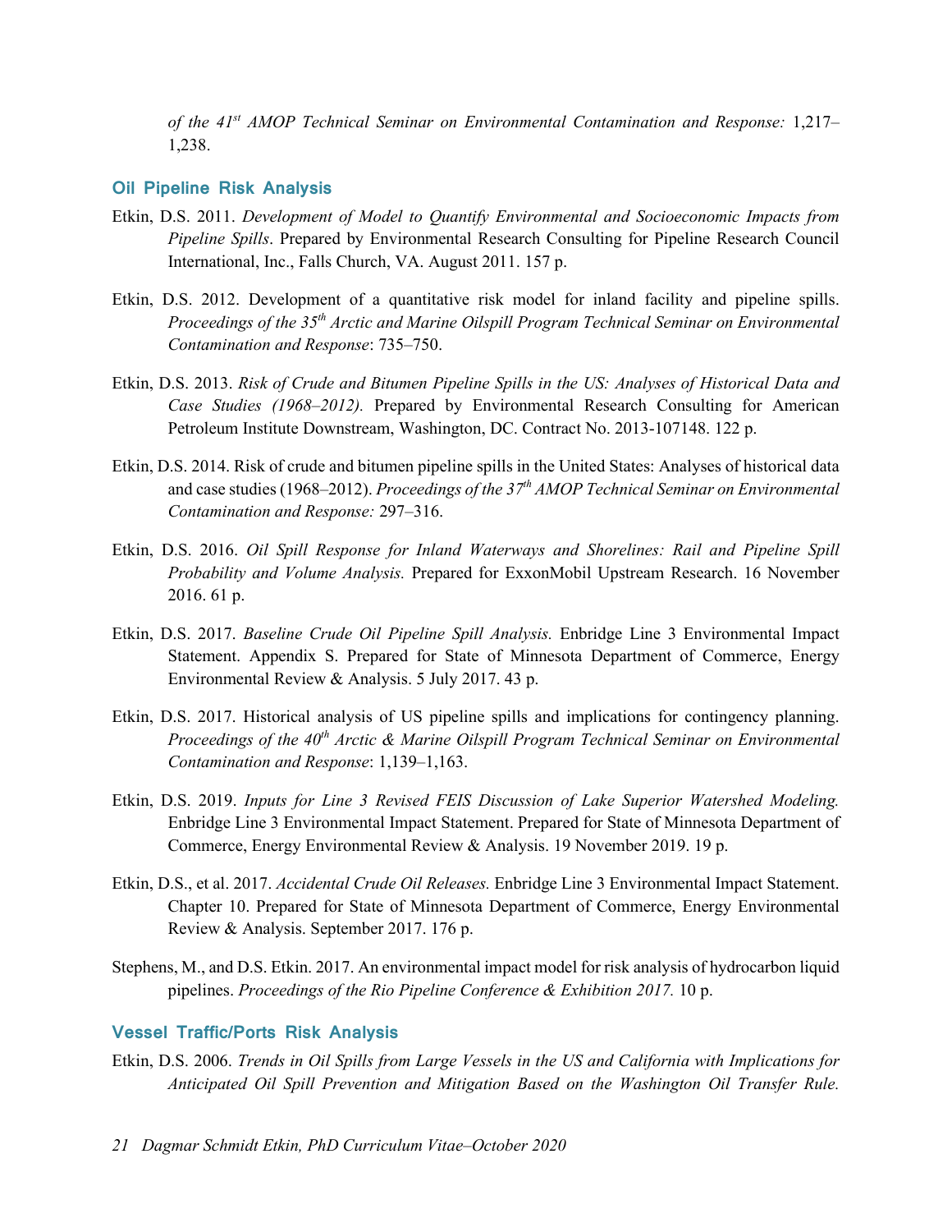*of the 41st AMOP Technical Seminar on Environmental Contamination and Response:* 1,217–1,238.

### Oil Pipeline Risk Analysis

Etkin, D.S. 2011. *Development of Model to Quantify Environmental and Socioeconomic Impacts from Pipeline Spills*. Prepared by Environmental Research Consulting for Pipeline Research Council International, Inc., Falls Church, VA. August 2011. 157 p.

Etkin, D.S. 2012. Development of a quantitative risk model for inland facility and pipeline spills. *Proceedings of the 35th Arctic and Marine Oilspill Program Technical Seminar on Environmental Contamination and Response*: 735–750.

Etkin, D.S. 2013. *Risk of Crude and Bitumen Pipeline Spills in the US: Analyses of Historical Data and Case Studies (1968–2012).* Prepared by Environmental Research Consulting for American Petroleum Institute Downstream, Washington, DC. Contract No. 2013-107148. 122 p.

Etkin, D.S. 2014. Risk of crude and bitumen pipeline spills in the United States: Analyses of historical data and case studies (1968–2012). *Proceedings of the 37th AMOP Technical Seminar on Environmental Contamination and Response:* 297–316.

Etkin, D.S. 2016. *Oil Spill Response for Inland Waterways and Shorelines: Rail and Pipeline Spill Probability and Volume Analysis.* Prepared for ExxonMobil Upstream Research. 16 November 2016. 61 p.

Etkin, D.S. 2017. *Baseline Crude Oil Pipeline Spill Analysis.* Enbridge Line 3 Environmental Impact Statement. Appendix S. Prepared for State of Minnesota Department of Commerce, Energy Environmental Review & Analysis. 5 July 2017. 43 p.

Etkin, D.S. 2017. Historical analysis of US pipeline spills and implications for contingency planning. *Proceedings of the 40th Arctic & Marine Oilspill Program Technical Seminar on Environmental Contamination and Response*: 1,139–1,163.

Etkin, D.S. 2019. *Inputs for Line 3 Revised FEIS Discussion of Lake Superior Watershed Modeling.* Enbridge Line 3 Environmental Impact Statement. Prepared for State of Minnesota Department of Commerce, Energy Environmental Review & Analysis. 19 November 2019. 19 p.

Etkin, D.S., et al. 2017. *Accidental Crude Oil Releases.* Enbridge Line 3 Environmental Impact Statement. Chapter 10. Prepared for State of Minnesota Department of Commerce, Energy Environmental Review & Analysis. September 2017. 176 p.

Stephens, M., and D.S. Etkin. 2017. An environmental impact model for risk analysis of hydrocarbon liquid pipelines. *Proceedings of the Rio Pipeline Conference & Exhibition 2017.* 10 p.

### Vessel Traffic/Ports Risk Analysis

Etkin, D.S. 2006. *Trends in Oil Spills from Large Vessels in the US and California with Implications for Anticipated Oil Spill Prevention and Mitigation Based on the Washington Oil Transfer Rule.*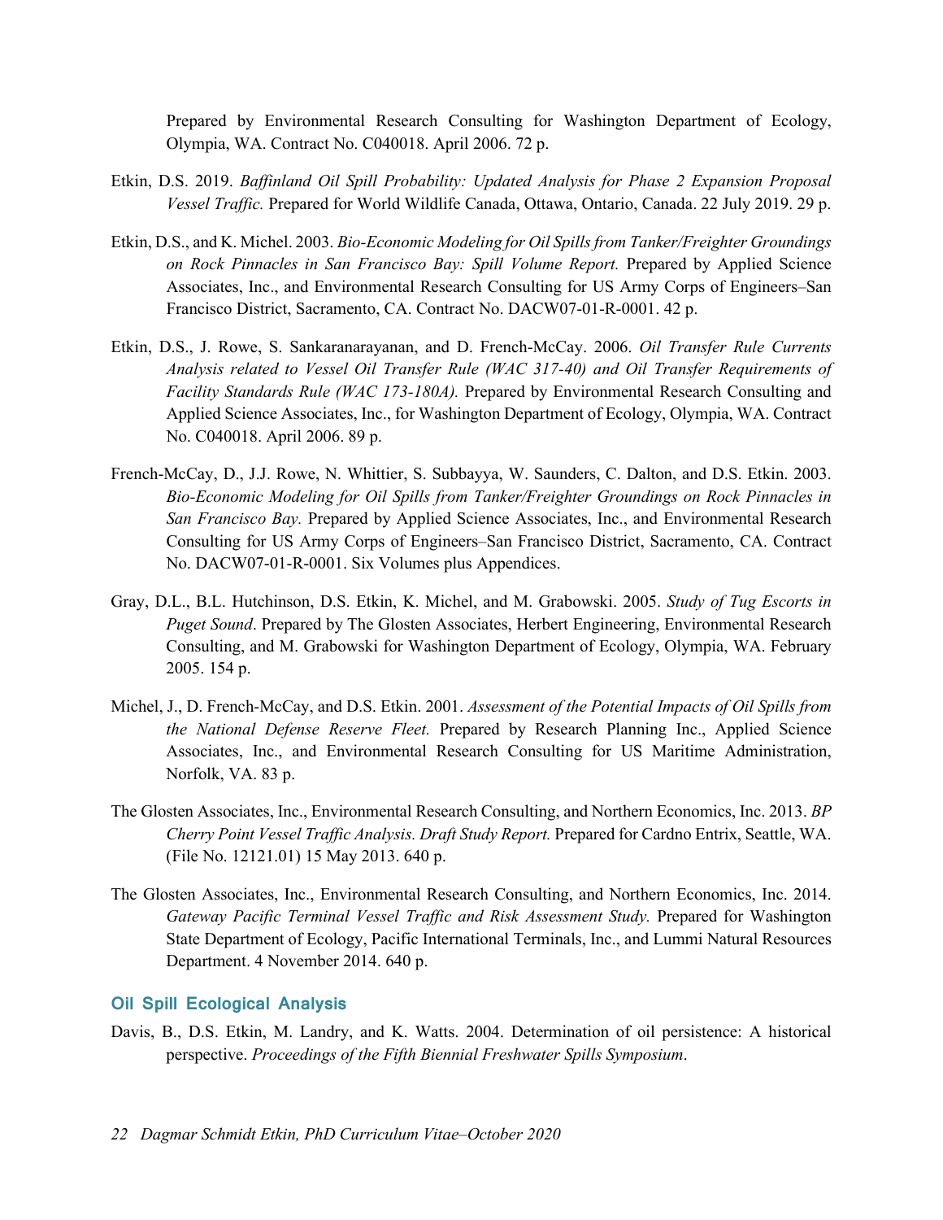Prepared by Environmental Research Consulting for Washington Department of Ecology, Olympia, WA. Contract No. C040018. April 2006. 72 p.

Etkin, D.S. 2019. *Baffinland Oil Spill Probability: Updated Analysis for Phase 2 Expansion Proposal Vessel Traffic.* Prepared for World Wildlife Canada, Ottawa, Ontario, Canada. 22 July 2019. 29 p.

Etkin, D.S., and K. Michel. 2003. *Bio-Economic Modeling for Oil Spills from Tanker/Freighter Groundings on Rock Pinnacles in San Francisco Bay: Spill Volume Report.* Prepared by Applied Science Associates, Inc., and Environmental Research Consulting for US Army Corps of Engineers–San Francisco District, Sacramento, CA. Contract No. DACW07-01-R-0001. 42 p.

Etkin, D.S., J. Rowe, S. Sankaranarayanan, and D. French-McCay. 2006. *Oil Transfer Rule Currents Analysis related to Vessel Oil Transfer Rule (WAC 317-40) and Oil Transfer Requirements of Facility Standards Rule (WAC 173-180A).* Prepared by Environmental Research Consulting and Applied Science Associates, Inc., for Washington Department of Ecology, Olympia, WA. Contract No. C040018. April 2006. 89 p.

French-McCay, D., J.J. Rowe, N. Whittier, S. Subbayya, W. Saunders, C. Dalton, and D.S. Etkin. 2003. *Bio-Economic Modeling for Oil Spills from Tanker/Freighter Groundings on Rock Pinnacles in San Francisco Bay.* Prepared by Applied Science Associates, Inc., and Environmental Research Consulting for US Army Corps of Engineers–San Francisco District, Sacramento, CA. Contract No. DACW07-01-R-0001. Six Volumes plus Appendices.

Gray, D.L., B.L. Hutchinson, D.S. Etkin, K. Michel, and M. Grabowski. 2005. *Study of Tug Escorts in Puget Sound*. Prepared by The Glosten Associates, Herbert Engineering, Environmental Research Consulting, and M. Grabowski for Washington Department of Ecology, Olympia, WA. February 2005. 154 p.

Michel, J., D. French-McCay, and D.S. Etkin. 2001. *Assessment of the Potential Impacts of Oil Spills from the National Defense Reserve Fleet.* Prepared by Research Planning Inc., Applied Science Associates, Inc., and Environmental Research Consulting for US Maritime Administration, Norfolk, VA. 83 p.

The Glosten Associates, Inc., Environmental Research Consulting, and Northern Economics, Inc. 2013. *BP Cherry Point Vessel Traffic Analysis. Draft Study Report.* Prepared for Cardno Entrix, Seattle, WA. (File No. 12121.01) 15 May 2013. 640 p.

The Glosten Associates, Inc., Environmental Research Consulting, and Northern Economics, Inc. 2014. *Gateway Pacific Terminal Vessel Traffic and Risk Assessment Study.* Prepared for Washington State Department of Ecology, Pacific International Terminals, Inc., and Lummi Natural Resources Department. 4 November 2014. 640 p.

## Oil Spill Ecological Analysis

Davis, B., D.S. Etkin, M. Landry, and K. Watts. 2004. Determination of oil persistence: A historical perspective. *Proceedings of the Fifth Biennial Freshwater Spills Symposium*.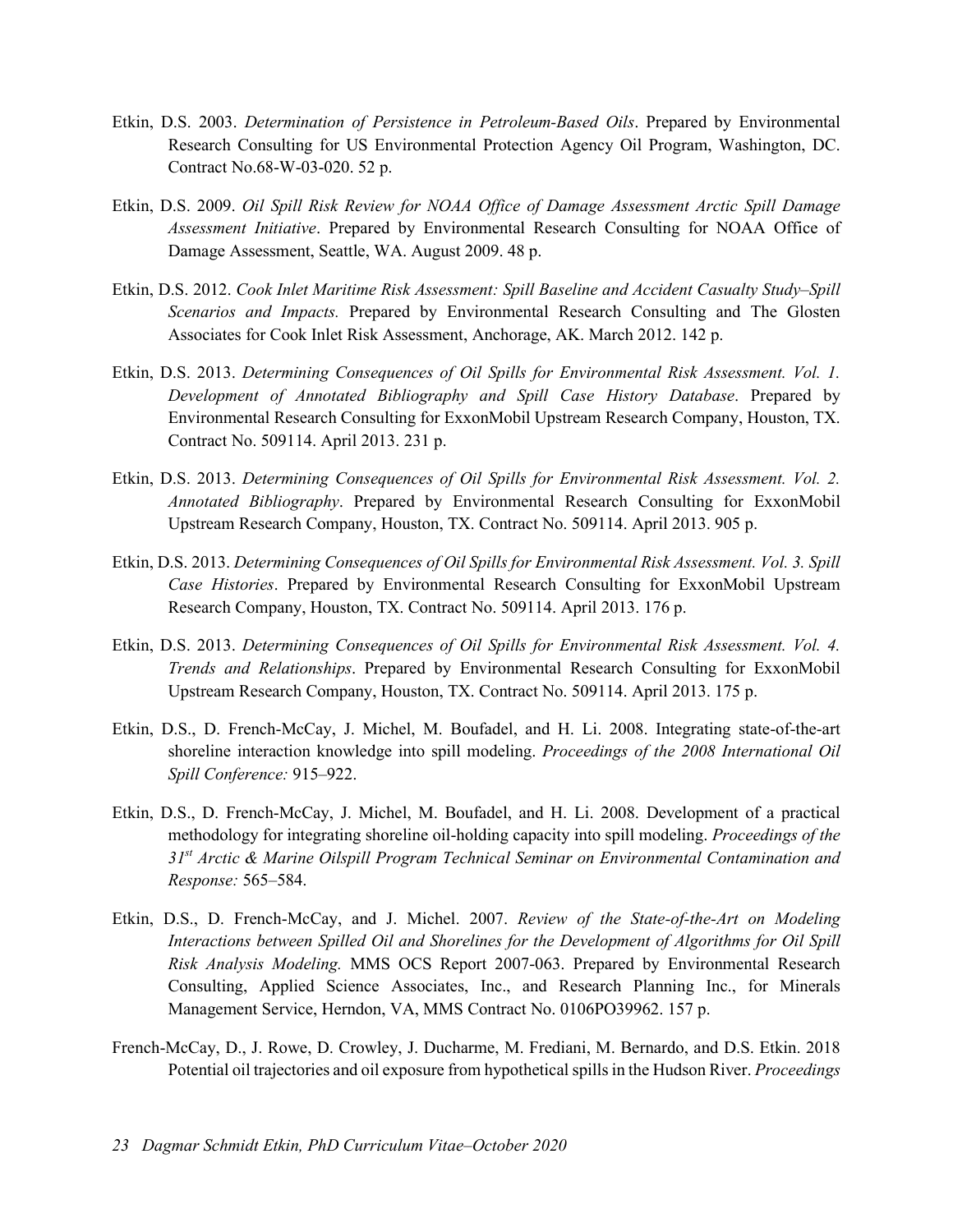Etkin, D.S. 2003. *Determination of Persistence in Petroleum-Based Oils*. Prepared by Environmental Research Consulting for US Environmental Protection Agency Oil Program, Washington, DC. Contract No.68-W-03-020. 52 p.

Etkin, D.S. 2009. *Oil Spill Risk Review for NOAA Office of Damage Assessment Arctic Spill Damage Assessment Initiative*. Prepared by Environmental Research Consulting for NOAA Office of Damage Assessment, Seattle, WA. August 2009. 48 p.

Etkin, D.S. 2012. *Cook Inlet Maritime Risk Assessment: Spill Baseline and Accident Casualty Study–Spill Scenarios and Impacts.* Prepared by Environmental Research Consulting and The Glosten Associates for Cook Inlet Risk Assessment, Anchorage, AK. March 2012. 142 p.

Etkin, D.S. 2013. *Determining Consequences of Oil Spills for Environmental Risk Assessment. Vol. 1. Development of Annotated Bibliography and Spill Case History Database*. Prepared by Environmental Research Consulting for ExxonMobil Upstream Research Company, Houston, TX. Contract No. 509114. April 2013. 231 p.

Etkin, D.S. 2013. *Determining Consequences of Oil Spills for Environmental Risk Assessment. Vol. 2. Annotated Bibliography*. Prepared by Environmental Research Consulting for ExxonMobil Upstream Research Company, Houston, TX. Contract No. 509114. April 2013. 905 p.

Etkin, D.S. 2013. *Determining Consequences of Oil Spills for Environmental Risk Assessment. Vol. 3. Spill Case Histories*. Prepared by Environmental Research Consulting for ExxonMobil Upstream Research Company, Houston, TX. Contract No. 509114. April 2013. 176 p.

Etkin, D.S. 2013. *Determining Consequences of Oil Spills for Environmental Risk Assessment. Vol. 4. Trends and Relationships*. Prepared by Environmental Research Consulting for ExxonMobil Upstream Research Company, Houston, TX. Contract No. 509114. April 2013. 175 p.

Etkin, D.S., D. French-McCay, J. Michel, M. Boufadel, and H. Li. 2008. Integrating state-of-the-art shoreline interaction knowledge into spill modeling. *Proceedings of the 2008 International Oil Spill Conference:* 915–922.

Etkin, D.S., D. French-McCay, J. Michel, M. Boufadel, and H. Li. 2008. Development of a practical methodology for integrating shoreline oil-holding capacity into spill modeling. *Proceedings of the 31st Arctic & Marine Oilspill Program Technical Seminar on Environmental Contamination and Response:* 565–584.

Etkin, D.S., D. French-McCay, and J. Michel. 2007. *Review of the State-of-the-Art on Modeling Interactions between Spilled Oil and Shorelines for the Development of Algorithms for Oil Spill Risk Analysis Modeling.* MMS OCS Report 2007-063. Prepared by Environmental Research Consulting, Applied Science Associates, Inc., and Research Planning Inc., for Minerals Management Service, Herndon, VA, MMS Contract No. 0106PO39962. 157 p.

French-McCay, D., J. Rowe, D. Crowley, J. Ducharme, M. Frediani, M. Bernardo, and D.S. Etkin. 2018 Potential oil trajectories and oil exposure from hypothetical spills in the Hudson River. *Proceedings*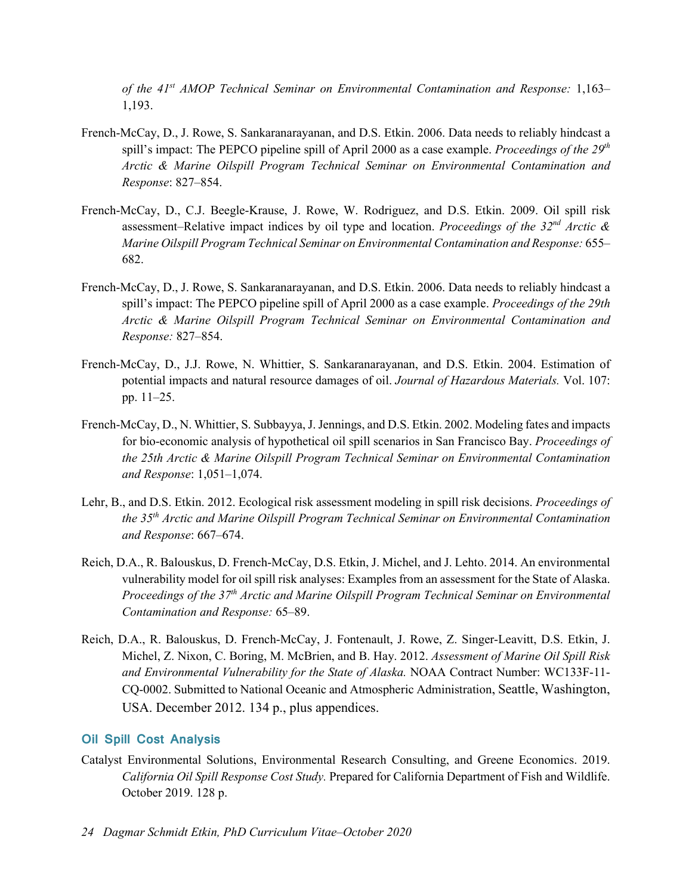*of the 41st AMOP Technical Seminar on Environmental Contamination and Response:* 1,163–1,193.

French-McCay, D., J. Rowe, S. Sankaranarayanan, and D.S. Etkin. 2006. Data needs to reliably hindcast a spill's impact: The PEPCO pipeline spill of April 2000 as a case example. *Proceedings of the 29th Arctic & Marine Oilspill Program Technical Seminar on Environmental Contamination and Response*: 827–854.

French-McCay, D., C.J. Beegle-Krause, J. Rowe, W. Rodriguez, and D.S. Etkin. 2009. Oil spill risk assessment–Relative impact indices by oil type and location. *Proceedings of the 32nd Arctic & Marine Oilspill Program Technical Seminar on Environmental Contamination and Response:* 655–682.

French-McCay, D., J. Rowe, S. Sankaranarayanan, and D.S. Etkin. 2006. Data needs to reliably hindcast a spill's impact: The PEPCO pipeline spill of April 2000 as a case example. *Proceedings of the 29th Arctic & Marine Oilspill Program Technical Seminar on Environmental Contamination and Response:* 827–854.

French-McCay, D., J.J. Rowe, N. Whittier, S. Sankaranarayanan, and D.S. Etkin. 2004. Estimation of potential impacts and natural resource damages of oil. *Journal of Hazardous Materials.* Vol. 107: pp. 11–25.

French-McCay, D., N. Whittier, S. Subbayya, J. Jennings, and D.S. Etkin. 2002. Modeling fates and impacts for bio-economic analysis of hypothetical oil spill scenarios in San Francisco Bay. *Proceedings of the 25th Arctic & Marine Oilspill Program Technical Seminar on Environmental Contamination and Response*: 1,051–1,074.

Lehr, B., and D.S. Etkin. 2012. Ecological risk assessment modeling in spill risk decisions. *Proceedings of the 35th Arctic and Marine Oilspill Program Technical Seminar on Environmental Contamination and Response*: 667–674.

Reich, D.A., R. Balouskus, D. French-McCay, D.S. Etkin, J. Michel, and J. Lehto. 2014. An environmental vulnerability model for oil spill risk analyses: Examples from an assessment for the State of Alaska. *Proceedings of the 37th Arctic and Marine Oilspill Program Technical Seminar on Environmental Contamination and Response:* 65–89.

Reich, D.A., R. Balouskus, D. French-McCay, J. Fontenault, J. Rowe, Z. Singer-Leavitt, D.S. Etkin, J. Michel, Z. Nixon, C. Boring, M. McBrien, and B. Hay. 2012. *Assessment of Marine Oil Spill Risk and Environmental Vulnerability for the State of Alaska.* NOAA Contract Number: WC133F-11-CQ-0002. Submitted to National Oceanic and Atmospheric Administration, Seattle, Washington, USA. December 2012. 134 p., plus appendices.

### Oil Spill Cost Analysis

Catalyst Environmental Solutions, Environmental Research Consulting, and Greene Economics. 2019. *California Oil Spill Response Cost Study.* Prepared for California Department of Fish and Wildlife. October 2019. 128 p.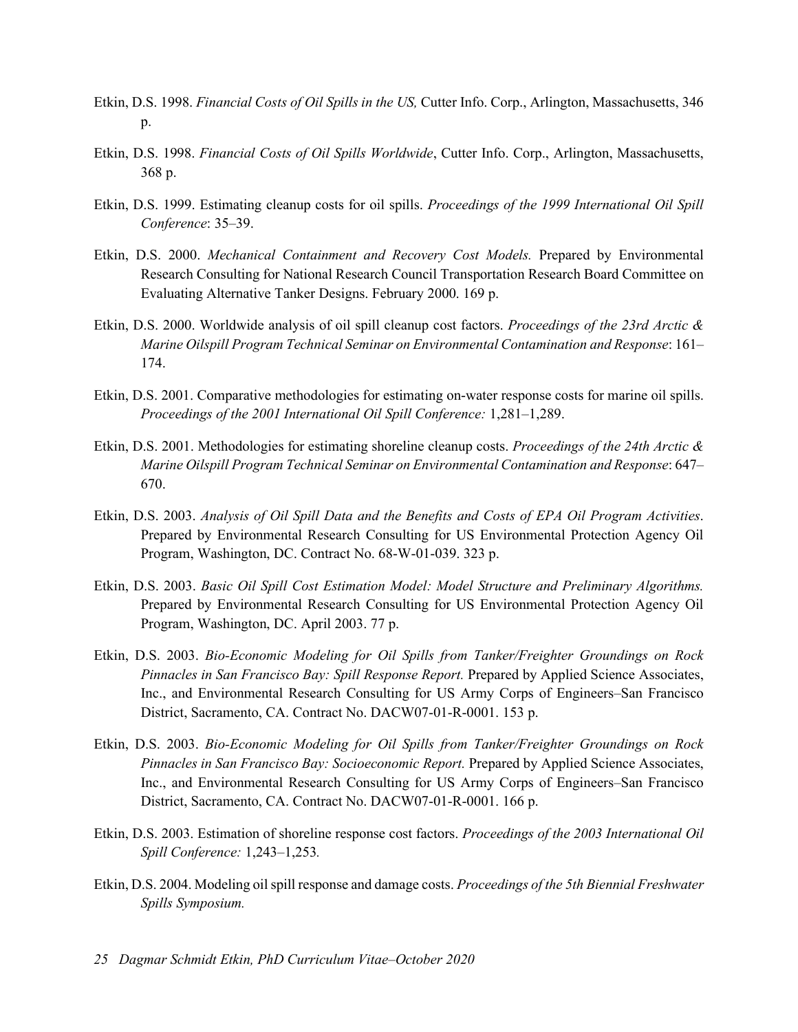Etkin, D.S. 1998. *Financial Costs of Oil Spills in the US,* Cutter Info. Corp., Arlington, Massachusetts, 346 p.

Etkin, D.S. 1998. *Financial Costs of Oil Spills Worldwide*, Cutter Info. Corp., Arlington, Massachusetts, 368 p.

Etkin, D.S. 1999. Estimating cleanup costs for oil spills. *Proceedings of the 1999 International Oil Spill Conference*: 35–39.

Etkin, D.S. 2000. *Mechanical Containment and Recovery Cost Models.* Prepared by Environmental Research Consulting for National Research Council Transportation Research Board Committee on Evaluating Alternative Tanker Designs. February 2000. 169 p.

Etkin, D.S. 2000. Worldwide analysis of oil spill cleanup cost factors. *Proceedings of the 23rd Arctic & Marine Oilspill Program Technical Seminar on Environmental Contamination and Response*: 161–174.

Etkin, D.S. 2001. Comparative methodologies for estimating on-water response costs for marine oil spills. *Proceedings of the 2001 International Oil Spill Conference:* 1,281–1,289.

Etkin, D.S. 2001. Methodologies for estimating shoreline cleanup costs. *Proceedings of the 24th Arctic & Marine Oilspill Program Technical Seminar on Environmental Contamination and Response*: 647–670.

Etkin, D.S. 2003. *Analysis of Oil Spill Data and the Benefits and Costs of EPA Oil Program Activities*. Prepared by Environmental Research Consulting for US Environmental Protection Agency Oil Program, Washington, DC. Contract No. 68-W-01-039. 323 p.

Etkin, D.S. 2003. *Basic Oil Spill Cost Estimation Model: Model Structure and Preliminary Algorithms.* Prepared by Environmental Research Consulting for US Environmental Protection Agency Oil Program, Washington, DC. April 2003. 77 p.

Etkin, D.S. 2003. *Bio-Economic Modeling for Oil Spills from Tanker/Freighter Groundings on Rock Pinnacles in San Francisco Bay: Spill Response Report.* Prepared by Applied Science Associates, Inc., and Environmental Research Consulting for US Army Corps of Engineers–San Francisco District, Sacramento, CA. Contract No. DACW07-01-R-0001. 153 p.

Etkin, D.S. 2003. *Bio-Economic Modeling for Oil Spills from Tanker/Freighter Groundings on Rock Pinnacles in San Francisco Bay: Socioeconomic Report.* Prepared by Applied Science Associates, Inc., and Environmental Research Consulting for US Army Corps of Engineers–San Francisco District, Sacramento, CA. Contract No. DACW07-01-R-0001. 166 p.

Etkin, D.S. 2003. Estimation of shoreline response cost factors. *Proceedings of the 2003 International Oil Spill Conference:* 1,243–1,253.

Etkin, D.S. 2004. Modeling oil spill response and damage costs. *Proceedings of the 5th Biennial Freshwater Spills Symposium.*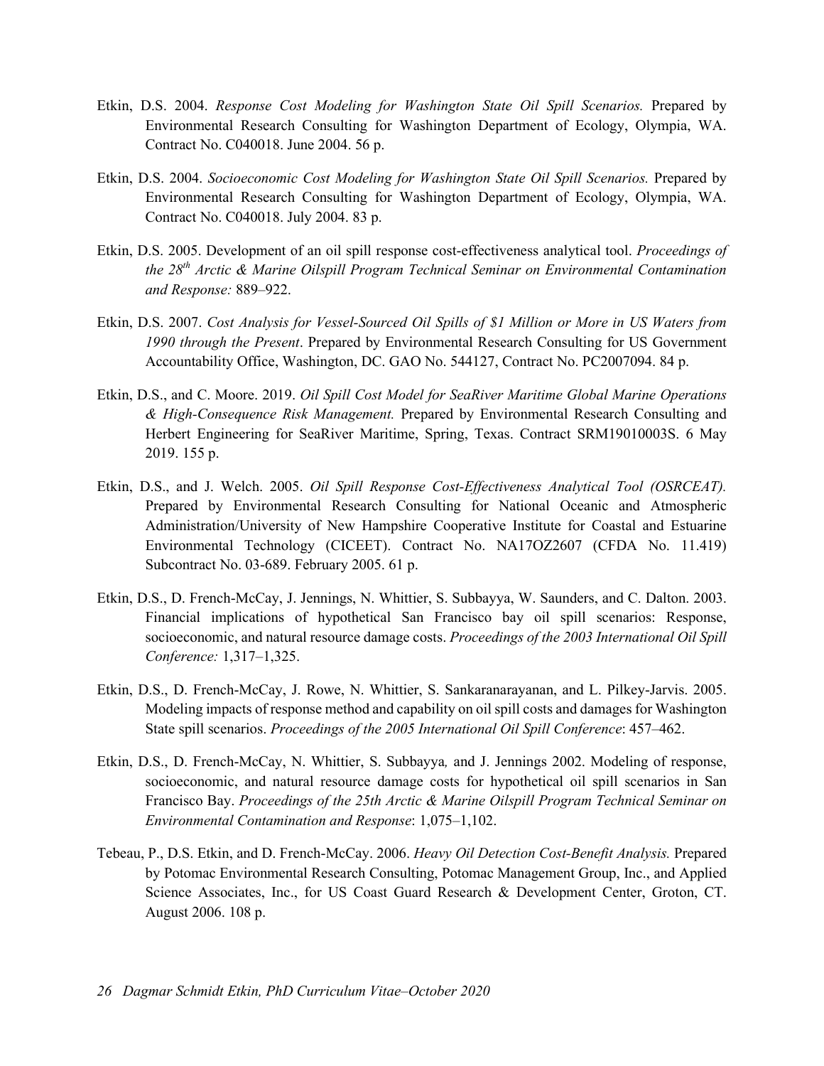Etkin, D.S. 2004. *Response Cost Modeling for Washington State Oil Spill Scenarios.* Prepared by Environmental Research Consulting for Washington Department of Ecology, Olympia, WA. Contract No. C040018. June 2004. 56 p.

Etkin, D.S. 2004. *Socioeconomic Cost Modeling for Washington State Oil Spill Scenarios.* Prepared by Environmental Research Consulting for Washington Department of Ecology, Olympia, WA. Contract No. C040018. July 2004. 83 p.

Etkin, D.S. 2005. Development of an oil spill response cost-effectiveness analytical tool. *Proceedings of the 28th Arctic & Marine Oilspill Program Technical Seminar on Environmental Contamination and Response:* 889–922.

Etkin, D.S. 2007. *Cost Analysis for Vessel-Sourced Oil Spills of $1 Million or More in US Waters from 1990 through the Present*. Prepared by Environmental Research Consulting for US Government Accountability Office, Washington, DC. GAO No. 544127, Contract No. PC2007094. 84 p.

Etkin, D.S., and C. Moore. 2019. *Oil Spill Cost Model for SeaRiver Maritime Global Marine Operations & High-Consequence Risk Management.* Prepared by Environmental Research Consulting and Herbert Engineering for SeaRiver Maritime, Spring, Texas. Contract SRM19010003S. 6 May 2019. 155 p.

Etkin, D.S., and J. Welch. 2005. *Oil Spill Response Cost-Effectiveness Analytical Tool (OSRCEAT).* Prepared by Environmental Research Consulting for National Oceanic and Atmospheric Administration/University of New Hampshire Cooperative Institute for Coastal and Estuarine Environmental Technology (CICEET). Contract No. NA17OZ2607 (CFDA No. 11.419) Subcontract No. 03-689. February 2005. 61 p.

Etkin, D.S., D. French-McCay, J. Jennings, N. Whittier, S. Subbayya, W. Saunders, and C. Dalton. 2003. Financial implications of hypothetical San Francisco bay oil spill scenarios: Response, socioeconomic, and natural resource damage costs. *Proceedings of the 2003 International Oil Spill Conference:* 1,317–1,325.

Etkin, D.S., D. French-McCay, J. Rowe, N. Whittier, S. Sankaranarayanan, and L. Pilkey-Jarvis. 2005. Modeling impacts of response method and capability on oil spill costs and damages for Washington State spill scenarios. *Proceedings of the 2005 International Oil Spill Conference*: 457–462.

Etkin, D.S., D. French-McCay, N. Whittier, S. Subbayya, and J. Jennings 2002. Modeling of response, socioeconomic, and natural resource damage costs for hypothetical oil spill scenarios in San Francisco Bay. *Proceedings of the 25th Arctic & Marine Oilspill Program Technical Seminar on Environmental Contamination and Response*: 1,075–1,102.

Tebeau, P., D.S. Etkin, and D. French-McCay. 2006. *Heavy Oil Detection Cost-Benefit Analysis.* Prepared by Potomac Environmental Research Consulting, Potomac Management Group, Inc., and Applied Science Associates, Inc., for US Coast Guard Research & Development Center, Groton, CT. August 2006. 108 p.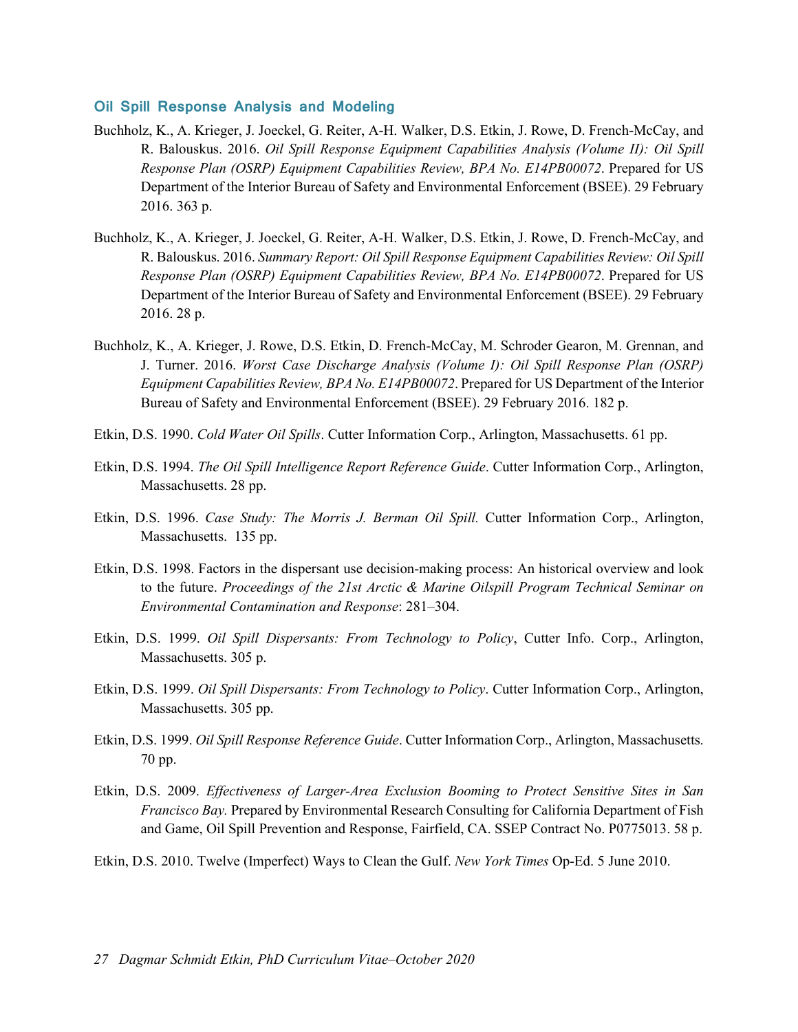### Oil Spill Response Analysis and Modeling

Buchholz, K., A. Krieger, J. Joeckel, G. Reiter, A-H. Walker, D.S. Etkin, J. Rowe, D. French-McCay, and R. Balouskus. 2016. *Oil Spill Response Equipment Capabilities Analysis (Volume II): Oil Spill Response Plan (OSRP) Equipment Capabilities Review, BPA No. E14PB00072*. Prepared for US Department of the Interior Bureau of Safety and Environmental Enforcement (BSEE). 29 February 2016. 363 p.

Buchholz, K., A. Krieger, J. Joeckel, G. Reiter, A-H. Walker, D.S. Etkin, J. Rowe, D. French-McCay, and R. Balouskus. 2016. *Summary Report: Oil Spill Response Equipment Capabilities Review: Oil Spill Response Plan (OSRP) Equipment Capabilities Review, BPA No. E14PB00072*. Prepared for US Department of the Interior Bureau of Safety and Environmental Enforcement (BSEE). 29 February 2016. 28 p.

Buchholz, K., A. Krieger, J. Rowe, D.S. Etkin, D. French-McCay, M. Schroder Gearon, M. Grennan, and J. Turner. 2016. *Worst Case Discharge Analysis (Volume I): Oil Spill Response Plan (OSRP) Equipment Capabilities Review, BPA No. E14PB00072*. Prepared for US Department of the Interior Bureau of Safety and Environmental Enforcement (BSEE). 29 February 2016. 182 p.

Etkin, D.S. 1990. *Cold Water Oil Spills*. Cutter Information Corp., Arlington, Massachusetts. 61 pp.

Etkin, D.S. 1994. *The Oil Spill Intelligence Report Reference Guide*. Cutter Information Corp., Arlington, Massachusetts. 28 pp.

Etkin, D.S. 1996. *Case Study: The Morris J. Berman Oil Spill.* Cutter Information Corp., Arlington, Massachusetts. 135 pp.

Etkin, D.S. 1998. Factors in the dispersant use decision-making process: An historical overview and look to the future. *Proceedings of the 21st Arctic & Marine Oilspill Program Technical Seminar on Environmental Contamination and Response*: 281–304.

Etkin, D.S. 1999. *Oil Spill Dispersants: From Technology to Policy*, Cutter Info. Corp., Arlington, Massachusetts. 305 p.

Etkin, D.S. 1999. *Oil Spill Dispersants: From Technology to Policy*. Cutter Information Corp., Arlington, Massachusetts. 305 pp.

Etkin, D.S. 1999. *Oil Spill Response Reference Guide*. Cutter Information Corp., Arlington, Massachusetts. 70 pp.

Etkin, D.S. 2009. *Effectiveness of Larger-Area Exclusion Booming to Protect Sensitive Sites in San Francisco Bay.* Prepared by Environmental Research Consulting for California Department of Fish and Game, Oil Spill Prevention and Response, Fairfield, CA. SSEP Contract No. P0775013. 58 p.

Etkin, D.S. 2010. Twelve (Imperfect) Ways to Clean the Gulf. *New York Times* Op-Ed. 5 June 2010.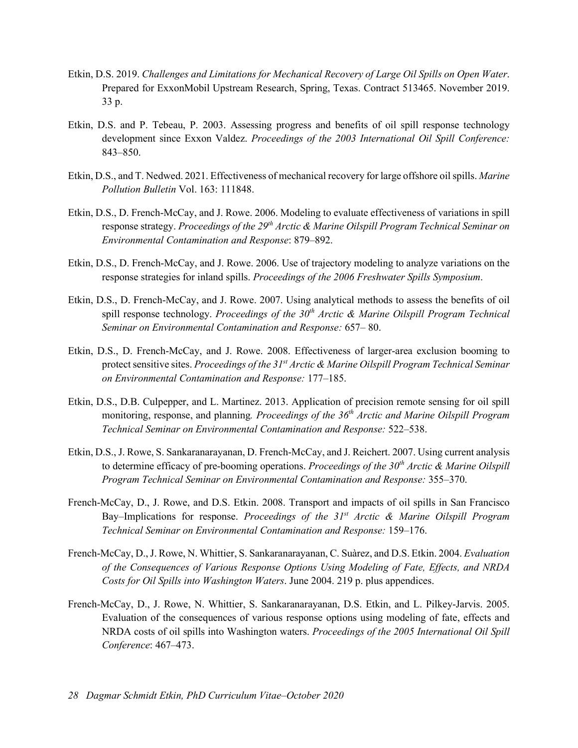Etkin, D.S. 2019. *Challenges and Limitations for Mechanical Recovery of Large Oil Spills on Open Water*. Prepared for ExxonMobil Upstream Research, Spring, Texas. Contract 513465. November 2019. 33 p.

Etkin, D.S. and P. Tebeau, P. 2003. Assessing progress and benefits of oil spill response technology development since Exxon Valdez. *Proceedings of the 2003 International Oil Spill Conference:* 843–850.

Etkin, D.S., and T. Nedwed. 2021. Effectiveness of mechanical recovery for large offshore oil spills. *Marine Pollution Bulletin* Vol. 163: 111848.

Etkin, D.S., D. French-McCay, and J. Rowe. 2006. Modeling to evaluate effectiveness of variations in spill response strategy. *Proceedings of the 29th Arctic & Marine Oilspill Program Technical Seminar on Environmental Contamination and Response*: 879–892.

Etkin, D.S., D. French-McCay, and J. Rowe. 2006. Use of trajectory modeling to analyze variations on the response strategies for inland spills. *Proceedings of the 2006 Freshwater Spills Symposium*.

Etkin, D.S., D. French-McCay, and J. Rowe. 2007. Using analytical methods to assess the benefits of oil spill response technology. *Proceedings of the 30th Arctic & Marine Oilspill Program Technical Seminar on Environmental Contamination and Response:* 657– 80.

Etkin, D.S., D. French-McCay, and J. Rowe. 2008. Effectiveness of larger-area exclusion booming to protect sensitive sites. *Proceedings of the 31st Arctic & Marine Oilspill Program Technical Seminar on Environmental Contamination and Response:* 177–185.

Etkin, D.S., D.B. Culpepper, and L. Martinez. 2013. Application of precision remote sensing for oil spill monitoring, response, and planning*. Proceedings of the 36th Arctic and Marine Oilspill Program Technical Seminar on Environmental Contamination and Response:* 522–538.

Etkin, D.S., J. Rowe, S. Sankaranarayanan, D. French-McCay, and J. Reichert. 2007. Using current analysis to determine efficacy of pre-booming operations. *Proceedings of the 30th Arctic & Marine Oilspill Program Technical Seminar on Environmental Contamination and Response:* 355–370.

French-McCay, D., J. Rowe, and D.S. Etkin. 2008. Transport and impacts of oil spills in San Francisco Bay–Implications for response. *Proceedings of the 31st Arctic & Marine Oilspill Program Technical Seminar on Environmental Contamination and Response:* 159–176.

French-McCay, D., J. Rowe, N. Whittier, S. Sankaranarayanan, C. Suàrez, and D.S. Etkin. 2004. *Evaluation of the Consequences of Various Response Options Using Modeling of Fate, Effects, and NRDA Costs for Oil Spills into Washington Waters*. June 2004. 219 p. plus appendices.

French-McCay, D., J. Rowe, N. Whittier, S. Sankaranarayanan, D.S. Etkin, and L. Pilkey-Jarvis. 2005. Evaluation of the consequences of various response options using modeling of fate, effects and NRDA costs of oil spills into Washington waters. *Proceedings of the 2005 International Oil Spill Conference*: 467–473.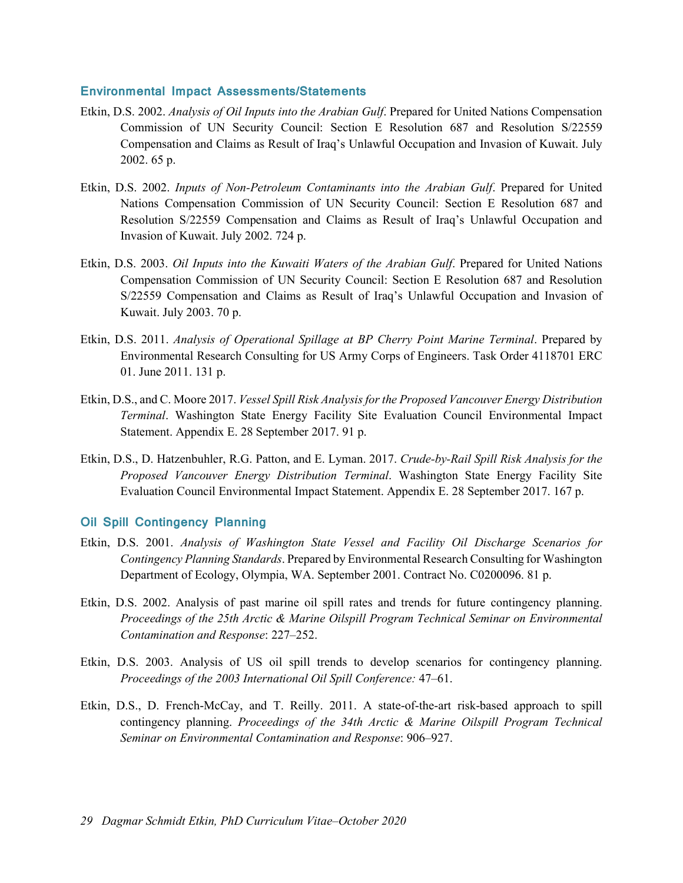### Environmental Impact Assessments/Statements

Etkin, D.S. 2002. *Analysis of Oil Inputs into the Arabian Gulf*. Prepared for United Nations Compensation Commission of UN Security Council: Section E Resolution 687 and Resolution S/22559 Compensation and Claims as Result of Iraq's Unlawful Occupation and Invasion of Kuwait. July 2002. 65 p.

Etkin, D.S. 2002. *Inputs of Non-Petroleum Contaminants into the Arabian Gulf*. Prepared for United Nations Compensation Commission of UN Security Council: Section E Resolution 687 and Resolution S/22559 Compensation and Claims as Result of Iraq's Unlawful Occupation and Invasion of Kuwait. July 2002. 724 p.

Etkin, D.S. 2003. *Oil Inputs into the Kuwaiti Waters of the Arabian Gulf*. Prepared for United Nations Compensation Commission of UN Security Council: Section E Resolution 687 and Resolution S/22559 Compensation and Claims as Result of Iraq's Unlawful Occupation and Invasion of Kuwait. July 2003. 70 p.

Etkin, D.S. 2011. *Analysis of Operational Spillage at BP Cherry Point Marine Terminal*. Prepared by Environmental Research Consulting for US Army Corps of Engineers. Task Order 4118701 ERC 01. June 2011. 131 p.

Etkin, D.S., and C. Moore 2017. *Vessel Spill Risk Analysis for the Proposed Vancouver Energy Distribution Terminal*. Washington State Energy Facility Site Evaluation Council Environmental Impact Statement. Appendix E. 28 September 2017. 91 p.

Etkin, D.S., D. Hatzenbuhler, R.G. Patton, and E. Lyman. 2017. *Crude-by-Rail Spill Risk Analysis for the Proposed Vancouver Energy Distribution Terminal*. Washington State Energy Facility Site Evaluation Council Environmental Impact Statement. Appendix E. 28 September 2017. 167 p.

### Oil Spill Contingency Planning

Etkin, D.S. 2001. *Analysis of Washington State Vessel and Facility Oil Discharge Scenarios for Contingency Planning Standards*. Prepared by Environmental Research Consulting for Washington Department of Ecology, Olympia, WA. September 2001. Contract No. C0200096. 81 p.

Etkin, D.S. 2002. Analysis of past marine oil spill rates and trends for future contingency planning. *Proceedings of the 25th Arctic & Marine Oilspill Program Technical Seminar on Environmental Contamination and Response*: 227–252.

Etkin, D.S. 2003. Analysis of US oil spill trends to develop scenarios for contingency planning. *Proceedings of the 2003 International Oil Spill Conference:* 47–61.

Etkin, D.S., D. French-McCay, and T. Reilly. 2011. A state-of-the-art risk-based approach to spill contingency planning. *Proceedings of the 34th Arctic & Marine Oilspill Program Technical Seminar on Environmental Contamination and Response*: 906–927.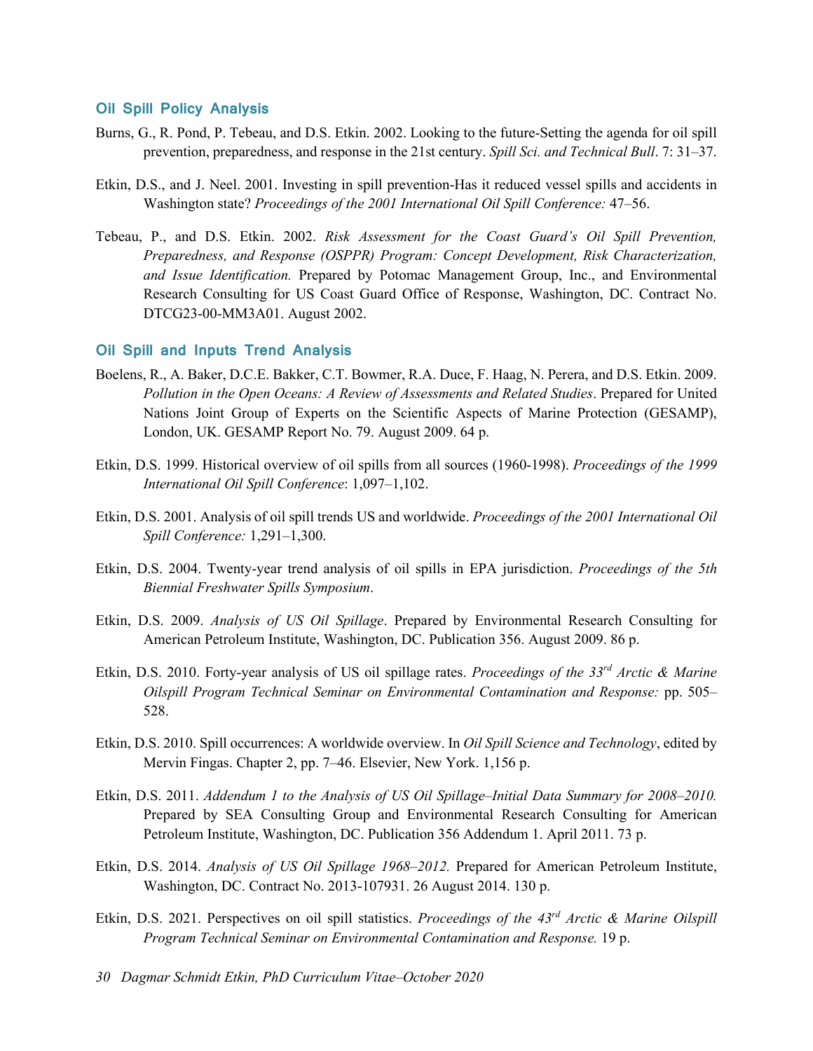### Oil Spill Policy Analysis

Burns, G., R. Pond, P. Tebeau, and D.S. Etkin. 2002. Looking to the future-Setting the agenda for oil spill prevention, preparedness, and response in the 21st century. *Spill Sci. and Technical Bull*. 7: 31–37.

Etkin, D.S., and J. Neel. 2001. Investing in spill prevention-Has it reduced vessel spills and accidents in Washington state? *Proceedings of the 2001 International Oil Spill Conference:* 47–56.

Tebeau, P., and D.S. Etkin. 2002. *Risk Assessment for the Coast Guard's Oil Spill Prevention, Preparedness, and Response (OSPPR) Program: Concept Development, Risk Characterization, and Issue Identification.* Prepared by Potomac Management Group, Inc., and Environmental Research Consulting for US Coast Guard Office of Response, Washington, DC. Contract No. DTCG23-00-MM3A01. August 2002.

### Oil Spill and Inputs Trend Analysis

Boelens, R., A. Baker, D.C.E. Bakker, C.T. Bowmer, R.A. Duce, F. Haag, N. Perera, and D.S. Etkin. 2009. *Pollution in the Open Oceans: A Review of Assessments and Related Studies*. Prepared for United Nations Joint Group of Experts on the Scientific Aspects of Marine Protection (GESAMP), London, UK. GESAMP Report No. 79. August 2009. 64 p.

Etkin, D.S. 1999. Historical overview of oil spills from all sources (1960-1998). *Proceedings of the 1999 International Oil Spill Conference*: 1,097–1,102.

Etkin, D.S. 2001. Analysis of oil spill trends US and worldwide. *Proceedings of the 2001 International Oil Spill Conference:* 1,291–1,300.

Etkin, D.S. 2004. Twenty-year trend analysis of oil spills in EPA jurisdiction. *Proceedings of the 5th Biennial Freshwater Spills Symposium*.

Etkin, D.S. 2009. *Analysis of US Oil Spillage*. Prepared by Environmental Research Consulting for American Petroleum Institute, Washington, DC. Publication 356. August 2009. 86 p.

Etkin, D.S. 2010. Forty-year analysis of US oil spillage rates. *Proceedings of the 33rd Arctic & Marine Oilspill Program Technical Seminar on Environmental Contamination and Response:* pp. 505–528.

Etkin, D.S. 2010. Spill occurrences: A worldwide overview. In *Oil Spill Science and Technology*, edited by Mervin Fingas. Chapter 2, pp. 7–46. Elsevier, New York. 1,156 p.

Etkin, D.S. 2011. *Addendum 1 to the Analysis of US Oil Spillage–Initial Data Summary for 2008–2010.* Prepared by SEA Consulting Group and Environmental Research Consulting for American Petroleum Institute, Washington, DC. Publication 356 Addendum 1. April 2011. 73 p.

Etkin, D.S. 2014. *Analysis of US Oil Spillage 1968–2012.* Prepared for American Petroleum Institute, Washington, DC. Contract No. 2013-107931. 26 August 2014. 130 p.

Etkin, D.S. 2021. Perspectives on oil spill statistics. *Proceedings of the 43rd Arctic & Marine Oilspill Program Technical Seminar on Environmental Contamination and Response.* 19 p.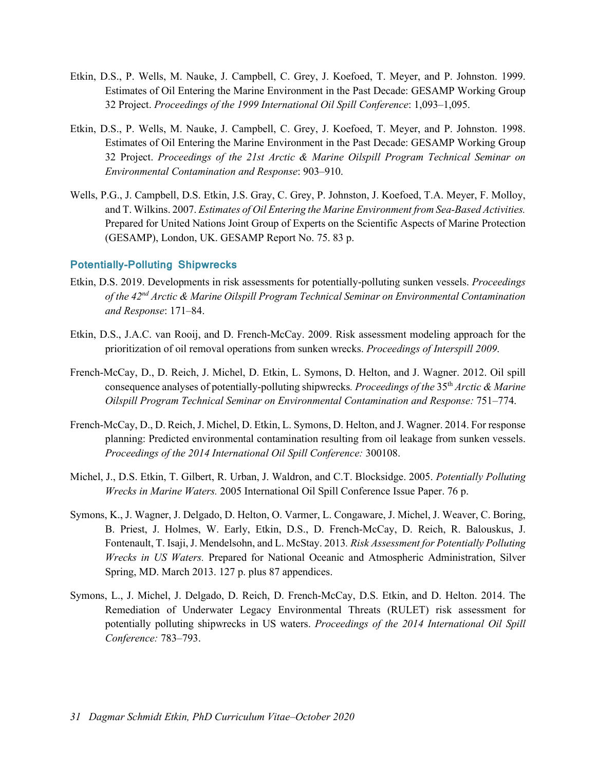Etkin, D.S., P. Wells, M. Nauke, J. Campbell, C. Grey, J. Koefoed, T. Meyer, and P. Johnston. 1999. Estimates of Oil Entering the Marine Environment in the Past Decade: GESAMP Working Group 32 Project. *Proceedings of the 1999 International Oil Spill Conference*: 1,093–1,095.

Etkin, D.S., P. Wells, M. Nauke, J. Campbell, C. Grey, J. Koefoed, T. Meyer, and P. Johnston. 1998. Estimates of Oil Entering the Marine Environment in the Past Decade: GESAMP Working Group 32 Project. *Proceedings of the 21st Arctic & Marine Oilspill Program Technical Seminar on Environmental Contamination and Response*: 903–910.

Wells, P.G., J. Campbell, D.S. Etkin, J.S. Gray, C. Grey, P. Johnston, J. Koefoed, T.A. Meyer, F. Molloy, and T. Wilkins. 2007. *Estimates of Oil Entering the Marine Environment from Sea-Based Activities.* Prepared for United Nations Joint Group of Experts on the Scientific Aspects of Marine Protection (GESAMP), London, UK. GESAMP Report No. 75. 83 p.

### Potentially-Polluting Shipwrecks

Etkin, D.S. 2019. Developments in risk assessments for potentially-polluting sunken vessels. *Proceedings of the 42nd Arctic & Marine Oilspill Program Technical Seminar on Environmental Contamination and Response*: 171–84.

Etkin, D.S., J.A.C. van Rooij, and D. French-McCay. 2009. Risk assessment modeling approach for the prioritization of oil removal operations from sunken wrecks. *Proceedings of Interspill 2009.*

French-McCay, D., D. Reich, J. Michel, D. Etkin, L. Symons, D. Helton, and J. Wagner. 2012. Oil spill consequence analyses of potentially-polluting shipwrecks*. Proceedings of the* 35th *Arctic & Marine Oilspill Program Technical Seminar on Environmental Contamination and Response:* 751–774.

French-McCay, D., D. Reich, J. Michel, D. Etkin, L. Symons, D. Helton, and J. Wagner. 2014. For response planning: Predicted environmental contamination resulting from oil leakage from sunken vessels. *Proceedings of the 2014 International Oil Spill Conference:* 300108.

Michel, J., D.S. Etkin, T. Gilbert, R. Urban, J. Waldron, and C.T. Blocksidge. 2005. *Potentially Polluting Wrecks in Marine Waters.* 2005 International Oil Spill Conference Issue Paper. 76 p.

Symons, K., J. Wagner, J. Delgado, D. Helton, O. Varmer, L. Congaware, J. Michel, J. Weaver, C. Boring, B. Priest, J. Holmes, W. Early, Etkin, D.S., D. French-McCay, D. Reich, R. Balouskus, J. Fontenault, T. Isaji, J. Mendelsohn, and L. McStay. 2013*. Risk Assessment for Potentially Polluting Wrecks in US Waters.* Prepared for National Oceanic and Atmospheric Administration, Silver Spring, MD. March 2013. 127 p. plus 87 appendices.

Symons, L., J. Michel, J. Delgado, D. Reich, D. French-McCay, D.S. Etkin, and D. Helton. 2014. The Remediation of Underwater Legacy Environmental Threats (RULET) risk assessment for potentially polluting shipwrecks in US waters. *Proceedings of the 2014 International Oil Spill Conference:* 783–793.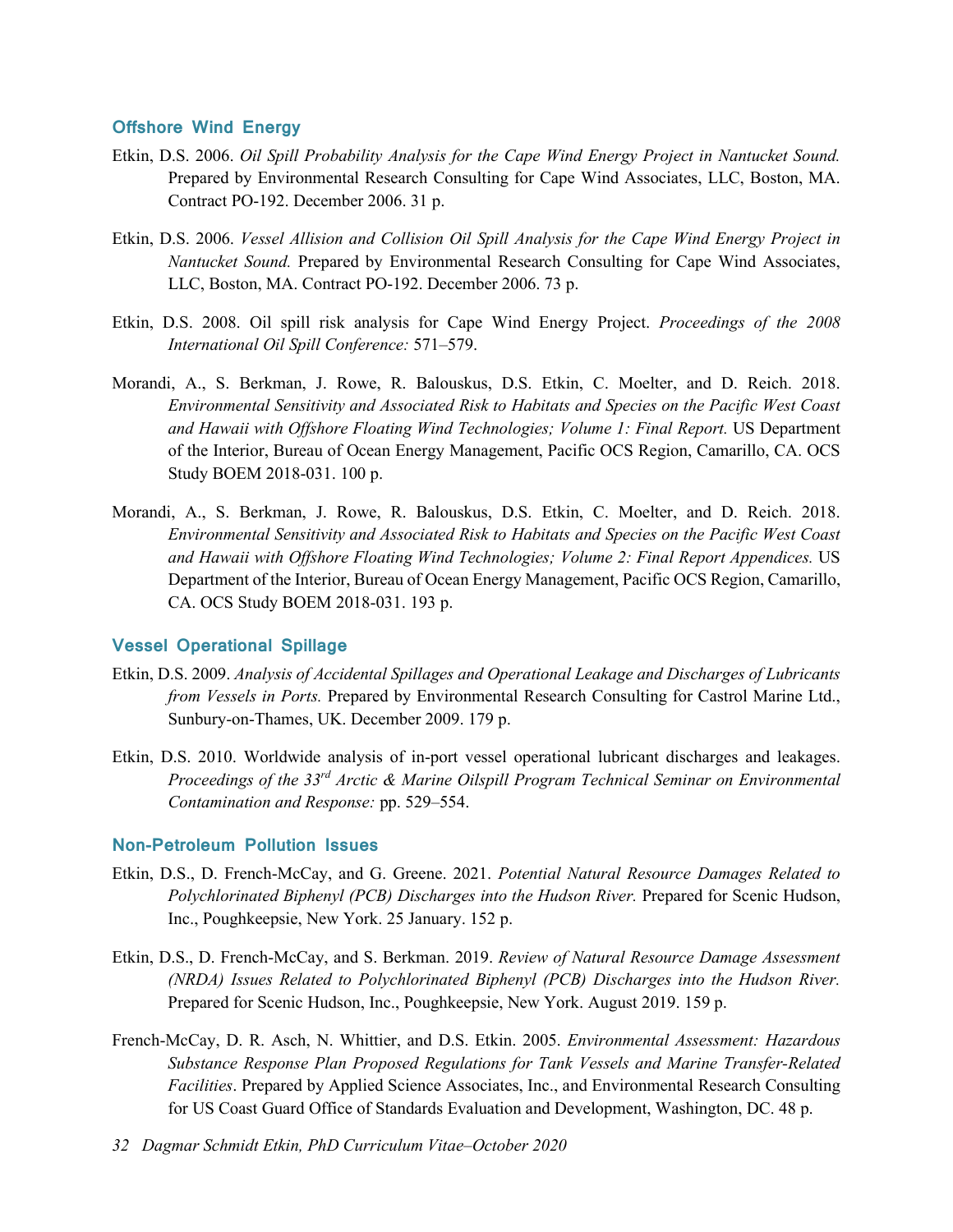### Offshore Wind Energy

Etkin, D.S. 2006. *Oil Spill Probability Analysis for the Cape Wind Energy Project in Nantucket Sound.* Prepared by Environmental Research Consulting for Cape Wind Associates, LLC, Boston, MA. Contract PO-192. December 2006. 31 p.

Etkin, D.S. 2006. *Vessel Allision and Collision Oil Spill Analysis for the Cape Wind Energy Project in Nantucket Sound.* Prepared by Environmental Research Consulting for Cape Wind Associates, LLC, Boston, MA. Contract PO-192. December 2006. 73 p.

Etkin, D.S. 2008. Oil spill risk analysis for Cape Wind Energy Project. *Proceedings of the 2008 International Oil Spill Conference:* 571–579.

Morandi, A., S. Berkman, J. Rowe, R. Balouskus, D.S. Etkin, C. Moelter, and D. Reich. 2018. *Environmental Sensitivity and Associated Risk to Habitats and Species on the Pacific West Coast and Hawaii with Offshore Floating Wind Technologies; Volume 1: Final Report.* US Department of the Interior, Bureau of Ocean Energy Management, Pacific OCS Region, Camarillo, CA. OCS Study BOEM 2018-031. 100 p.

Morandi, A., S. Berkman, J. Rowe, R. Balouskus, D.S. Etkin, C. Moelter, and D. Reich. 2018. *Environmental Sensitivity and Associated Risk to Habitats and Species on the Pacific West Coast and Hawaii with Offshore Floating Wind Technologies; Volume 2: Final Report Appendices.* US Department of the Interior, Bureau of Ocean Energy Management, Pacific OCS Region, Camarillo, CA. OCS Study BOEM 2018-031. 193 p.

### Vessel Operational Spillage

Etkin, D.S. 2009. *Analysis of Accidental Spillages and Operational Leakage and Discharges of Lubricants from Vessels in Ports.* Prepared by Environmental Research Consulting for Castrol Marine Ltd., Sunbury-on-Thames, UK. December 2009. 179 p.

Etkin, D.S. 2010. Worldwide analysis of in-port vessel operational lubricant discharges and leakages. *Proceedings of the 33rd Arctic & Marine Oilspill Program Technical Seminar on Environmental Contamination and Response:* pp. 529–554.

### Non-Petroleum Pollution Issues

Etkin, D.S., D. French-McCay, and G. Greene. 2021. *Potential Natural Resource Damages Related to Polychlorinated Biphenyl (PCB) Discharges into the Hudson River.* Prepared for Scenic Hudson, Inc., Poughkeepsie, New York. 25 January. 152 p.

Etkin, D.S., D. French-McCay, and S. Berkman. 2019. *Review of Natural Resource Damage Assessment (NRDA) Issues Related to Polychlorinated Biphenyl (PCB) Discharges into the Hudson River.* Prepared for Scenic Hudson, Inc., Poughkeepsie, New York. August 2019. 159 p.

French-McCay, D. R. Asch, N. Whittier, and D.S. Etkin. 2005. *Environmental Assessment: Hazardous Substance Response Plan Proposed Regulations for Tank Vessels and Marine Transfer-Related Facilities*. Prepared by Applied Science Associates, Inc., and Environmental Research Consulting for US Coast Guard Office of Standards Evaluation and Development, Washington, DC. 48 p.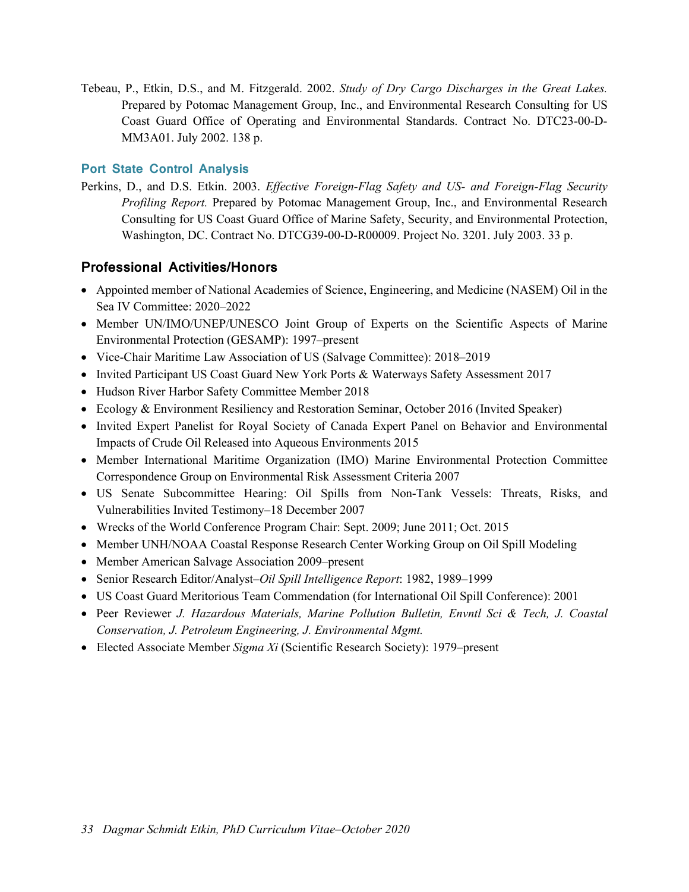Tebeau, P., Etkin, D.S., and M. Fitzgerald. 2002. *Study of Dry Cargo Discharges in the Great Lakes.* Prepared by Potomac Management Group, Inc., and Environmental Research Consulting for US Coast Guard Office of Operating and Environmental Standards. Contract No. DTC23-00-D-MM3A01. July 2002. 138 p.

### Port State Control Analysis

Perkins, D., and D.S. Etkin. 2003. *Effective Foreign-Flag Safety and US- and Foreign-Flag Security Profiling Report.* Prepared by Potomac Management Group, Inc., and Environmental Research Consulting for US Coast Guard Office of Marine Safety, Security, and Environmental Protection, Washington, DC. Contract No. DTCG39-00-D-R00009. Project No. 3201. July 2003. 33 p.

## Professional Activities/Honors

- Appointed member of National Academies of Science, Engineering, and Medicine (NASEM) Oil in the Sea IV Committee: 2020–2022
- Member UN/IMO/UNEP/UNESCO Joint Group of Experts on the Scientific Aspects of Marine Environmental Protection (GESAMP): 1997–present
- Vice-Chair Maritime Law Association of US (Salvage Committee): 2018–2019
- Invited Participant US Coast Guard New York Ports & Waterways Safety Assessment 2017
- Hudson River Harbor Safety Committee Member 2018
- Ecology & Environment Resiliency and Restoration Seminar, October 2016 (Invited Speaker)
- Invited Expert Panelist for Royal Society of Canada Expert Panel on Behavior and Environmental Impacts of Crude Oil Released into Aqueous Environments 2015
- Member International Maritime Organization (IMO) Marine Environmental Protection Committee Correspondence Group on Environmental Risk Assessment Criteria 2007
- US Senate Subcommittee Hearing: Oil Spills from Non-Tank Vessels: Threats, Risks, and Vulnerabilities Invited Testimony–18 December 2007
- Wrecks of the World Conference Program Chair: Sept. 2009; June 2011; Oct. 2015
- Member UNH/NOAA Coastal Response Research Center Working Group on Oil Spill Modeling
- Member American Salvage Association 2009–present
- Senior Research Editor/Analyst–*Oil Spill Intelligence Report*: 1982, 1989–1999
- US Coast Guard Meritorious Team Commendation (for International Oil Spill Conference): 2001
- Peer Reviewer *J. Hazardous Materials, Marine Pollution Bulletin, Envntl Sci & Tech, J. Coastal Conservation, J. Petroleum Engineering, J. Environmental Mgmt.*
- Elected Associate Member *Sigma Xi* (Scientific Research Society): 1979–present